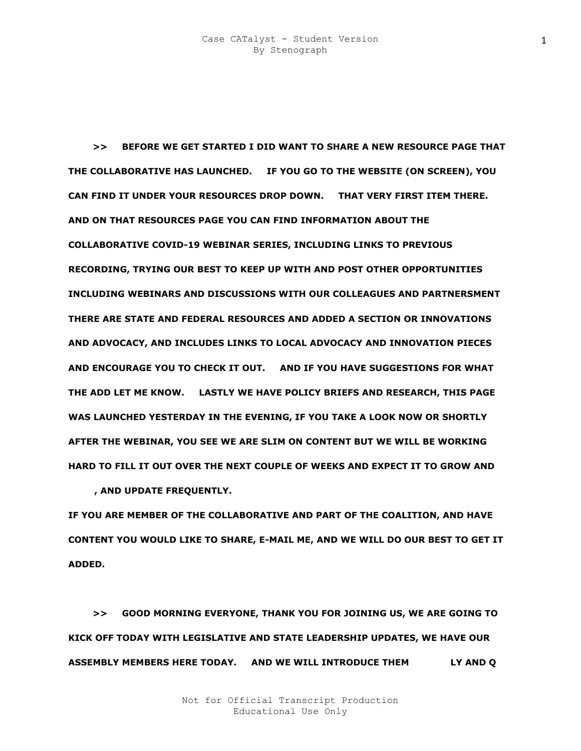**>> BEFORE WE GET STARTED I DID WANT TO SHARE A NEW RESOURCE PAGE THAT THE COLLABORATIVE HAS LAUNCHED. IF YOU GO TO THE WEBSITE (ON SCREEN), YOU CAN FIND IT UNDER YOUR RESOURCES DROP DOWN. THAT VERY FIRST ITEM THERE. AND ON THAT RESOURCES PAGE YOU CAN FIND INFORMATION ABOUT THE COLLABORATIVE COVID-19 WEBINAR SERIES, INCLUDING LINKS TO PREVIOUS RECORDING, TRYING OUR BEST TO KEEP UP WITH AND POST OTHER OPPORTUNITIES INCLUDING WEBINARS AND DISCUSSIONS WITH OUR COLLEAGUES AND PARTNERSMENT THERE ARE STATE AND FEDERAL RESOURCES AND ADDED A SECTION OR INNOVATIONS AND ADVOCACY, AND INCLUDES LINKS TO LOCAL ADVOCACY AND INNOVATION PIECES AND ENCOURAGE YOU TO CHECK IT OUT. AND IF YOU HAVE SUGGESTIONS FOR WHAT THE ADD LET ME KNOW. LASTLY WE HAVE POLICY BRIEFS AND RESEARCH, THIS PAGE WAS LAUNCHED YESTERDAY IN THE EVENING, IF YOU TAKE A LOOK NOW OR SHORTLY AFTER THE WEBINAR, YOU SEE WE ARE SLIM ON CONTENT BUT WE WILL BE WORKING HARD TO FILL IT OUT OVER THE NEXT COUPLE OF WEEKS AND EXPECT IT TO GROW AND**

**, AND UPDATE FREQUENTLY.**

**IF YOU ARE MEMBER OF THE COLLABORATIVE AND PART OF THE COALITION, AND HAVE CONTENT YOU WOULD LIKE TO SHARE, E-MAIL ME, AND WE WILL DO OUR BEST TO GET IT ADDED.**

**>> GOOD MORNING EVERYONE, THANK YOU FOR JOINING US, WE ARE GOING TO KICK OFF TODAY WITH LEGISLATIVE AND STATE LEADERSHIP UPDATES, WE HAVE OUR ASSEMBLY MEMBERS HERE TODAY. AND WE WILL INTRODUCE THEM LY AND Q**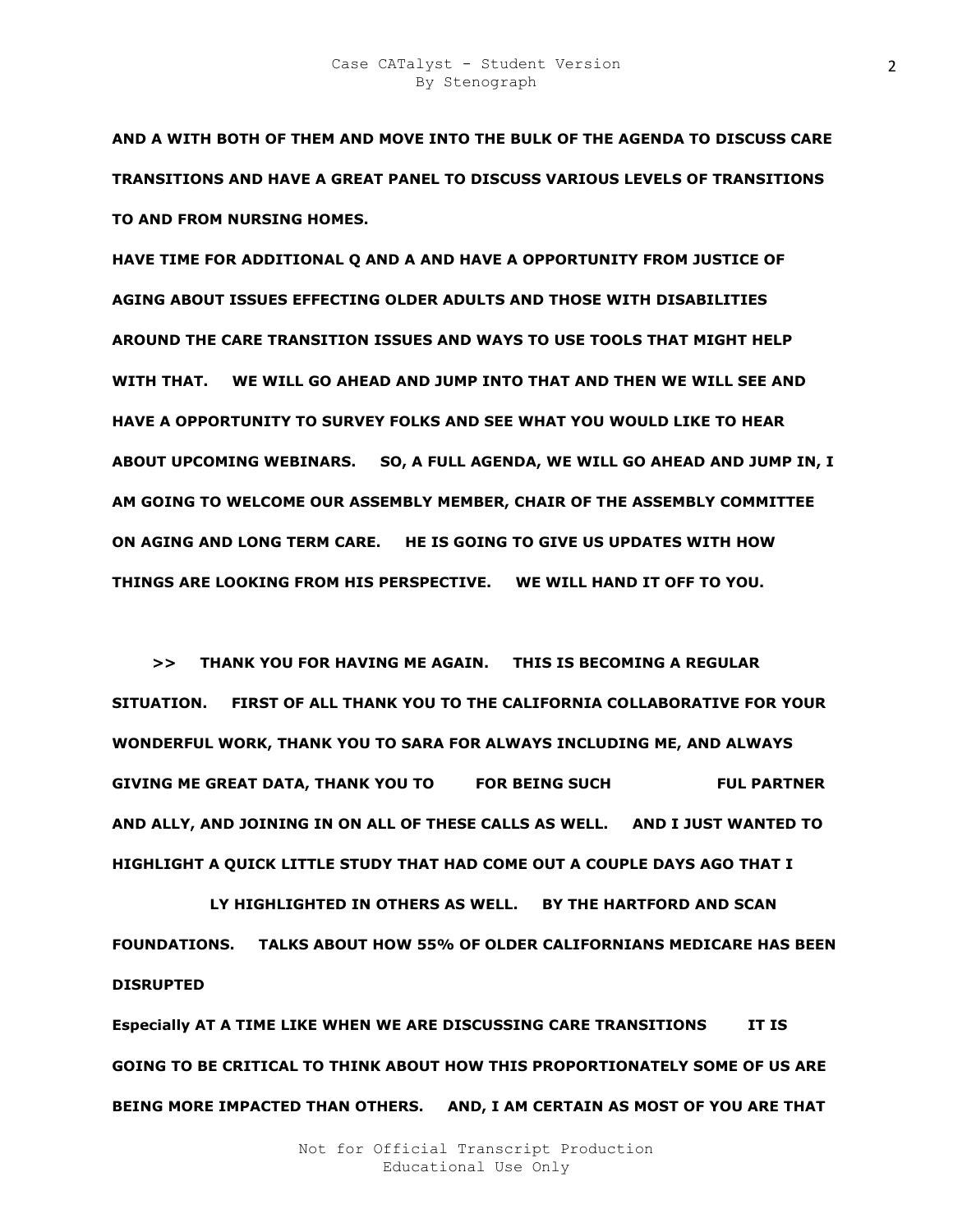**AND A WITH BOTH OF THEM AND MOVE INTO THE BULK OF THE AGENDA TO DISCUSS CARE TRANSITIONS AND HAVE A GREAT PANEL TO DISCUSS VARIOUS LEVELS OF TRANSITIONS TO AND FROM NURSING HOMES.**

**HAVE TIME FOR ADDITIONAL Q AND A AND HAVE A OPPORTUNITY FROM JUSTICE OF AGING ABOUT ISSUES EFFECTING OLDER ADULTS AND THOSE WITH DISABILITIES AROUND THE CARE TRANSITION ISSUES AND WAYS TO USE TOOLS THAT MIGHT HELP WITH THAT. WE WILL GO AHEAD AND JUMP INTO THAT AND THEN WE WILL SEE AND HAVE A OPPORTUNITY TO SURVEY FOLKS AND SEE WHAT YOU WOULD LIKE TO HEAR ABOUT UPCOMING WEBINARS. SO, A FULL AGENDA, WE WILL GO AHEAD AND JUMP IN, I AM GOING TO WELCOME OUR ASSEMBLY MEMBER, CHAIR OF THE ASSEMBLY COMMITTEE ON AGING AND LONG TERM CARE. HE IS GOING TO GIVE US UPDATES WITH HOW THINGS ARE LOOKING FROM HIS PERSPECTIVE. WE WILL HAND IT OFF TO YOU.**

**>> THANK YOU FOR HAVING ME AGAIN. THIS IS BECOMING A REGULAR SITUATION. FIRST OF ALL THANK YOU TO THE CALIFORNIA COLLABORATIVE FOR YOUR WONDERFUL WORK, THANK YOU TO SARA FOR ALWAYS INCLUDING ME, AND ALWAYS GIVING ME GREAT DATA, THANK YOU TO FOR BEING SUCH FUL PARTNER AND ALLY, AND JOINING IN ON ALL OF THESE CALLS AS WELL. AND I JUST WANTED TO HIGHLIGHT A QUICK LITTLE STUDY THAT HAD COME OUT A COUPLE DAYS AGO THAT I LY HIGHLIGHTED IN OTHERS AS WELL. BY THE HARTFORD AND SCAN FOUNDATIONS. TALKS ABOUT HOW 55% OF OLDER CALIFORNIANS MEDICARE HAS BEEN DISRUPTED**

**Especially AT A TIME LIKE WHEN WE ARE DISCUSSING CARE TRANSITIONS IT IS GOING TO BE CRITICAL TO THINK ABOUT HOW THIS PROPORTIONATELY SOME OF US ARE BEING MORE IMPACTED THAN OTHERS. AND, I AM CERTAIN AS MOST OF YOU ARE THAT**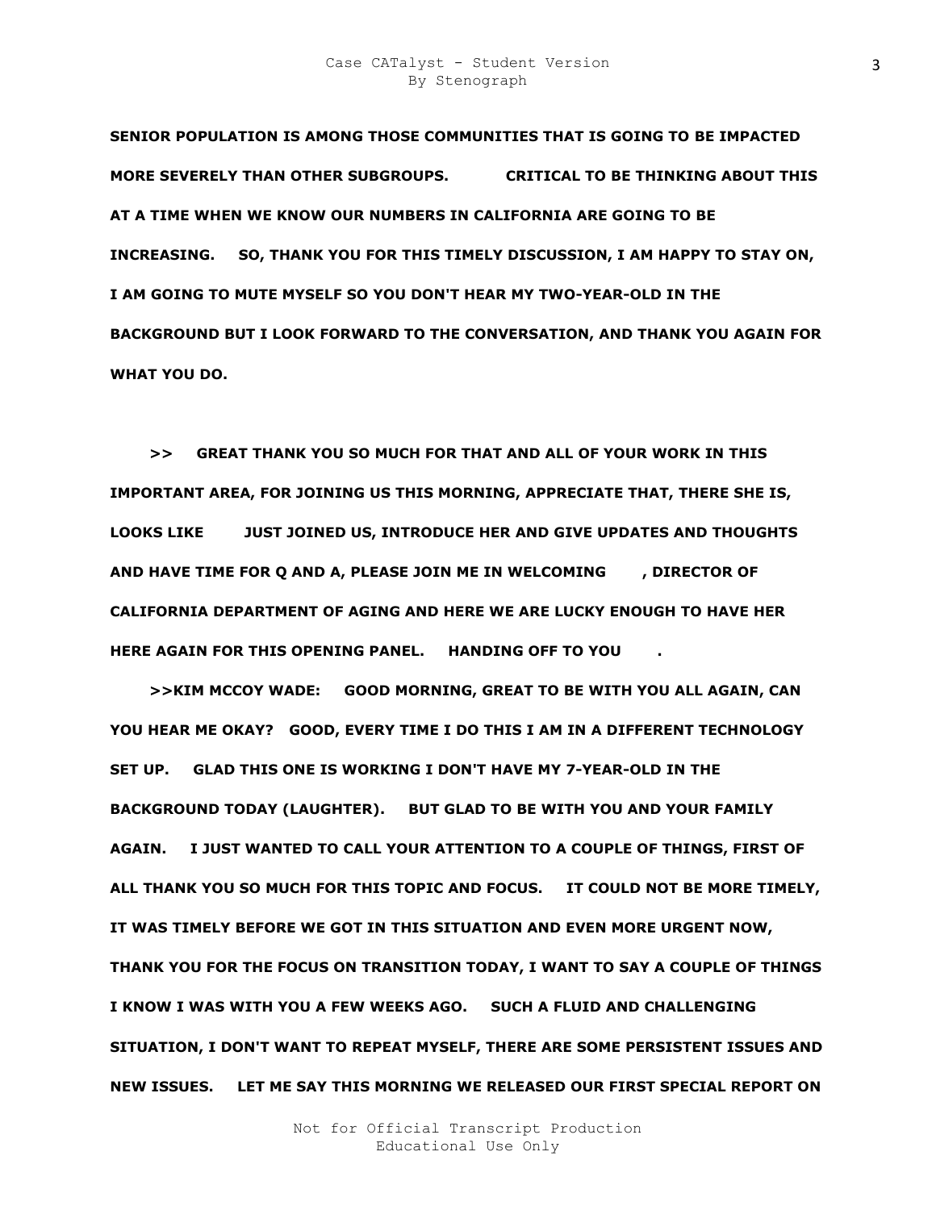SENIOR POPULATION IS AMONG THOSE COMMUNITIES THAT IS GOING TO BE IMPACTED MORE SEVERELY THAN OTHER SUBGROUPS.  CRITICAL TO BE THINKING ABOUT THIS AT A TIME WHEN WE KNOW OUR NUMBERS IN CALIFORNIA ARE GOING TO BE INCREASING.  SO, THANK YOU FOR THIS TIMELY DISCUSSION, I AM HAPPY TO STAY ON, I AM GOING TO MUTE MYSELF SO YOU DON'T HEAR MY TWO-YEAR-OLD IN THE BACKGROUND BUT I LOOK FORWARD TO THE CONVERSATION, AND THANK YOU AGAIN FOR WHAT YOU DO.

>>  GREAT THANK YOU SO MUCH FOR THAT AND ALL OF YOUR WORK IN THIS IMPORTANT AREA, FOR JOINING US THIS MORNING, APPRECIATE THAT, THERE SHE IS, LOOKS LIKE  JUST JOINED US, INTRODUCE HER AND GIVE UPDATES AND THOUGHTS AND HAVE TIME FOR Q AND A, PLEASE JOIN ME IN WELCOMING  , DIRECTOR OF CALIFORNIA DEPARTMENT OF AGING AND HERE WE ARE LUCKY ENOUGH TO HAVE HER HERE AGAIN FOR THIS OPENING PANEL.  HANDING OFF TO YOU  .

>>KIM MCCOY WADE:  GOOD MORNING, GREAT TO BE WITH YOU ALL AGAIN, CAN YOU HEAR ME OKAY?  GOOD, EVERY TIME I DO THIS I AM IN A DIFFERENT TECHNOLOGY SET UP.  GLAD THIS ONE IS WORKING I DON'T HAVE MY 7-YEAR-OLD IN THE BACKGROUND TODAY (LAUGHTER).  BUT GLAD TO BE WITH YOU AND YOUR FAMILY AGAIN.  I JUST WANTED TO CALL YOUR ATTENTION TO A COUPLE OF THINGS, FIRST OF ALL THANK YOU SO MUCH FOR THIS TOPIC AND FOCUS.  IT COULD NOT BE MORE TIMELY, IT WAS TIMELY BEFORE WE GOT IN THIS SITUATION AND EVEN MORE URGENT NOW, THANK YOU FOR THE FOCUS ON TRANSITION TODAY, I WANT TO SAY A COUPLE OF THINGS I KNOW I WAS WITH YOU A FEW WEEKS AGO.  SUCH A FLUID AND CHALLENGING SITUATION, I DON'T WANT TO REPEAT MYSELF, THERE ARE SOME PERSISTENT ISSUES AND NEW ISSUES.  LET ME SAY THIS MORNING WE RELEASED OUR FIRST SPECIAL REPORT ON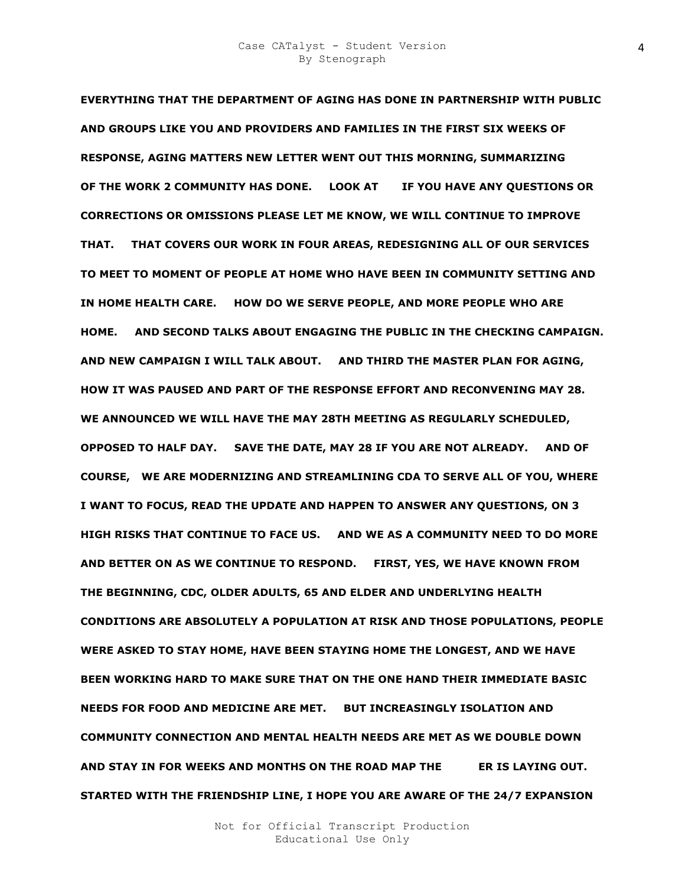**EVERYTHING THAT THE DEPARTMENT OF AGING HAS DONE IN PARTNERSHIP WITH PUBLIC AND GROUPS LIKE YOU AND PROVIDERS AND FAMILIES IN THE FIRST SIX WEEKS OF RESPONSE, AGING MATTERS NEW LETTER WENT OUT THIS MORNING, SUMMARIZING OF THE WORK 2 COMMUNITY HAS DONE. LOOK AT IF YOU HAVE ANY QUESTIONS OR CORRECTIONS OR OMISSIONS PLEASE LET ME KNOW, WE WILL CONTINUE TO IMPROVE THAT. THAT COVERS OUR WORK IN FOUR AREAS, REDESIGNING ALL OF OUR SERVICES TO MEET TO MOMENT OF PEOPLE AT HOME WHO HAVE BEEN IN COMMUNITY SETTING AND IN HOME HEALTH CARE. HOW DO WE SERVE PEOPLE, AND MORE PEOPLE WHO ARE HOME. AND SECOND TALKS ABOUT ENGAGING THE PUBLIC IN THE CHECKING CAMPAIGN. AND NEW CAMPAIGN I WILL TALK ABOUT. AND THIRD THE MASTER PLAN FOR AGING, HOW IT WAS PAUSED AND PART OF THE RESPONSE EFFORT AND RECONVENING MAY 28. WE ANNOUNCED WE WILL HAVE THE MAY 28TH MEETING AS REGULARLY SCHEDULED, OPPOSED TO HALF DAY. SAVE THE DATE, MAY 28 IF YOU ARE NOT ALREADY. AND OF COURSE, WE ARE MODERNIZING AND STREAMLINING CDA TO SERVE ALL OF YOU, WHERE I WANT TO FOCUS, READ THE UPDATE AND HAPPEN TO ANSWER ANY QUESTIONS, ON 3 HIGH RISKS THAT CONTINUE TO FACE US. AND WE AS A COMMUNITY NEED TO DO MORE AND BETTER ON AS WE CONTINUE TO RESPOND. FIRST, YES, WE HAVE KNOWN FROM THE BEGINNING, CDC, OLDER ADULTS, 65 AND ELDER AND UNDERLYING HEALTH CONDITIONS ARE ABSOLUTELY A POPULATION AT RISK AND THOSE POPULATIONS, PEOPLE WERE ASKED TO STAY HOME, HAVE BEEN STAYING HOME THE LONGEST, AND WE HAVE BEEN WORKING HARD TO MAKE SURE THAT ON THE ONE HAND THEIR IMMEDIATE BASIC NEEDS FOR FOOD AND MEDICINE ARE MET. BUT INCREASINGLY ISOLATION AND COMMUNITY CONNECTION AND MENTAL HEALTH NEEDS ARE MET AS WE DOUBLE DOWN AND STAY IN FOR WEEKS AND MONTHS ON THE ROAD MAP THE ER IS LAYING OUT. STARTED WITH THE FRIENDSHIP LINE, I HOPE YOU ARE AWARE OF THE 24/7 EXPANSION**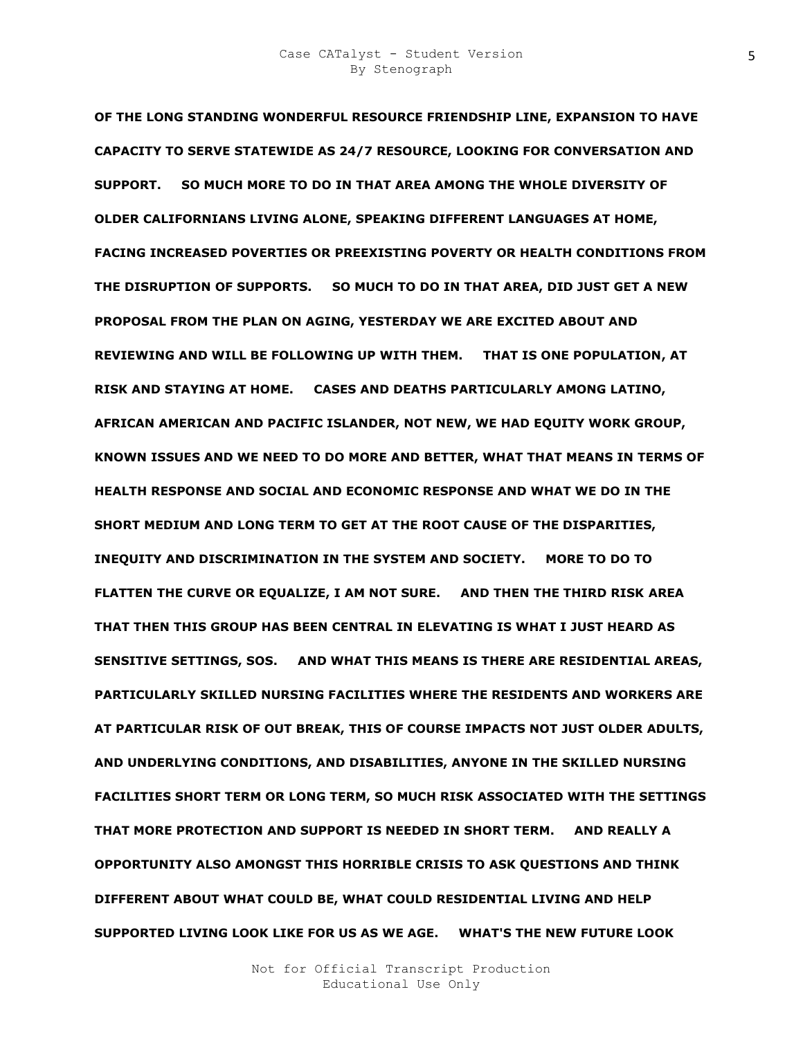**OF THE LONG STANDING WONDERFUL RESOURCE FRIENDSHIP LINE, EXPANSION TO HAVE CAPACITY TO SERVE STATEWIDE AS 24/7 RESOURCE, LOOKING FOR CONVERSATION AND SUPPORT. SO MUCH MORE TO DO IN THAT AREA AMONG THE WHOLE DIVERSITY OF OLDER CALIFORNIANS LIVING ALONE, SPEAKING DIFFERENT LANGUAGES AT HOME, FACING INCREASED POVERTIES OR PREEXISTING POVERTY OR HEALTH CONDITIONS FROM THE DISRUPTION OF SUPPORTS. SO MUCH TO DO IN THAT AREA, DID JUST GET A NEW PROPOSAL FROM THE PLAN ON AGING, YESTERDAY WE ARE EXCITED ABOUT AND REVIEWING AND WILL BE FOLLOWING UP WITH THEM. THAT IS ONE POPULATION, AT RISK AND STAYING AT HOME. CASES AND DEATHS PARTICULARLY AMONG LATINO, AFRICAN AMERICAN AND PACIFIC ISLANDER, NOT NEW, WE HAD EQUITY WORK GROUP, KNOWN ISSUES AND WE NEED TO DO MORE AND BETTER, WHAT THAT MEANS IN TERMS OF HEALTH RESPONSE AND SOCIAL AND ECONOMIC RESPONSE AND WHAT WE DO IN THE SHORT MEDIUM AND LONG TERM TO GET AT THE ROOT CAUSE OF THE DISPARITIES, INEQUITY AND DISCRIMINATION IN THE SYSTEM AND SOCIETY. MORE TO DO TO FLATTEN THE CURVE OR EQUALIZE, I AM NOT SURE. AND THEN THE THIRD RISK AREA THAT THEN THIS GROUP HAS BEEN CENTRAL IN ELEVATING IS WHAT I JUST HEARD AS SENSITIVE SETTINGS, SOS. AND WHAT THIS MEANS IS THERE ARE RESIDENTIAL AREAS, PARTICULARLY SKILLED NURSING FACILITIES WHERE THE RESIDENTS AND WORKERS ARE AT PARTICULAR RISK OF OUT BREAK, THIS OF COURSE IMPACTS NOT JUST OLDER ADULTS, AND UNDERLYING CONDITIONS, AND DISABILITIES, ANYONE IN THE SKILLED NURSING FACILITIES SHORT TERM OR LONG TERM, SO MUCH RISK ASSOCIATED WITH THE SETTINGS THAT MORE PROTECTION AND SUPPORT IS NEEDED IN SHORT TERM. AND REALLY A OPPORTUNITY ALSO AMONGST THIS HORRIBLE CRISIS TO ASK QUESTIONS AND THINK DIFFERENT ABOUT WHAT COULD BE, WHAT COULD RESIDENTIAL LIVING AND HELP SUPPORTED LIVING LOOK LIKE FOR US AS WE AGE. WHAT'S THE NEW FUTURE LOOK**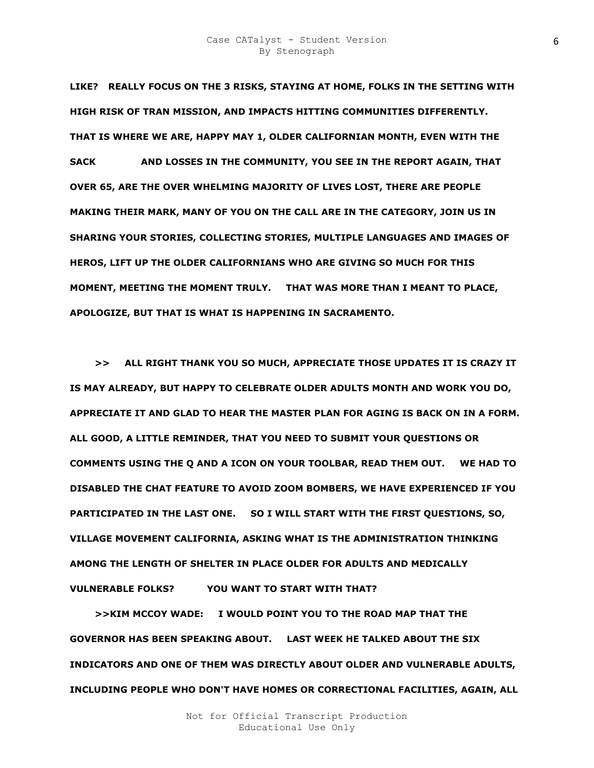**LIKE? REALLY FOCUS ON THE 3 RISKS, STAYING AT HOME, FOLKS IN THE SETTING WITH HIGH RISK OF TRAN MISSION, AND IMPACTS HITTING COMMUNITIES DIFFERENTLY. THAT IS WHERE WE ARE, HAPPY MAY 1, OLDER CALIFORNIAN MONTH, EVEN WITH THE SACK AND LOSSES IN THE COMMUNITY, YOU SEE IN THE REPORT AGAIN, THAT OVER 65, ARE THE OVER WHELMING MAJORITY OF LIVES LOST, THERE ARE PEOPLE MAKING THEIR MARK, MANY OF YOU ON THE CALL ARE IN THE CATEGORY, JOIN US IN SHARING YOUR STORIES, COLLECTING STORIES, MULTIPLE LANGUAGES AND IMAGES OF HEROS, LIFT UP THE OLDER CALIFORNIANS WHO ARE GIVING SO MUCH FOR THIS MOMENT, MEETING THE MOMENT TRULY. THAT WAS MORE THAN I MEANT TO PLACE, APOLOGIZE, BUT THAT IS WHAT IS HAPPENING IN SACRAMENTO.**

**>> ALL RIGHT THANK YOU SO MUCH, APPRECIATE THOSE UPDATES IT IS CRAZY IT IS MAY ALREADY, BUT HAPPY TO CELEBRATE OLDER ADULTS MONTH AND WORK YOU DO, APPRECIATE IT AND GLAD TO HEAR THE MASTER PLAN FOR AGING IS BACK ON IN A FORM. ALL GOOD, A LITTLE REMINDER, THAT YOU NEED TO SUBMIT YOUR QUESTIONS OR COMMENTS USING THE Q AND A ICON ON YOUR TOOLBAR, READ THEM OUT. WE HAD TO DISABLED THE CHAT FEATURE TO AVOID ZOOM BOMBERS, WE HAVE EXPERIENCED IF YOU PARTICIPATED IN THE LAST ONE. SO I WILL START WITH THE FIRST QUESTIONS, SO, VILLAGE MOVEMENT CALIFORNIA, ASKING WHAT IS THE ADMINISTRATION THINKING AMONG THE LENGTH OF SHELTER IN PLACE OLDER FOR ADULTS AND MEDICALLY VULNERABLE FOLKS? YOU WANT TO START WITH THAT?**

**>>KIM MCCOY WADE: I WOULD POINT YOU TO THE ROAD MAP THAT THE GOVERNOR HAS BEEN SPEAKING ABOUT. LAST WEEK HE TALKED ABOUT THE SIX INDICATORS AND ONE OF THEM WAS DIRECTLY ABOUT OLDER AND VULNERABLE ADULTS, INCLUDING PEOPLE WHO DON'T HAVE HOMES OR CORRECTIONAL FACILITIES, AGAIN, ALL**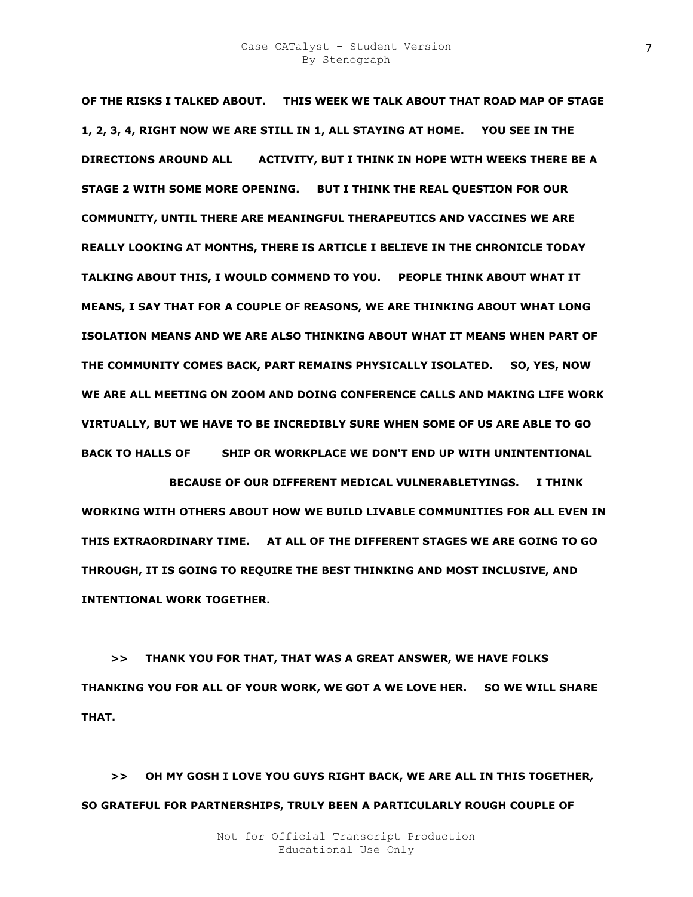**OF THE RISKS I TALKED ABOUT.     THIS WEEK WE TALK ABOUT THAT ROAD MAP OF STAGE 1, 2, 3, 4, RIGHT NOW WE ARE STILL IN 1, ALL STAYING AT HOME.     YOU SEE IN THE DIRECTIONS AROUND ALL       ACTIVITY, BUT I THINK IN HOPE WITH WEEKS THERE BE A STAGE 2 WITH SOME MORE OPENING.     BUT I THINK THE REAL QUESTION FOR OUR COMMUNITY, UNTIL THERE ARE MEANINGFUL THERAPEUTICS AND VACCINES WE ARE REALLY LOOKING AT MONTHS, THERE IS ARTICLE I BELIEVE IN THE CHRONICLE TODAY TALKING ABOUT THIS, I WOULD COMMEND TO YOU.     PEOPLE THINK ABOUT WHAT IT MEANS, I SAY THAT FOR A COUPLE OF REASONS, WE ARE THINKING ABOUT WHAT LONG ISOLATION MEANS AND WE ARE ALSO THINKING ABOUT WHAT IT MEANS WHEN PART OF THE COMMUNITY COMES BACK, PART REMAINS PHYSICALLY ISOLATED.     SO, YES, NOW WE ARE ALL MEETING ON ZOOM AND DOING CONFERENCE CALLS AND MAKING LIFE WORK VIRTUALLY, BUT WE HAVE TO BE INCREDIBLY SURE WHEN SOME OF US ARE ABLE TO GO BACK TO HALLS OF        SHIP OR WORKPLACE WE DON'T END UP WITH UNINTENTIONAL                    BECAUSE OF OUR DIFFERENT MEDICAL VULNERABLETYINGS.     I THINK WORKING WITH OTHERS ABOUT HOW WE BUILD LIVABLE COMMUNITIES FOR ALL EVEN IN THIS EXTRAORDINARY TIME.     AT ALL OF THE DIFFERENT STAGES WE ARE GOING TO GO THROUGH, IT IS GOING TO REQUIRE THE BEST THINKING AND MOST INCLUSIVE, AND INTENTIONAL WORK TOGETHER.**

**>>     THANK YOU FOR THAT, THAT WAS A GREAT ANSWER, WE HAVE FOLKS THANKING YOU FOR ALL OF YOUR WORK, WE GOT A WE LOVE HER.     SO WE WILL SHARE THAT.**

**>>     OH MY GOSH I LOVE YOU GUYS RIGHT BACK, WE ARE ALL IN THIS TOGETHER, SO GRATEFUL FOR PARTNERSHIPS, TRULY BEEN A PARTICULARLY ROUGH COUPLE OF**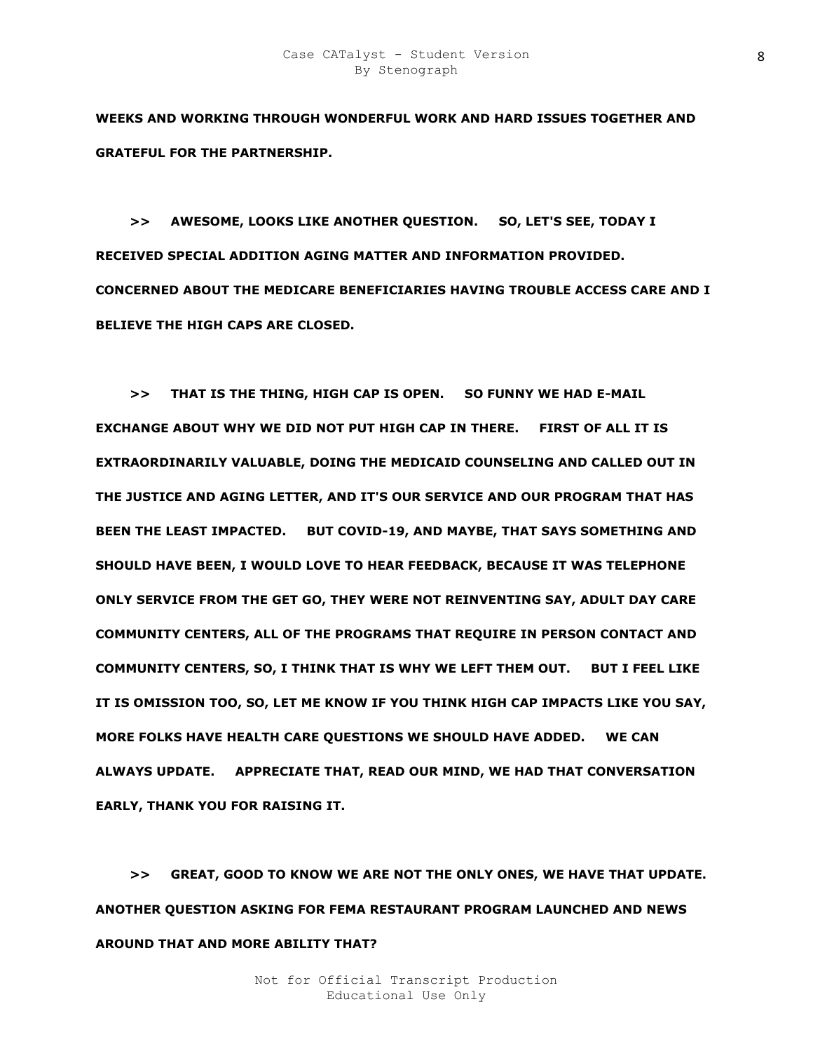**WEEKS AND WORKING THROUGH WONDERFUL WORK AND HARD ISSUES TOGETHER AND GRATEFUL FOR THE PARTNERSHIP.**

**>> AWESOME, LOOKS LIKE ANOTHER QUESTION. SO, LET'S SEE, TODAY I RECEIVED SPECIAL ADDITION AGING MATTER AND INFORMATION PROVIDED. CONCERNED ABOUT THE MEDICARE BENEFICIARIES HAVING TROUBLE ACCESS CARE AND I BELIEVE THE HIGH CAPS ARE CLOSED.**

**>> THAT IS THE THING, HIGH CAP IS OPEN. SO FUNNY WE HAD E-MAIL EXCHANGE ABOUT WHY WE DID NOT PUT HIGH CAP IN THERE. FIRST OF ALL IT IS EXTRAORDINARILY VALUABLE, DOING THE MEDICAID COUNSELING AND CALLED OUT IN THE JUSTICE AND AGING LETTER, AND IT'S OUR SERVICE AND OUR PROGRAM THAT HAS BEEN THE LEAST IMPACTED. BUT COVID-19, AND MAYBE, THAT SAYS SOMETHING AND SHOULD HAVE BEEN, I WOULD LOVE TO HEAR FEEDBACK, BECAUSE IT WAS TELEPHONE ONLY SERVICE FROM THE GET GO, THEY WERE NOT REINVENTING SAY, ADULT DAY CARE COMMUNITY CENTERS, ALL OF THE PROGRAMS THAT REQUIRE IN PERSON CONTACT AND COMMUNITY CENTERS, SO, I THINK THAT IS WHY WE LEFT THEM OUT. BUT I FEEL LIKE IT IS OMISSION TOO, SO, LET ME KNOW IF YOU THINK HIGH CAP IMPACTS LIKE YOU SAY, MORE FOLKS HAVE HEALTH CARE QUESTIONS WE SHOULD HAVE ADDED. WE CAN ALWAYS UPDATE. APPRECIATE THAT, READ OUR MIND, WE HAD THAT CONVERSATION EARLY, THANK YOU FOR RAISING IT.**

**>> GREAT, GOOD TO KNOW WE ARE NOT THE ONLY ONES, WE HAVE THAT UPDATE. ANOTHER QUESTION ASKING FOR FEMA RESTAURANT PROGRAM LAUNCHED AND NEWS AROUND THAT AND MORE ABILITY THAT?**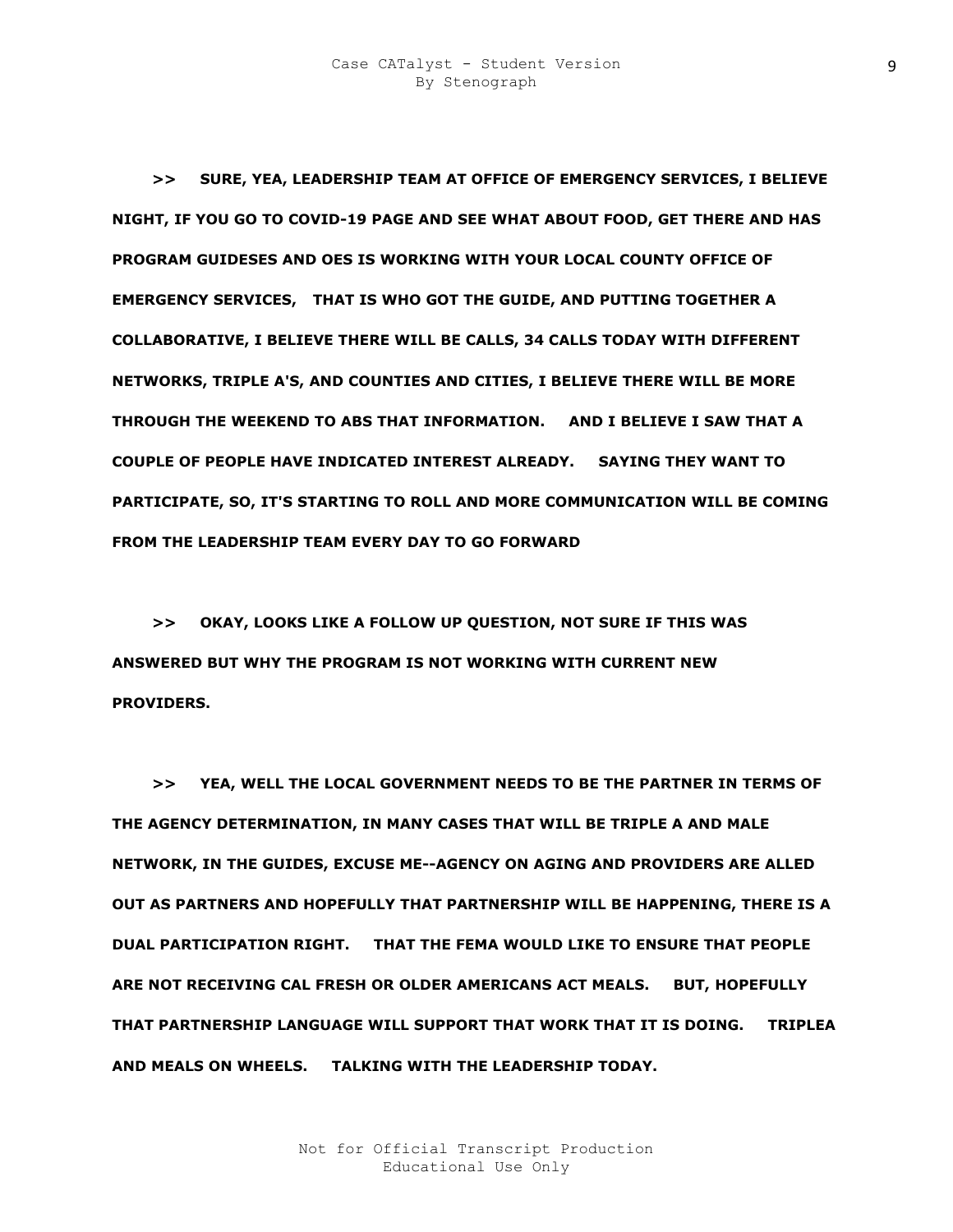**>> SURE, YEA, LEADERSHIP TEAM AT OFFICE OF EMERGENCY SERVICES, I BELIEVE NIGHT, IF YOU GO TO COVID-19 PAGE AND SEE WHAT ABOUT FOOD, GET THERE AND HAS PROGRAM GUIDESES AND OES IS WORKING WITH YOUR LOCAL COUNTY OFFICE OF EMERGENCY SERVICES, THAT IS WHO GOT THE GUIDE, AND PUTTING TOGETHER A COLLABORATIVE, I BELIEVE THERE WILL BE CALLS, 34 CALLS TODAY WITH DIFFERENT NETWORKS, TRIPLE A'S, AND COUNTIES AND CITIES, I BELIEVE THERE WILL BE MORE THROUGH THE WEEKEND TO ABS THAT INFORMATION. AND I BELIEVE I SAW THAT A COUPLE OF PEOPLE HAVE INDICATED INTEREST ALREADY. SAYING THEY WANT TO PARTICIPATE, SO, IT'S STARTING TO ROLL AND MORE COMMUNICATION WILL BE COMING FROM THE LEADERSHIP TEAM EVERY DAY TO GO FORWARD**

**>> OKAY, LOOKS LIKE A FOLLOW UP QUESTION, NOT SURE IF THIS WAS ANSWERED BUT WHY THE PROGRAM IS NOT WORKING WITH CURRENT NEW PROVIDERS.**

**>> YEA, WELL THE LOCAL GOVERNMENT NEEDS TO BE THE PARTNER IN TERMS OF THE AGENCY DETERMINATION, IN MANY CASES THAT WILL BE TRIPLE A AND MALE NETWORK, IN THE GUIDES, EXCUSE ME--AGENCY ON AGING AND PROVIDERS ARE ALLED OUT AS PARTNERS AND HOPEFULLY THAT PARTNERSHIP WILL BE HAPPENING, THERE IS A DUAL PARTICIPATION RIGHT. THAT THE FEMA WOULD LIKE TO ENSURE THAT PEOPLE ARE NOT RECEIVING CAL FRESH OR OLDER AMERICANS ACT MEALS. BUT, HOPEFULLY THAT PARTNERSHIP LANGUAGE WILL SUPPORT THAT WORK THAT IT IS DOING. TRIPLEA AND MEALS ON WHEELS. TALKING WITH THE LEADERSHIP TODAY.**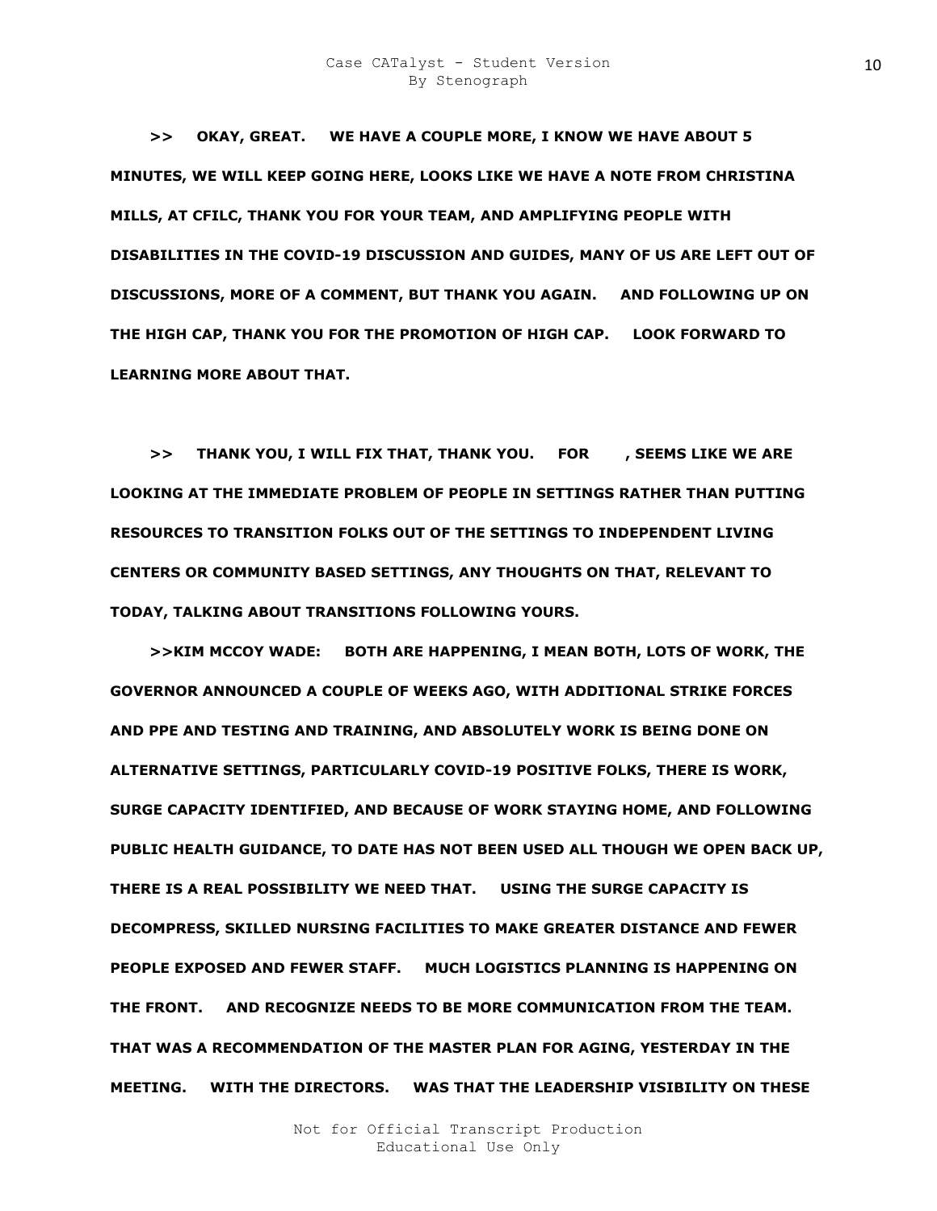**>> OKAY, GREAT. WE HAVE A COUPLE MORE, I KNOW WE HAVE ABOUT 5 MINUTES, WE WILL KEEP GOING HERE, LOOKS LIKE WE HAVE A NOTE FROM CHRISTINA MILLS, AT CFILC, THANK YOU FOR YOUR TEAM, AND AMPLIFYING PEOPLE WITH DISABILITIES IN THE COVID-19 DISCUSSION AND GUIDES, MANY OF US ARE LEFT OUT OF DISCUSSIONS, MORE OF A COMMENT, BUT THANK YOU AGAIN. AND FOLLOWING UP ON THE HIGH CAP, THANK YOU FOR THE PROMOTION OF HIGH CAP. LOOK FORWARD TO LEARNING MORE ABOUT THAT.**

**>> THANK YOU, I WILL FIX THAT, THANK YOU. FOR , SEEMS LIKE WE ARE LOOKING AT THE IMMEDIATE PROBLEM OF PEOPLE IN SETTINGS RATHER THAN PUTTING RESOURCES TO TRANSITION FOLKS OUT OF THE SETTINGS TO INDEPENDENT LIVING CENTERS OR COMMUNITY BASED SETTINGS, ANY THOUGHTS ON THAT, RELEVANT TO TODAY, TALKING ABOUT TRANSITIONS FOLLOWING YOURS.**

**>>KIM MCCOY WADE: BOTH ARE HAPPENING, I MEAN BOTH, LOTS OF WORK, THE GOVERNOR ANNOUNCED A COUPLE OF WEEKS AGO, WITH ADDITIONAL STRIKE FORCES AND PPE AND TESTING AND TRAINING, AND ABSOLUTELY WORK IS BEING DONE ON ALTERNATIVE SETTINGS, PARTICULARLY COVID-19 POSITIVE FOLKS, THERE IS WORK, SURGE CAPACITY IDENTIFIED, AND BECAUSE OF WORK STAYING HOME, AND FOLLOWING PUBLIC HEALTH GUIDANCE, TO DATE HAS NOT BEEN USED ALL THOUGH WE OPEN BACK UP, THERE IS A REAL POSSIBILITY WE NEED THAT. USING THE SURGE CAPACITY IS DECOMPRESS, SKILLED NURSING FACILITIES TO MAKE GREATER DISTANCE AND FEWER PEOPLE EXPOSED AND FEWER STAFF. MUCH LOGISTICS PLANNING IS HAPPENING ON THE FRONT. AND RECOGNIZE NEEDS TO BE MORE COMMUNICATION FROM THE TEAM. THAT WAS A RECOMMENDATION OF THE MASTER PLAN FOR AGING, YESTERDAY IN THE MEETING. WITH THE DIRECTORS. WAS THAT THE LEADERSHIP VISIBILITY ON THESE**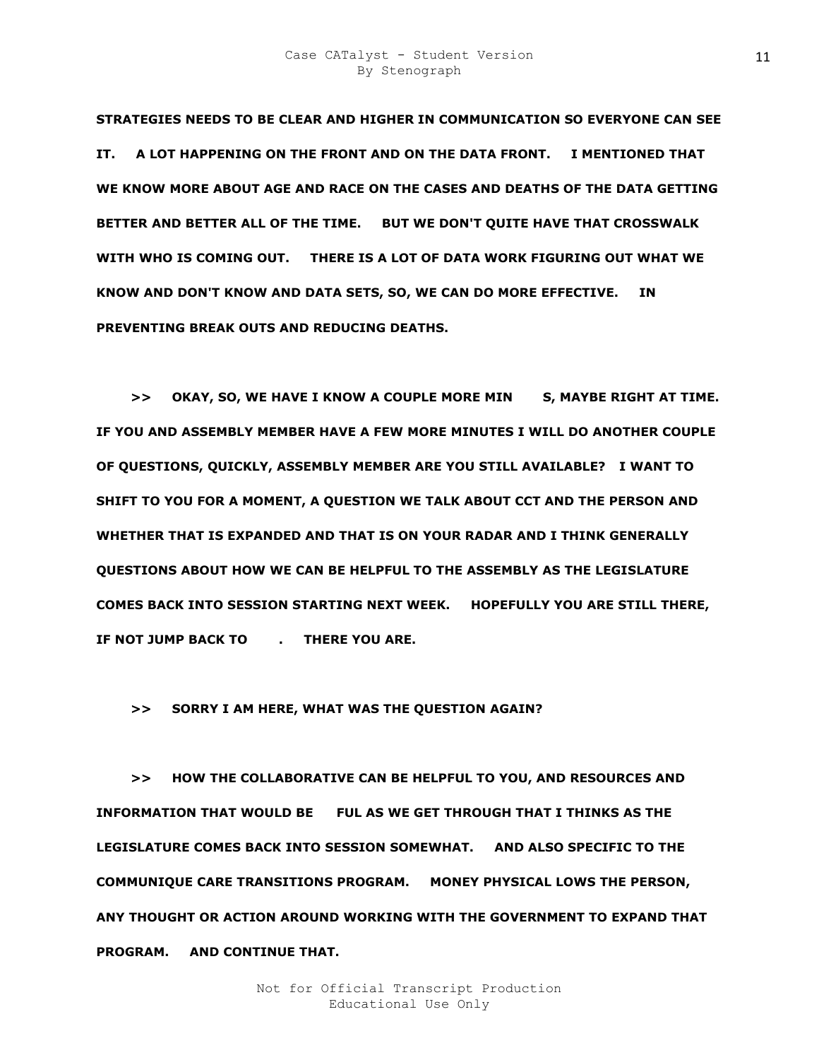**STRATEGIES NEEDS TO BE CLEAR AND HIGHER IN COMMUNICATION SO EVERYONE CAN SEE IT. A LOT HAPPENING ON THE FRONT AND ON THE DATA FRONT. I MENTIONED THAT WE KNOW MORE ABOUT AGE AND RACE ON THE CASES AND DEATHS OF THE DATA GETTING BETTER AND BETTER ALL OF THE TIME. BUT WE DON'T QUITE HAVE THAT CROSSWALK WITH WHO IS COMING OUT. THERE IS A LOT OF DATA WORK FIGURING OUT WHAT WE KNOW AND DON'T KNOW AND DATA SETS, SO, WE CAN DO MORE EFFECTIVE. IN PREVENTING BREAK OUTS AND REDUCING DEATHS.**

**>> OKAY, SO, WE HAVE I KNOW A COUPLE MORE MIN S, MAYBE RIGHT AT TIME. IF YOU AND ASSEMBLY MEMBER HAVE A FEW MORE MINUTES I WILL DO ANOTHER COUPLE OF QUESTIONS, QUICKLY, ASSEMBLY MEMBER ARE YOU STILL AVAILABLE? I WANT TO SHIFT TO YOU FOR A MOMENT, A QUESTION WE TALK ABOUT CCT AND THE PERSON AND WHETHER THAT IS EXPANDED AND THAT IS ON YOUR RADAR AND I THINK GENERALLY QUESTIONS ABOUT HOW WE CAN BE HELPFUL TO THE ASSEMBLY AS THE LEGISLATURE COMES BACK INTO SESSION STARTING NEXT WEEK. HOPEFULLY YOU ARE STILL THERE, IF NOT JUMP BACK TO . THERE YOU ARE.**

**>> SORRY I AM HERE, WHAT WAS THE QUESTION AGAIN?**

**>> HOW THE COLLABORATIVE CAN BE HELPFUL TO YOU, AND RESOURCES AND INFORMATION THAT WOULD BE FUL AS WE GET THROUGH THAT I THINKS AS THE LEGISLATURE COMES BACK INTO SESSION SOMEWHAT. AND ALSO SPECIFIC TO THE COMMUNIQUE CARE TRANSITIONS PROGRAM. MONEY PHYSICAL LOWS THE PERSON, ANY THOUGHT OR ACTION AROUND WORKING WITH THE GOVERNMENT TO EXPAND THAT PROGRAM. AND CONTINUE THAT.**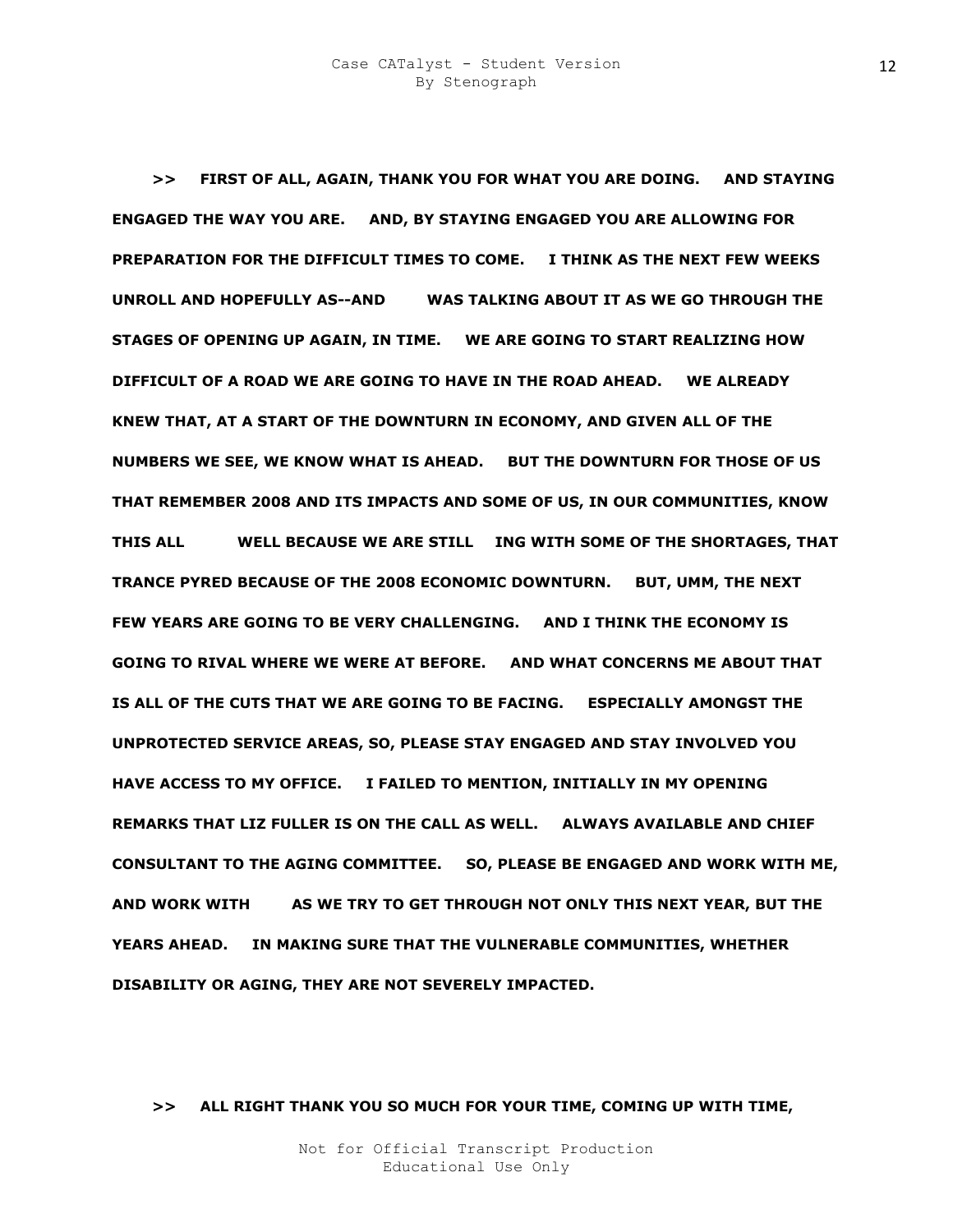**>> FIRST OF ALL, AGAIN, THANK YOU FOR WHAT YOU ARE DOING. AND STAYING ENGAGED THE WAY YOU ARE. AND, BY STAYING ENGAGED YOU ARE ALLOWING FOR PREPARATION FOR THE DIFFICULT TIMES TO COME. I THINK AS THE NEXT FEW WEEKS UNROLL AND HOPEFULLY AS--AND WAS TALKING ABOUT IT AS WE GO THROUGH THE STAGES OF OPENING UP AGAIN, IN TIME. WE ARE GOING TO START REALIZING HOW DIFFICULT OF A ROAD WE ARE GOING TO HAVE IN THE ROAD AHEAD. WE ALREADY KNEW THAT, AT A START OF THE DOWNTURN IN ECONOMY, AND GIVEN ALL OF THE NUMBERS WE SEE, WE KNOW WHAT IS AHEAD. BUT THE DOWNTURN FOR THOSE OF US THAT REMEMBER 2008 AND ITS IMPACTS AND SOME OF US, IN OUR COMMUNITIES, KNOW THIS ALL WELL BECAUSE WE ARE STILL ING WITH SOME OF THE SHORTAGES, THAT TRANCE PYRED BECAUSE OF THE 2008 ECONOMIC DOWNTURN. BUT, UMM, THE NEXT FEW YEARS ARE GOING TO BE VERY CHALLENGING. AND I THINK THE ECONOMY IS GOING TO RIVAL WHERE WE WERE AT BEFORE. AND WHAT CONCERNS ME ABOUT THAT IS ALL OF THE CUTS THAT WE ARE GOING TO BE FACING. ESPECIALLY AMONGST THE UNPROTECTED SERVICE AREAS, SO, PLEASE STAY ENGAGED AND STAY INVOLVED YOU HAVE ACCESS TO MY OFFICE. I FAILED TO MENTION, INITIALLY IN MY OPENING REMARKS THAT LIZ FULLER IS ON THE CALL AS WELL. ALWAYS AVAILABLE AND CHIEF CONSULTANT TO THE AGING COMMITTEE. SO, PLEASE BE ENGAGED AND WORK WITH ME, AND WORK WITH AS WE TRY TO GET THROUGH NOT ONLY THIS NEXT YEAR, BUT THE YEARS AHEAD. IN MAKING SURE THAT THE VULNERABLE COMMUNITIES, WHETHER DISABILITY OR AGING, THEY ARE NOT SEVERELY IMPACTED.**

**>> ALL RIGHT THANK YOU SO MUCH FOR YOUR TIME, COMING UP WITH TIME,**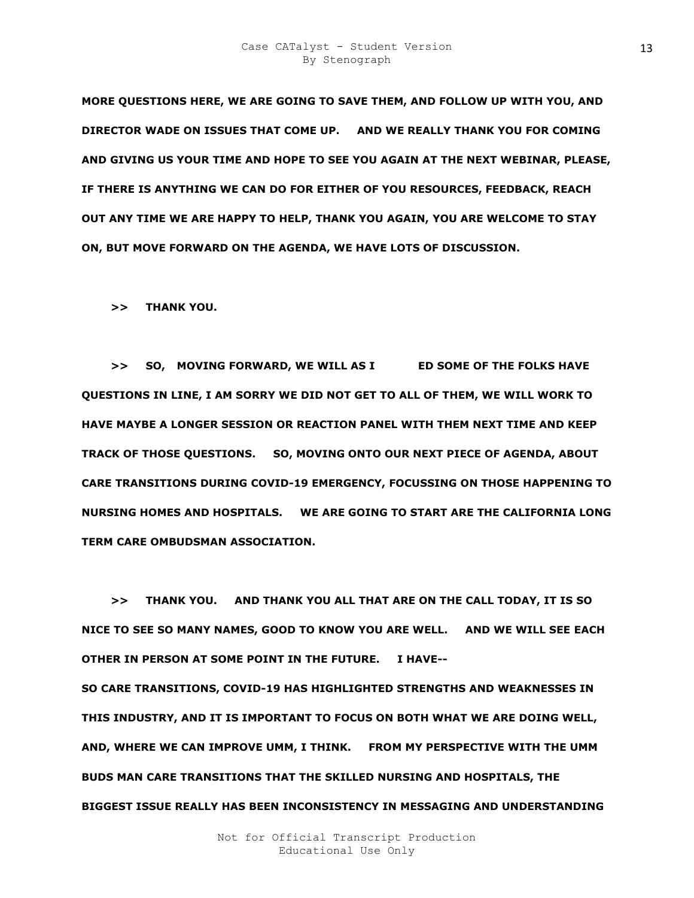**MORE QUESTIONS HERE, WE ARE GOING TO SAVE THEM, AND FOLLOW UP WITH YOU, AND DIRECTOR WADE ON ISSUES THAT COME UP. AND WE REALLY THANK YOU FOR COMING AND GIVING US YOUR TIME AND HOPE TO SEE YOU AGAIN AT THE NEXT WEBINAR, PLEASE, IF THERE IS ANYTHING WE CAN DO FOR EITHER OF YOU RESOURCES, FEEDBACK, REACH OUT ANY TIME WE ARE HAPPY TO HELP, THANK YOU AGAIN, YOU ARE WELCOME TO STAY ON, BUT MOVE FORWARD ON THE AGENDA, WE HAVE LOTS OF DISCUSSION.**

**>> THANK YOU.**

**>> SO, MOVING FORWARD, WE WILL AS I ED SOME OF THE FOLKS HAVE QUESTIONS IN LINE, I AM SORRY WE DID NOT GET TO ALL OF THEM, WE WILL WORK TO HAVE MAYBE A LONGER SESSION OR REACTION PANEL WITH THEM NEXT TIME AND KEEP TRACK OF THOSE QUESTIONS. SO, MOVING ONTO OUR NEXT PIECE OF AGENDA, ABOUT CARE TRANSITIONS DURING COVID-19 EMERGENCY, FOCUSSING ON THOSE HAPPENING TO NURSING HOMES AND HOSPITALS. WE ARE GOING TO START ARE THE CALIFORNIA LONG TERM CARE OMBUDSMAN ASSOCIATION.**

**>> THANK YOU. AND THANK YOU ALL THAT ARE ON THE CALL TODAY, IT IS SO NICE TO SEE SO MANY NAMES, GOOD TO KNOW YOU ARE WELL. AND WE WILL SEE EACH OTHER IN PERSON AT SOME POINT IN THE FUTURE. I HAVE--**
**SO CARE TRANSITIONS, COVID-19 HAS HIGHLIGHTED STRENGTHS AND WEAKNESSES IN THIS INDUSTRY, AND IT IS IMPORTANT TO FOCUS ON BOTH WHAT WE ARE DOING WELL, AND, WHERE WE CAN IMPROVE UMM, I THINK. FROM MY PERSPECTIVE WITH THE UMM BUDS MAN CARE TRANSITIONS THAT THE SKILLED NURSING AND HOSPITALS, THE BIGGEST ISSUE REALLY HAS BEEN INCONSISTENCY IN MESSAGING AND UNDERSTANDING**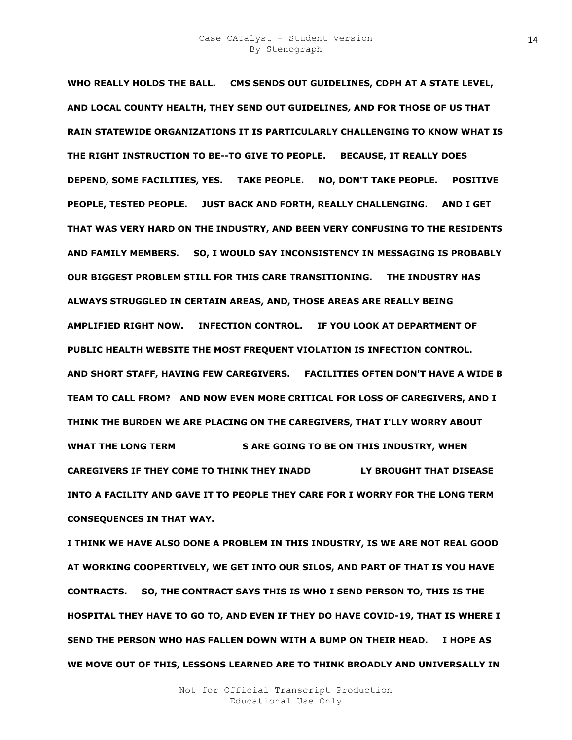WHO REALLY HOLDS THE BALL. CMS SENDS OUT GUIDELINES, CDPH AT A STATE LEVEL, AND LOCAL COUNTY HEALTH, THEY SEND OUT GUIDELINES, AND FOR THOSE OF US THAT RAIN STATEWIDE ORGANIZATIONS IT IS PARTICULARLY CHALLENGING TO KNOW WHAT IS THE RIGHT INSTRUCTION TO BE--TO GIVE TO PEOPLE. BECAUSE, IT REALLY DOES DEPEND, SOME FACILITIES, YES. TAKE PEOPLE. NO, DON'T TAKE PEOPLE. POSITIVE PEOPLE, TESTED PEOPLE. JUST BACK AND FORTH, REALLY CHALLENGING. AND I GET THAT WAS VERY HARD ON THE INDUSTRY, AND BEEN VERY CONFUSING TO THE RESIDENTS AND FAMILY MEMBERS. SO, I WOULD SAY INCONSISTENCY IN MESSAGING IS PROBABLY OUR BIGGEST PROBLEM STILL FOR THIS CARE TRANSITIONING. THE INDUSTRY HAS ALWAYS STRUGGLED IN CERTAIN AREAS, AND, THOSE AREAS ARE REALLY BEING AMPLIFIED RIGHT NOW. INFECTION CONTROL. IF YOU LOOK AT DEPARTMENT OF PUBLIC HEALTH WEBSITE THE MOST FREQUENT VIOLATION IS INFECTION CONTROL. AND SHORT STAFF, HAVING FEW CAREGIVERS. FACILITIES OFTEN DON'T HAVE A WIDE B TEAM TO CALL FROM? AND NOW EVEN MORE CRITICAL FOR LOSS OF CAREGIVERS, AND I THINK THE BURDEN WE ARE PLACING ON THE CAREGIVERS, THAT I'LLY WORRY ABOUT WHAT THE LONG TERM S ARE GOING TO BE ON THIS INDUSTRY, WHEN CAREGIVERS IF THEY COME TO THINK THEY INADD LY BROUGHT THAT DISEASE INTO A FACILITY AND GAVE IT TO PEOPLE THEY CARE FOR I WORRY FOR THE LONG TERM CONSEQUENCES IN THAT WAY.

I THINK WE HAVE ALSO DONE A PROBLEM IN THIS INDUSTRY, IS WE ARE NOT REAL GOOD AT WORKING COOPERTIVELY, WE GET INTO OUR SILOS, AND PART OF THAT IS YOU HAVE CONTRACTS. SO, THE CONTRACT SAYS THIS IS WHO I SEND PERSON TO, THIS IS THE HOSPITAL THEY HAVE TO GO TO, AND EVEN IF THEY DO HAVE COVID-19, THAT IS WHERE I SEND THE PERSON WHO HAS FALLEN DOWN WITH A BUMP ON THEIR HEAD. I HOPE AS WE MOVE OUT OF THIS, LESSONS LEARNED ARE TO THINK BROADLY AND UNIVERSALLY IN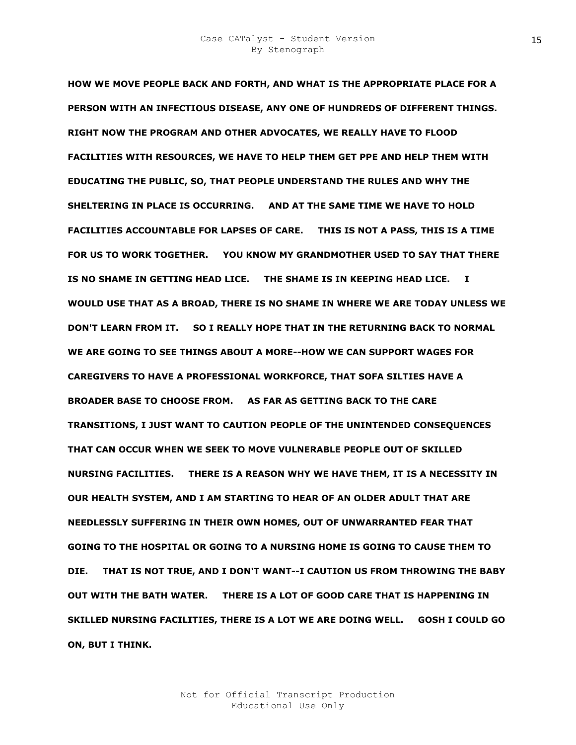**HOW WE MOVE PEOPLE BACK AND FORTH, AND WHAT IS THE APPROPRIATE PLACE FOR A PERSON WITH AN INFECTIOUS DISEASE, ANY ONE OF HUNDREDS OF DIFFERENT THINGS. RIGHT NOW THE PROGRAM AND OTHER ADVOCATES, WE REALLY HAVE TO FLOOD FACILITIES WITH RESOURCES, WE HAVE TO HELP THEM GET PPE AND HELP THEM WITH EDUCATING THE PUBLIC, SO, THAT PEOPLE UNDERSTAND THE RULES AND WHY THE SHELTERING IN PLACE IS OCCURRING. AND AT THE SAME TIME WE HAVE TO HOLD FACILITIES ACCOUNTABLE FOR LAPSES OF CARE. THIS IS NOT A PASS, THIS IS A TIME FOR US TO WORK TOGETHER. YOU KNOW MY GRANDMOTHER USED TO SAY THAT THERE IS NO SHAME IN GETTING HEAD LICE. THE SHAME IS IN KEEPING HEAD LICE. I WOULD USE THAT AS A BROAD, THERE IS NO SHAME IN WHERE WE ARE TODAY UNLESS WE DON'T LEARN FROM IT. SO I REALLY HOPE THAT IN THE RETURNING BACK TO NORMAL WE ARE GOING TO SEE THINGS ABOUT A MORE--HOW WE CAN SUPPORT WAGES FOR CAREGIVERS TO HAVE A PROFESSIONAL WORKFORCE, THAT SOFA SILTIES HAVE A BROADER BASE TO CHOOSE FROM. AS FAR AS GETTING BACK TO THE CARE TRANSITIONS, I JUST WANT TO CAUTION PEOPLE OF THE UNINTENDED CONSEQUENCES THAT CAN OCCUR WHEN WE SEEK TO MOVE VULNERABLE PEOPLE OUT OF SKILLED NURSING FACILITIES. THERE IS A REASON WHY WE HAVE THEM, IT IS A NECESSITY IN OUR HEALTH SYSTEM, AND I AM STARTING TO HEAR OF AN OLDER ADULT THAT ARE NEEDLESSLY SUFFERING IN THEIR OWN HOMES, OUT OF UNWARRANTED FEAR THAT GOING TO THE HOSPITAL OR GOING TO A NURSING HOME IS GOING TO CAUSE THEM TO DIE. THAT IS NOT TRUE, AND I DON'T WANT--I CAUTION US FROM THROWING THE BABY OUT WITH THE BATH WATER. THERE IS A LOT OF GOOD CARE THAT IS HAPPENING IN SKILLED NURSING FACILITIES, THERE IS A LOT WE ARE DOING WELL. GOSH I COULD GO ON, BUT I THINK.**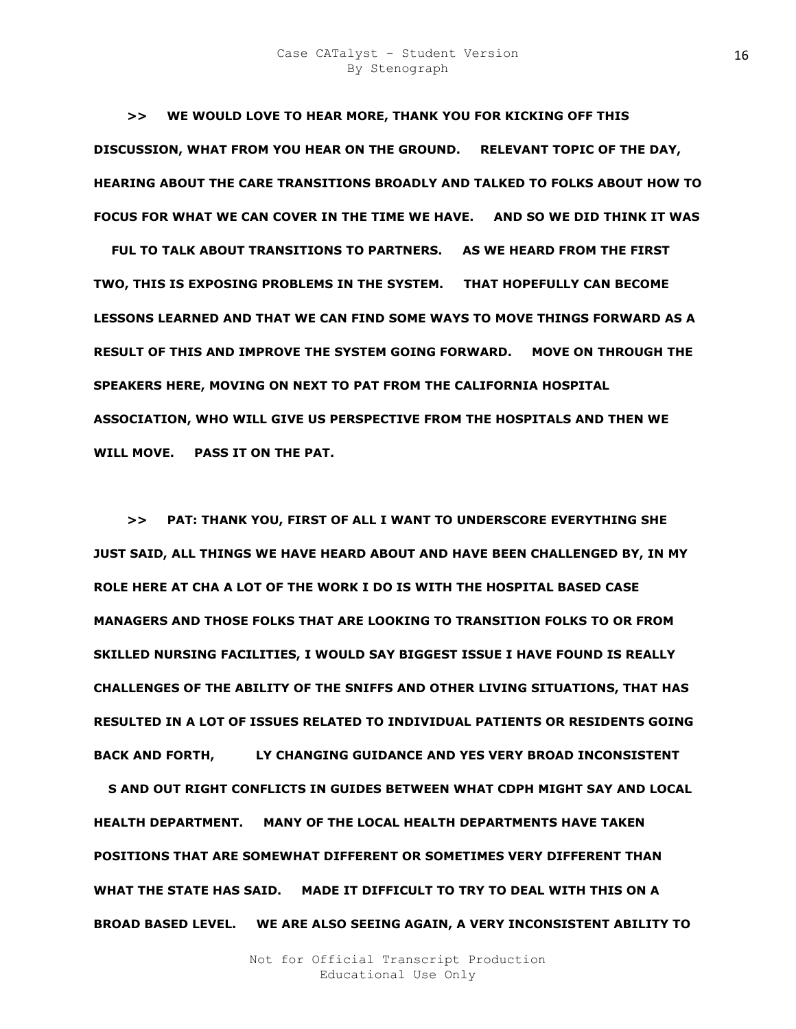**>> WE WOULD LOVE TO HEAR MORE, THANK YOU FOR KICKING OFF THIS DISCUSSION, WHAT FROM YOU HEAR ON THE GROUND. RELEVANT TOPIC OF THE DAY, HEARING ABOUT THE CARE TRANSITIONS BROADLY AND TALKED TO FOLKS ABOUT HOW TO FOCUS FOR WHAT WE CAN COVER IN THE TIME WE HAVE. AND SO WE DID THINK IT WAS FUL TO TALK ABOUT TRANSITIONS TO PARTNERS. AS WE HEARD FROM THE FIRST TWO, THIS IS EXPOSING PROBLEMS IN THE SYSTEM. THAT HOPEFULLY CAN BECOME LESSONS LEARNED AND THAT WE CAN FIND SOME WAYS TO MOVE THINGS FORWARD AS A RESULT OF THIS AND IMPROVE THE SYSTEM GOING FORWARD. MOVE ON THROUGH THE SPEAKERS HERE, MOVING ON NEXT TO PAT FROM THE CALIFORNIA HOSPITAL ASSOCIATION, WHO WILL GIVE US PERSPECTIVE FROM THE HOSPITALS AND THEN WE WILL MOVE. PASS IT ON THE PAT.**

**>> PAT: THANK YOU, FIRST OF ALL I WANT TO UNDERSCORE EVERYTHING SHE JUST SAID, ALL THINGS WE HAVE HEARD ABOUT AND HAVE BEEN CHALLENGED BY, IN MY ROLE HERE AT CHA A LOT OF THE WORK I DO IS WITH THE HOSPITAL BASED CASE MANAGERS AND THOSE FOLKS THAT ARE LOOKING TO TRANSITION FOLKS TO OR FROM SKILLED NURSING FACILITIES, I WOULD SAY BIGGEST ISSUE I HAVE FOUND IS REALLY CHALLENGES OF THE ABILITY OF THE SNIFFS AND OTHER LIVING SITUATIONS, THAT HAS RESULTED IN A LOT OF ISSUES RELATED TO INDIVIDUAL PATIENTS OR RESIDENTS GOING BACK AND FORTH, LY CHANGING GUIDANCE AND YES VERY BROAD INCONSISTENT S AND OUT RIGHT CONFLICTS IN GUIDES BETWEEN WHAT CDPH MIGHT SAY AND LOCAL HEALTH DEPARTMENT. MANY OF THE LOCAL HEALTH DEPARTMENTS HAVE TAKEN POSITIONS THAT ARE SOMEWHAT DIFFERENT OR SOMETIMES VERY DIFFERENT THAN WHAT THE STATE HAS SAID. MADE IT DIFFICULT TO TRY TO DEAL WITH THIS ON A BROAD BASED LEVEL. WE ARE ALSO SEEING AGAIN, A VERY INCONSISTENT ABILITY TO**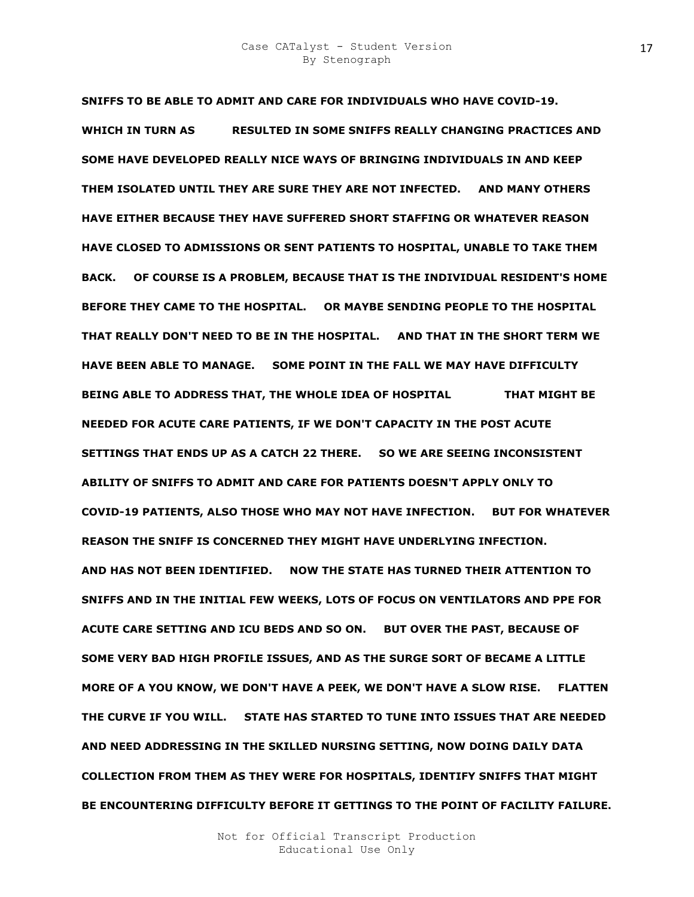**SNIFFS TO BE ABLE TO ADMIT AND CARE FOR INDIVIDUALS WHO HAVE COVID-19. WHICH IN TURN AS RESULTED IN SOME SNIFFS REALLY CHANGING PRACTICES AND SOME HAVE DEVELOPED REALLY NICE WAYS OF BRINGING INDIVIDUALS IN AND KEEP THEM ISOLATED UNTIL THEY ARE SURE THEY ARE NOT INFECTED. AND MANY OTHERS HAVE EITHER BECAUSE THEY HAVE SUFFERED SHORT STAFFING OR WHATEVER REASON HAVE CLOSED TO ADMISSIONS OR SENT PATIENTS TO HOSPITAL, UNABLE TO TAKE THEM BACK. OF COURSE IS A PROBLEM, BECAUSE THAT IS THE INDIVIDUAL RESIDENT'S HOME BEFORE THEY CAME TO THE HOSPITAL. OR MAYBE SENDING PEOPLE TO THE HOSPITAL THAT REALLY DON'T NEED TO BE IN THE HOSPITAL. AND THAT IN THE SHORT TERM WE HAVE BEEN ABLE TO MANAGE. SOME POINT IN THE FALL WE MAY HAVE DIFFICULTY BEING ABLE TO ADDRESS THAT, THE WHOLE IDEA OF HOSPITAL THAT MIGHT BE NEEDED FOR ACUTE CARE PATIENTS, IF WE DON'T CAPACITY IN THE POST ACUTE SETTINGS THAT ENDS UP AS A CATCH 22 THERE. SO WE ARE SEEING INCONSISTENT ABILITY OF SNIFFS TO ADMIT AND CARE FOR PATIENTS DOESN'T APPLY ONLY TO COVID-19 PATIENTS, ALSO THOSE WHO MAY NOT HAVE INFECTION. BUT FOR WHATEVER REASON THE SNIFF IS CONCERNED THEY MIGHT HAVE UNDERLYING INFECTION. AND HAS NOT BEEN IDENTIFIED. NOW THE STATE HAS TURNED THEIR ATTENTION TO SNIFFS AND IN THE INITIAL FEW WEEKS, LOTS OF FOCUS ON VENTILATORS AND PPE FOR ACUTE CARE SETTING AND ICU BEDS AND SO ON. BUT OVER THE PAST, BECAUSE OF SOME VERY BAD HIGH PROFILE ISSUES, AND AS THE SURGE SORT OF BECAME A LITTLE MORE OF A YOU KNOW, WE DON'T HAVE A PEEK, WE DON'T HAVE A SLOW RISE. FLATTEN THE CURVE IF YOU WILL. STATE HAS STARTED TO TUNE INTO ISSUES THAT ARE NEEDED AND NEED ADDRESSING IN THE SKILLED NURSING SETTING, NOW DOING DAILY DATA COLLECTION FROM THEM AS THEY WERE FOR HOSPITALS, IDENTIFY SNIFFS THAT MIGHT BE ENCOUNTERING DIFFICULTY BEFORE IT GETTINGS TO THE POINT OF FACILITY FAILURE.**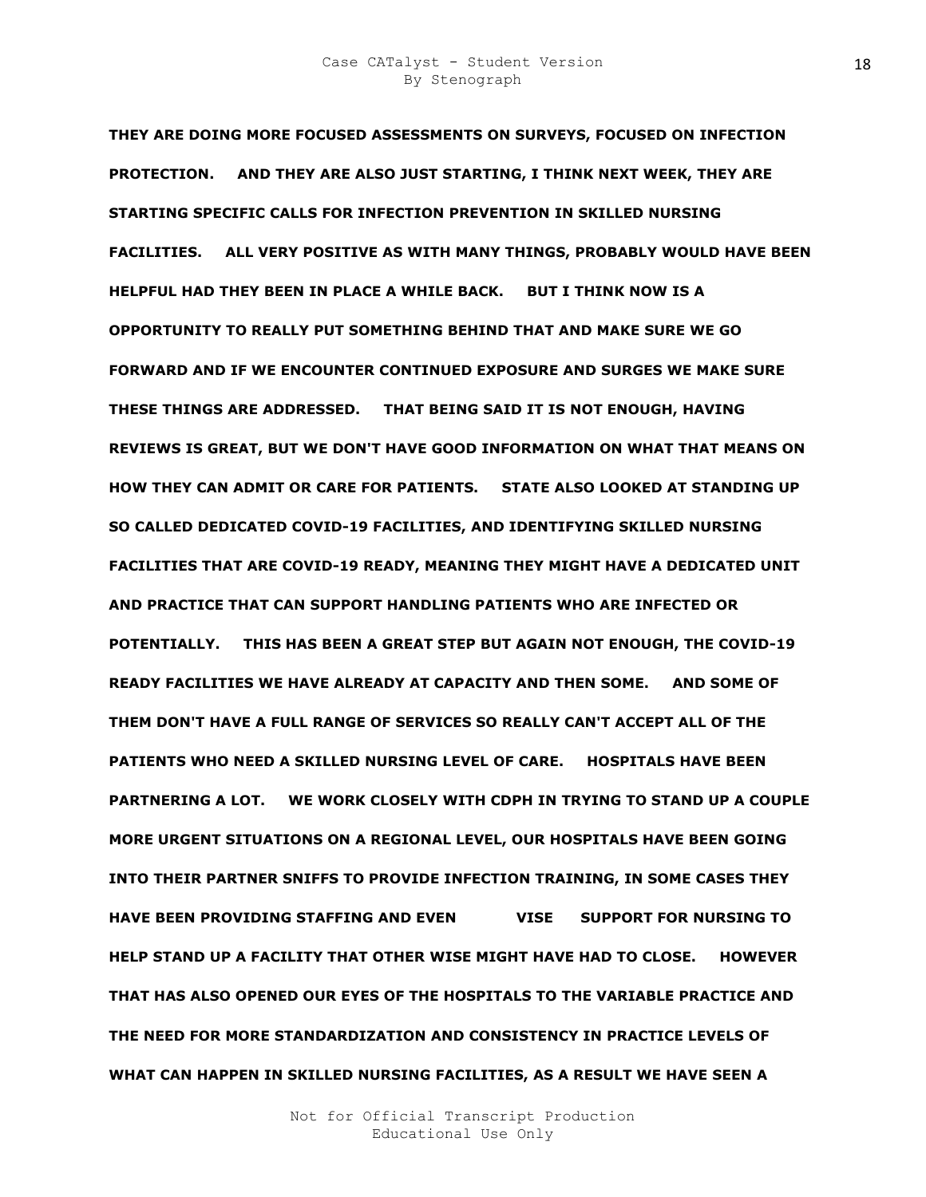**THEY ARE DOING MORE FOCUSED ASSESSMENTS ON SURVEYS, FOCUSED ON INFECTION PROTECTION. AND THEY ARE ALSO JUST STARTING, I THINK NEXT WEEK, THEY ARE STARTING SPECIFIC CALLS FOR INFECTION PREVENTION IN SKILLED NURSING FACILITIES. ALL VERY POSITIVE AS WITH MANY THINGS, PROBABLY WOULD HAVE BEEN HELPFUL HAD THEY BEEN IN PLACE A WHILE BACK. BUT I THINK NOW IS A OPPORTUNITY TO REALLY PUT SOMETHING BEHIND THAT AND MAKE SURE WE GO FORWARD AND IF WE ENCOUNTER CONTINUED EXPOSURE AND SURGES WE MAKE SURE THESE THINGS ARE ADDRESSED. THAT BEING SAID IT IS NOT ENOUGH, HAVING REVIEWS IS GREAT, BUT WE DON'T HAVE GOOD INFORMATION ON WHAT THAT MEANS ON HOW THEY CAN ADMIT OR CARE FOR PATIENTS. STATE ALSO LOOKED AT STANDING UP SO CALLED DEDICATED COVID-19 FACILITIES, AND IDENTIFYING SKILLED NURSING FACILITIES THAT ARE COVID-19 READY, MEANING THEY MIGHT HAVE A DEDICATED UNIT AND PRACTICE THAT CAN SUPPORT HANDLING PATIENTS WHO ARE INFECTED OR POTENTIALLY. THIS HAS BEEN A GREAT STEP BUT AGAIN NOT ENOUGH, THE COVID-19 READY FACILITIES WE HAVE ALREADY AT CAPACITY AND THEN SOME. AND SOME OF THEM DON'T HAVE A FULL RANGE OF SERVICES SO REALLY CAN'T ACCEPT ALL OF THE PATIENTS WHO NEED A SKILLED NURSING LEVEL OF CARE. HOSPITALS HAVE BEEN PARTNERING A LOT. WE WORK CLOSELY WITH CDPH IN TRYING TO STAND UP A COUPLE MORE URGENT SITUATIONS ON A REGIONAL LEVEL, OUR HOSPITALS HAVE BEEN GOING INTO THEIR PARTNER SNIFFS TO PROVIDE INFECTION TRAINING, IN SOME CASES THEY HAVE BEEN PROVIDING STAFFING AND EVEN VISE SUPPORT FOR NURSING TO HELP STAND UP A FACILITY THAT OTHER WISE MIGHT HAVE HAD TO CLOSE. HOWEVER THAT HAS ALSO OPENED OUR EYES OF THE HOSPITALS TO THE VARIABLE PRACTICE AND THE NEED FOR MORE STANDARDIZATION AND CONSISTENCY IN PRACTICE LEVELS OF WHAT CAN HAPPEN IN SKILLED NURSING FACILITIES, AS A RESULT WE HAVE SEEN A**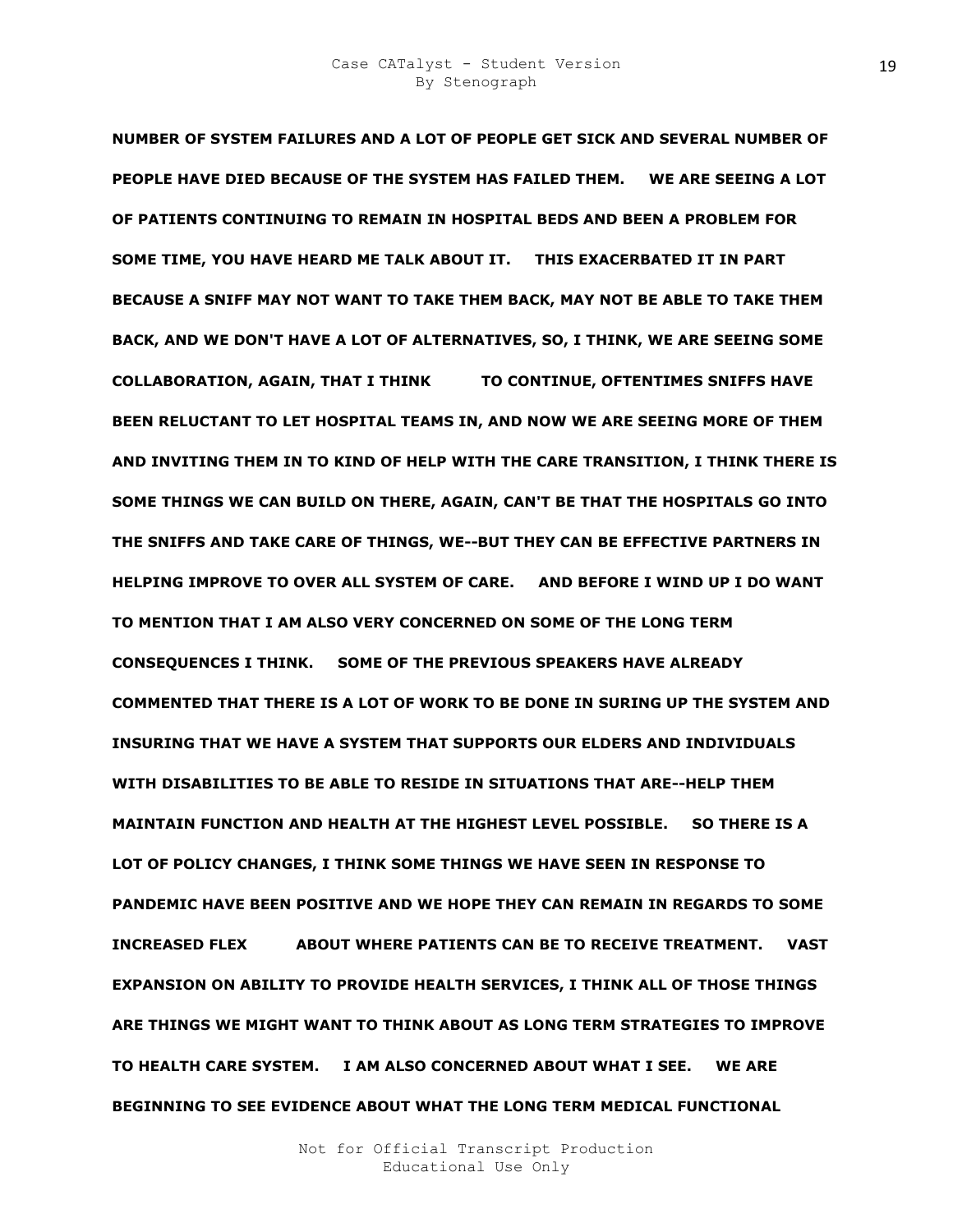**NUMBER OF SYSTEM FAILURES AND A LOT OF PEOPLE GET SICK AND SEVERAL NUMBER OF PEOPLE HAVE DIED BECAUSE OF THE SYSTEM HAS FAILED THEM. WE ARE SEEING A LOT OF PATIENTS CONTINUING TO REMAIN IN HOSPITAL BEDS AND BEEN A PROBLEM FOR SOME TIME, YOU HAVE HEARD ME TALK ABOUT IT. THIS EXACERBATED IT IN PART BECAUSE A SNIFF MAY NOT WANT TO TAKE THEM BACK, MAY NOT BE ABLE TO TAKE THEM BACK, AND WE DON'T HAVE A LOT OF ALTERNATIVES, SO, I THINK, WE ARE SEEING SOME COLLABORATION, AGAIN, THAT I THINK TO CONTINUE, OFTENTIMES SNIFFS HAVE BEEN RELUCTANT TO LET HOSPITAL TEAMS IN, AND NOW WE ARE SEEING MORE OF THEM AND INVITING THEM IN TO KIND OF HELP WITH THE CARE TRANSITION, I THINK THERE IS SOME THINGS WE CAN BUILD ON THERE, AGAIN, CAN'T BE THAT THE HOSPITALS GO INTO THE SNIFFS AND TAKE CARE OF THINGS, WE--BUT THEY CAN BE EFFECTIVE PARTNERS IN HELPING IMPROVE TO OVER ALL SYSTEM OF CARE. AND BEFORE I WIND UP I DO WANT TO MENTION THAT I AM ALSO VERY CONCERNED ON SOME OF THE LONG TERM CONSEQUENCES I THINK. SOME OF THE PREVIOUS SPEAKERS HAVE ALREADY COMMENTED THAT THERE IS A LOT OF WORK TO BE DONE IN SURING UP THE SYSTEM AND INSURING THAT WE HAVE A SYSTEM THAT SUPPORTS OUR ELDERS AND INDIVIDUALS WITH DISABILITIES TO BE ABLE TO RESIDE IN SITUATIONS THAT ARE--HELP THEM MAINTAIN FUNCTION AND HEALTH AT THE HIGHEST LEVEL POSSIBLE. SO THERE IS A LOT OF POLICY CHANGES, I THINK SOME THINGS WE HAVE SEEN IN RESPONSE TO PANDEMIC HAVE BEEN POSITIVE AND WE HOPE THEY CAN REMAIN IN REGARDS TO SOME INCREASED FLEX ABOUT WHERE PATIENTS CAN BE TO RECEIVE TREATMENT. VAST EXPANSION ON ABILITY TO PROVIDE HEALTH SERVICES, I THINK ALL OF THOSE THINGS ARE THINGS WE MIGHT WANT TO THINK ABOUT AS LONG TERM STRATEGIES TO IMPROVE TO HEALTH CARE SYSTEM. I AM ALSO CONCERNED ABOUT WHAT I SEE. WE ARE BEGINNING TO SEE EVIDENCE ABOUT WHAT THE LONG TERM MEDICAL FUNCTIONAL**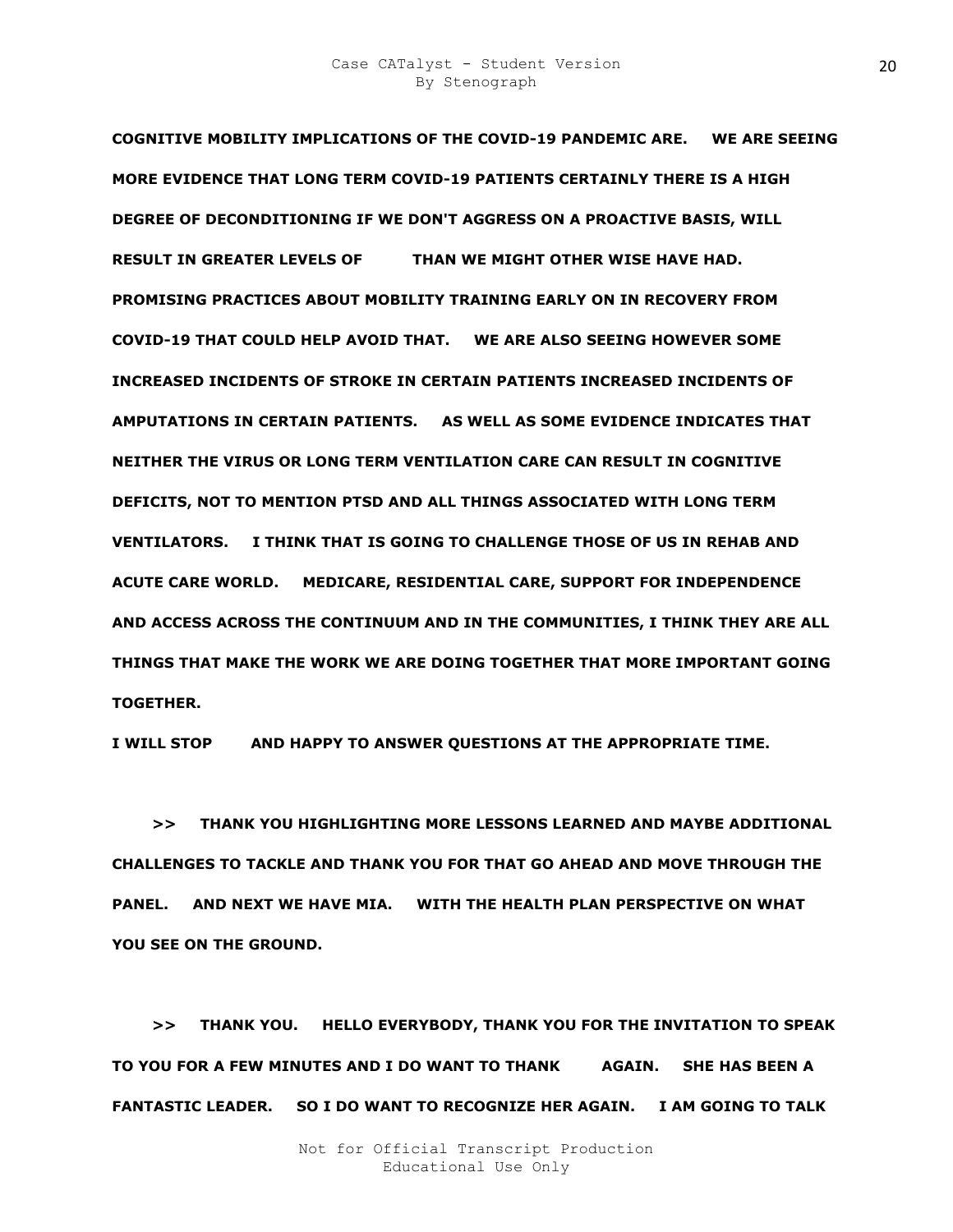**COGNITIVE MOBILITY IMPLICATIONS OF THE COVID-19 PANDEMIC ARE. WE ARE SEEING MORE EVIDENCE THAT LONG TERM COVID-19 PATIENTS CERTAINLY THERE IS A HIGH DEGREE OF DECONDITIONING IF WE DON'T AGGRESS ON A PROACTIVE BASIS, WILL RESULT IN GREATER LEVELS OF THAN WE MIGHT OTHER WISE HAVE HAD. PROMISING PRACTICES ABOUT MOBILITY TRAINING EARLY ON IN RECOVERY FROM COVID-19 THAT COULD HELP AVOID THAT. WE ARE ALSO SEEING HOWEVER SOME INCREASED INCIDENTS OF STROKE IN CERTAIN PATIENTS INCREASED INCIDENTS OF AMPUTATIONS IN CERTAIN PATIENTS. AS WELL AS SOME EVIDENCE INDICATES THAT NEITHER THE VIRUS OR LONG TERM VENTILATION CARE CAN RESULT IN COGNITIVE DEFICITS, NOT TO MENTION PTSD AND ALL THINGS ASSOCIATED WITH LONG TERM VENTILATORS. I THINK THAT IS GOING TO CHALLENGE THOSE OF US IN REHAB AND ACUTE CARE WORLD. MEDICARE, RESIDENTIAL CARE, SUPPORT FOR INDEPENDENCE AND ACCESS ACROSS THE CONTINUUM AND IN THE COMMUNITIES, I THINK THEY ARE ALL THINGS THAT MAKE THE WORK WE ARE DOING TOGETHER THAT MORE IMPORTANT GOING TOGETHER.**

**I WILL STOP AND HAPPY TO ANSWER QUESTIONS AT THE APPROPRIATE TIME.**

**>> THANK YOU HIGHLIGHTING MORE LESSONS LEARNED AND MAYBE ADDITIONAL CHALLENGES TO TACKLE AND THANK YOU FOR THAT GO AHEAD AND MOVE THROUGH THE PANEL. AND NEXT WE HAVE MIA. WITH THE HEALTH PLAN PERSPECTIVE ON WHAT YOU SEE ON THE GROUND.**

**>> THANK YOU. HELLO EVERYBODY, THANK YOU FOR THE INVITATION TO SPEAK TO YOU FOR A FEW MINUTES AND I DO WANT TO THANK AGAIN. SHE HAS BEEN A FANTASTIC LEADER. SO I DO WANT TO RECOGNIZE HER AGAIN. I AM GOING TO TALK**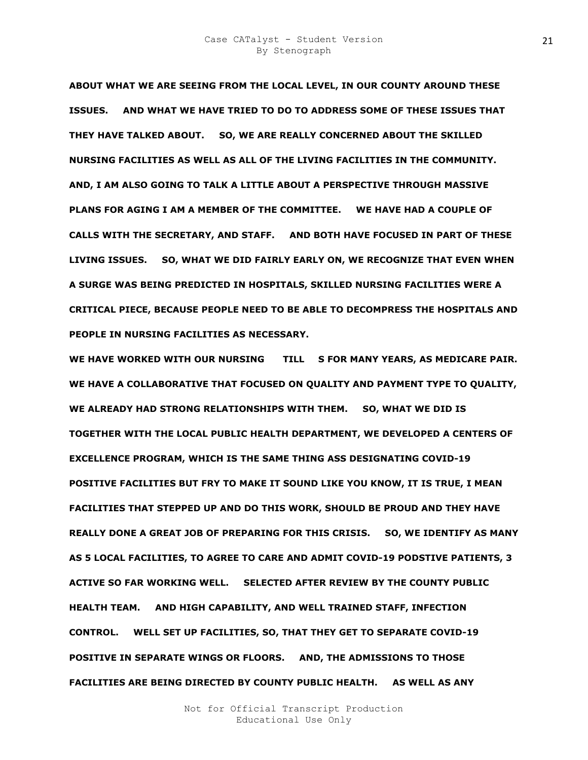**ABOUT WHAT WE ARE SEEING FROM THE LOCAL LEVEL, IN OUR COUNTY AROUND THESE ISSUES. AND WHAT WE HAVE TRIED TO DO TO ADDRESS SOME OF THESE ISSUES THAT THEY HAVE TALKED ABOUT. SO, WE ARE REALLY CONCERNED ABOUT THE SKILLED NURSING FACILITIES AS WELL AS ALL OF THE LIVING FACILITIES IN THE COMMUNITY. AND, I AM ALSO GOING TO TALK A LITTLE ABOUT A PERSPECTIVE THROUGH MASSIVE PLANS FOR AGING I AM A MEMBER OF THE COMMITTEE. WE HAVE HAD A COUPLE OF CALLS WITH THE SECRETARY, AND STAFF. AND BOTH HAVE FOCUSED IN PART OF THESE LIVING ISSUES. SO, WHAT WE DID FAIRLY EARLY ON, WE RECOGNIZE THAT EVEN WHEN A SURGE WAS BEING PREDICTED IN HOSPITALS, SKILLED NURSING FACILITIES WERE A CRITICAL PIECE, BECAUSE PEOPLE NEED TO BE ABLE TO DECOMPRESS THE HOSPITALS AND PEOPLE IN NURSING FACILITIES AS NECESSARY.**

**WE HAVE WORKED WITH OUR NURSING TILL S FOR MANY YEARS, AS MEDICARE PAIR. WE HAVE A COLLABORATIVE THAT FOCUSED ON QUALITY AND PAYMENT TYPE TO QUALITY, WE ALREADY HAD STRONG RELATIONSHIPS WITH THEM. SO, WHAT WE DID IS TOGETHER WITH THE LOCAL PUBLIC HEALTH DEPARTMENT, WE DEVELOPED A CENTERS OF EXCELLENCE PROGRAM, WHICH IS THE SAME THING ASS DESIGNATING COVID-19 POSITIVE FACILITIES BUT FRY TO MAKE IT SOUND LIKE YOU KNOW, IT IS TRUE, I MEAN FACILITIES THAT STEPPED UP AND DO THIS WORK, SHOULD BE PROUD AND THEY HAVE REALLY DONE A GREAT JOB OF PREPARING FOR THIS CRISIS. SO, WE IDENTIFY AS MANY AS 5 LOCAL FACILITIES, TO AGREE TO CARE AND ADMIT COVID-19 PODSTIVE PATIENTS, 3 ACTIVE SO FAR WORKING WELL. SELECTED AFTER REVIEW BY THE COUNTY PUBLIC HEALTH TEAM. AND HIGH CAPABILITY, AND WELL TRAINED STAFF, INFECTION CONTROL. WELL SET UP FACILITIES, SO, THAT THEY GET TO SEPARATE COVID-19 POSITIVE IN SEPARATE WINGS OR FLOORS. AND, THE ADMISSIONS TO THOSE FACILITIES ARE BEING DIRECTED BY COUNTY PUBLIC HEALTH. AS WELL AS ANY**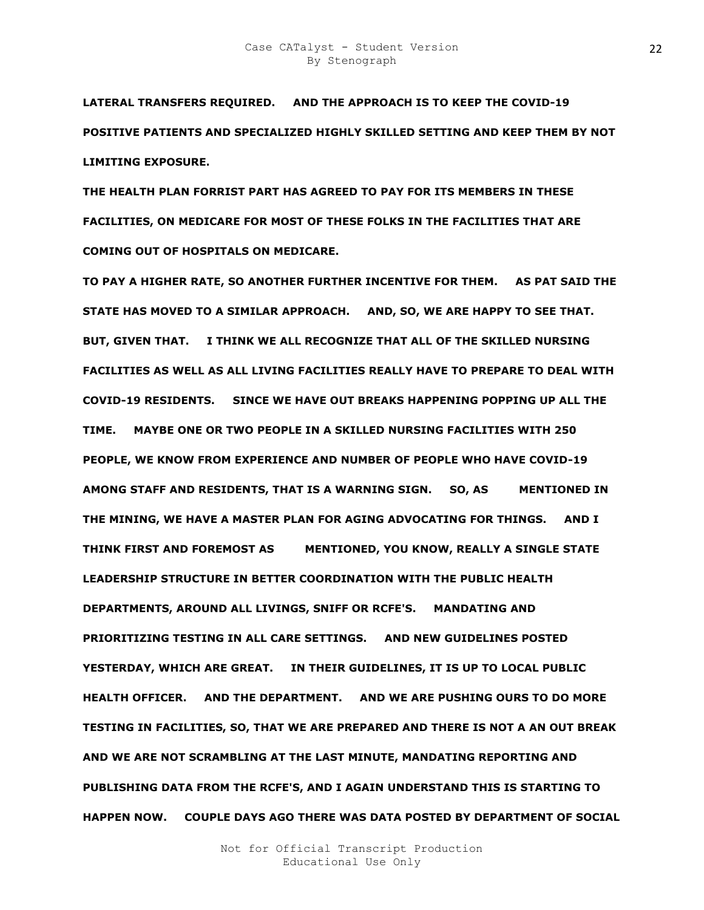**LATERAL TRANSFERS REQUIRED.     AND THE APPROACH IS TO KEEP THE COVID-19 POSITIVE PATIENTS AND SPECIALIZED HIGHLY SKILLED SETTING AND KEEP THEM BY NOT LIMITING EXPOSURE.**

**THE HEALTH PLAN FORRIST PART HAS AGREED TO PAY FOR ITS MEMBERS IN THESE FACILITIES, ON MEDICARE FOR MOST OF THESE FOLKS IN THE FACILITIES THAT ARE COMING OUT OF HOSPITALS ON MEDICARE.**

**TO PAY A HIGHER RATE, SO ANOTHER FURTHER INCENTIVE FOR THEM.     AS PAT SAID THE STATE HAS MOVED TO A SIMILAR APPROACH.     AND, SO, WE ARE HAPPY TO SEE THAT. BUT, GIVEN THAT.     I THINK WE ALL RECOGNIZE THAT ALL OF THE SKILLED NURSING FACILITIES AS WELL AS ALL LIVING FACILITIES REALLY HAVE TO PREPARE TO DEAL WITH COVID-19 RESIDENTS.     SINCE WE HAVE OUT BREAKS HAPPENING POPPING UP ALL THE TIME.     MAYBE ONE OR TWO PEOPLE IN A SKILLED NURSING FACILITIES WITH 250 PEOPLE, WE KNOW FROM EXPERIENCE AND NUMBER OF PEOPLE WHO HAVE COVID-19 AMONG STAFF AND RESIDENTS, THAT IS A WARNING SIGN.     SO, AS        MENTIONED IN THE MINING, WE HAVE A MASTER PLAN FOR AGING ADVOCATING FOR THINGS.     AND I THINK FIRST AND FOREMOST AS        MENTIONED, YOU KNOW, REALLY A SINGLE STATE LEADERSHIP STRUCTURE IN BETTER COORDINATION WITH THE PUBLIC HEALTH DEPARTMENTS, AROUND ALL LIVINGS, SNIFF OR RCFE'S.     MANDATING AND PRIORITIZING TESTING IN ALL CARE SETTINGS.     AND NEW GUIDELINES POSTED YESTERDAY, WHICH ARE GREAT.     IN THEIR GUIDELINES, IT IS UP TO LOCAL PUBLIC HEALTH OFFICER.     AND THE DEPARTMENT.     AND WE ARE PUSHING OURS TO DO MORE TESTING IN FACILITIES, SO, THAT WE ARE PREPARED AND THERE IS NOT A AN OUT BREAK AND WE ARE NOT SCRAMBLING AT THE LAST MINUTE, MANDATING REPORTING AND PUBLISHING DATA FROM THE RCFE'S, AND I AGAIN UNDERSTAND THIS IS STARTING TO HAPPEN NOW.     COUPLE DAYS AGO THERE WAS DATA POSTED BY DEPARTMENT OF SOCIAL**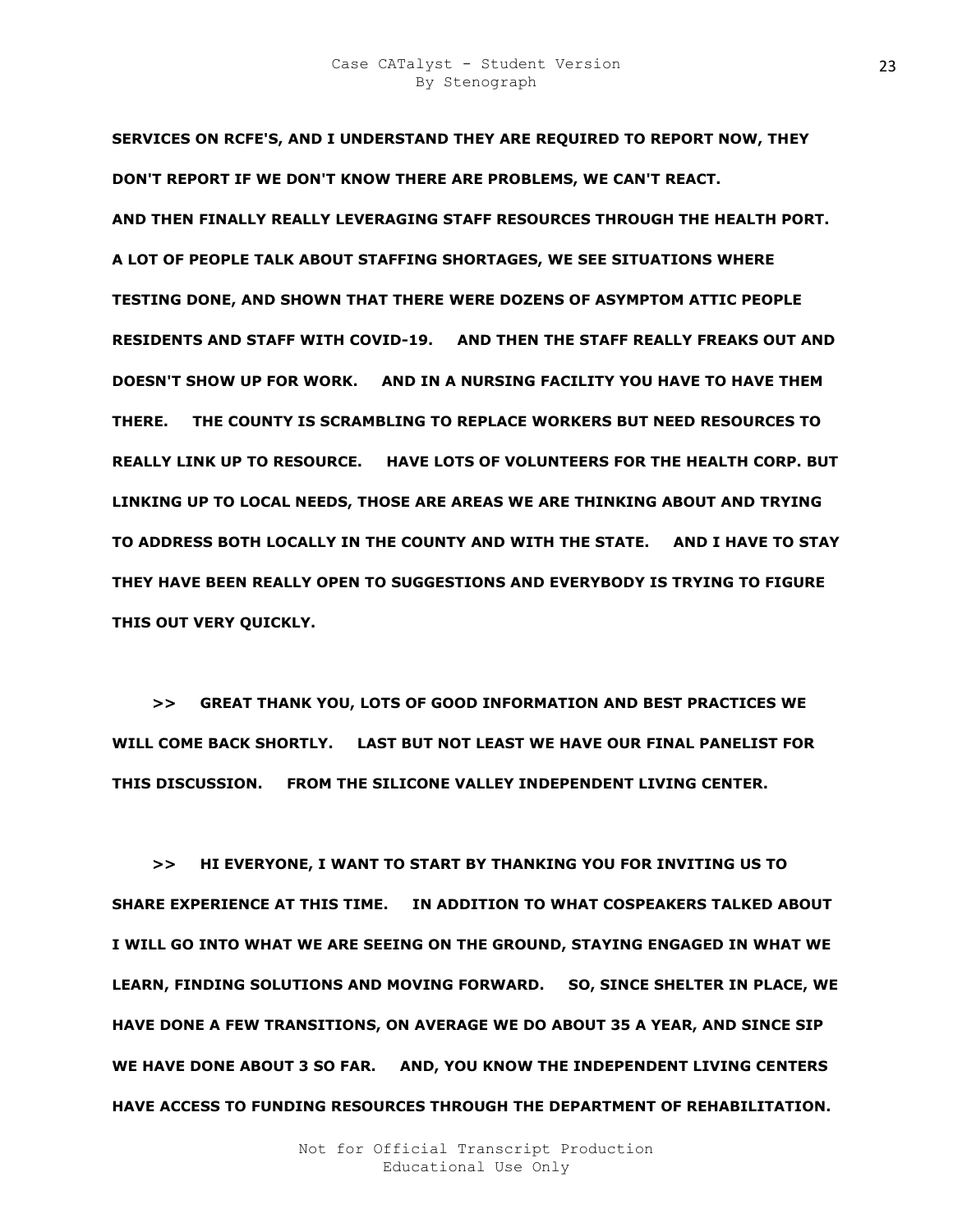**SERVICES ON RCFE'S, AND I UNDERSTAND THEY ARE REQUIRED TO REPORT NOW, THEY DON'T REPORT IF WE DON'T KNOW THERE ARE PROBLEMS, WE CAN'T REACT.**

**AND THEN FINALLY REALLY LEVERAGING STAFF RESOURCES THROUGH THE HEALTH PORT. A LOT OF PEOPLE TALK ABOUT STAFFING SHORTAGES, WE SEE SITUATIONS WHERE TESTING DONE, AND SHOWN THAT THERE WERE DOZENS OF ASYMPTOM ATTIC PEOPLE RESIDENTS AND STAFF WITH COVID-19. AND THEN THE STAFF REALLY FREAKS OUT AND DOESN'T SHOW UP FOR WORK. AND IN A NURSING FACILITY YOU HAVE TO HAVE THEM THERE. THE COUNTY IS SCRAMBLING TO REPLACE WORKERS BUT NEED RESOURCES TO REALLY LINK UP TO RESOURCE. HAVE LOTS OF VOLUNTEERS FOR THE HEALTH CORP. BUT LINKING UP TO LOCAL NEEDS, THOSE ARE AREAS WE ARE THINKING ABOUT AND TRYING TO ADDRESS BOTH LOCALLY IN THE COUNTY AND WITH THE STATE. AND I HAVE TO STAY THEY HAVE BEEN REALLY OPEN TO SUGGESTIONS AND EVERYBODY IS TRYING TO FIGURE THIS OUT VERY QUICKLY.**

**>> GREAT THANK YOU, LOTS OF GOOD INFORMATION AND BEST PRACTICES WE WILL COME BACK SHORTLY. LAST BUT NOT LEAST WE HAVE OUR FINAL PANELIST FOR THIS DISCUSSION. FROM THE SILICONE VALLEY INDEPENDENT LIVING CENTER.**

**>> HI EVERYONE, I WANT TO START BY THANKING YOU FOR INVITING US TO SHARE EXPERIENCE AT THIS TIME. IN ADDITION TO WHAT COSPEAKERS TALKED ABOUT I WILL GO INTO WHAT WE ARE SEEING ON THE GROUND, STAYING ENGAGED IN WHAT WE LEARN, FINDING SOLUTIONS AND MOVING FORWARD. SO, SINCE SHELTER IN PLACE, WE HAVE DONE A FEW TRANSITIONS, ON AVERAGE WE DO ABOUT 35 A YEAR, AND SINCE SIP WE HAVE DONE ABOUT 3 SO FAR. AND, YOU KNOW THE INDEPENDENT LIVING CENTERS HAVE ACCESS TO FUNDING RESOURCES THROUGH THE DEPARTMENT OF REHABILITATION.**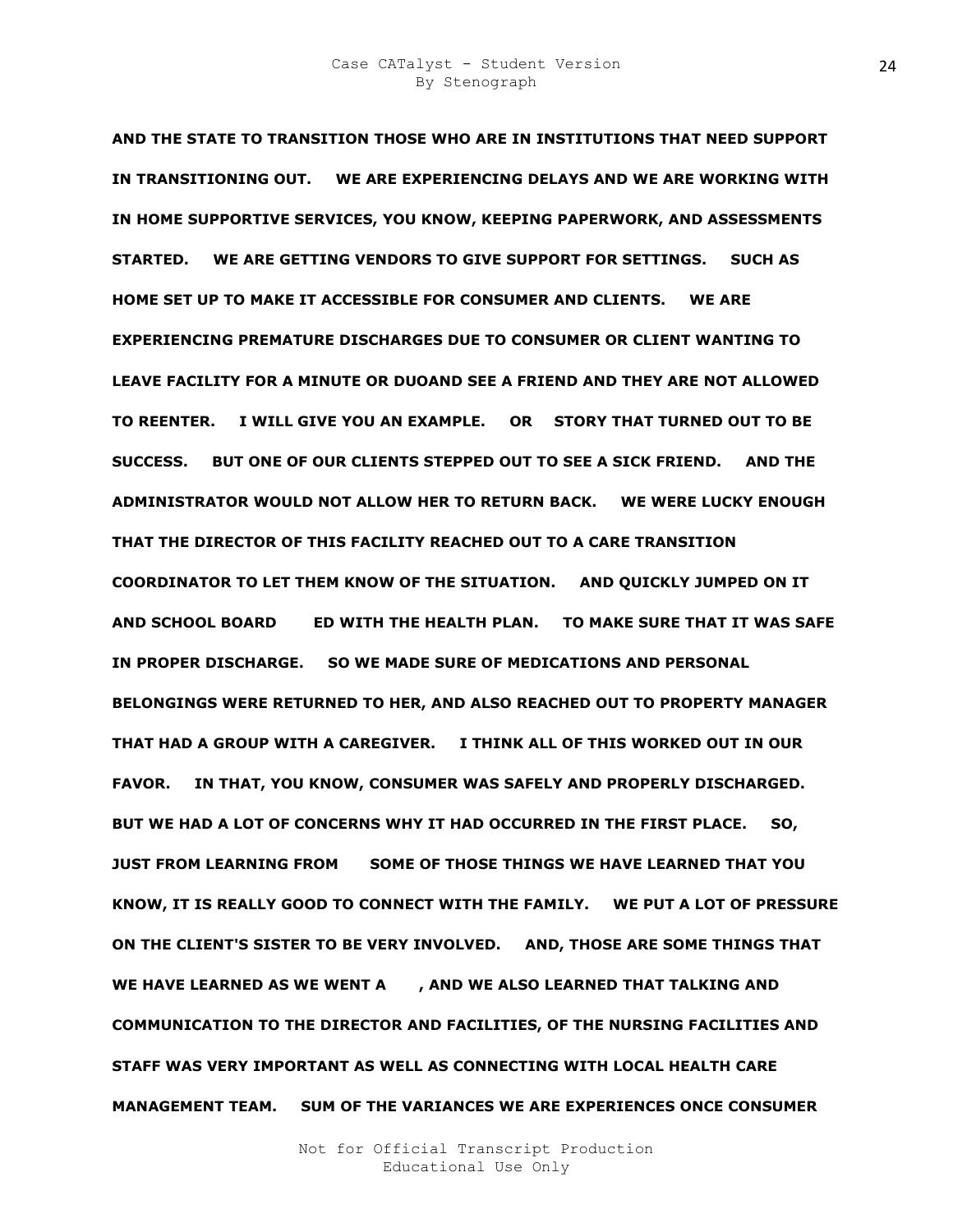**AND THE STATE TO TRANSITION THOSE WHO ARE IN INSTITUTIONS THAT NEED SUPPORT IN TRANSITIONING OUT. WE ARE EXPERIENCING DELAYS AND WE ARE WORKING WITH IN HOME SUPPORTIVE SERVICES, YOU KNOW, KEEPING PAPERWORK, AND ASSESSMENTS STARTED. WE ARE GETTING VENDORS TO GIVE SUPPORT FOR SETTINGS. SUCH AS HOME SET UP TO MAKE IT ACCESSIBLE FOR CONSUMER AND CLIENTS. WE ARE EXPERIENCING PREMATURE DISCHARGES DUE TO CONSUMER OR CLIENT WANTING TO LEAVE FACILITY FOR A MINUTE OR DUOAND SEE A FRIEND AND THEY ARE NOT ALLOWED TO REENTER. I WILL GIVE YOU AN EXAMPLE. OR STORY THAT TURNED OUT TO BE SUCCESS. BUT ONE OF OUR CLIENTS STEPPED OUT TO SEE A SICK FRIEND. AND THE ADMINISTRATOR WOULD NOT ALLOW HER TO RETURN BACK. WE WERE LUCKY ENOUGH THAT THE DIRECTOR OF THIS FACILITY REACHED OUT TO A CARE TRANSITION COORDINATOR TO LET THEM KNOW OF THE SITUATION. AND QUICKLY JUMPED ON IT AND SCHOOL BOARD ED WITH THE HEALTH PLAN. TO MAKE SURE THAT IT WAS SAFE IN PROPER DISCHARGE. SO WE MADE SURE OF MEDICATIONS AND PERSONAL BELONGINGS WERE RETURNED TO HER, AND ALSO REACHED OUT TO PROPERTY MANAGER THAT HAD A GROUP WITH A CAREGIVER. I THINK ALL OF THIS WORKED OUT IN OUR FAVOR. IN THAT, YOU KNOW, CONSUMER WAS SAFELY AND PROPERLY DISCHARGED. BUT WE HAD A LOT OF CONCERNS WHY IT HAD OCCURRED IN THE FIRST PLACE. SO, JUST FROM LEARNING FROM SOME OF THOSE THINGS WE HAVE LEARNED THAT YOU KNOW, IT IS REALLY GOOD TO CONNECT WITH THE FAMILY. WE PUT A LOT OF PRESSURE ON THE CLIENT'S SISTER TO BE VERY INVOLVED. AND, THOSE ARE SOME THINGS THAT WE HAVE LEARNED AS WE WENT A , AND WE ALSO LEARNED THAT TALKING AND COMMUNICATION TO THE DIRECTOR AND FACILITIES, OF THE NURSING FACILITIES AND STAFF WAS VERY IMPORTANT AS WELL AS CONNECTING WITH LOCAL HEALTH CARE MANAGEMENT TEAM. SUM OF THE VARIANCES WE ARE EXPERIENCES ONCE CONSUMER**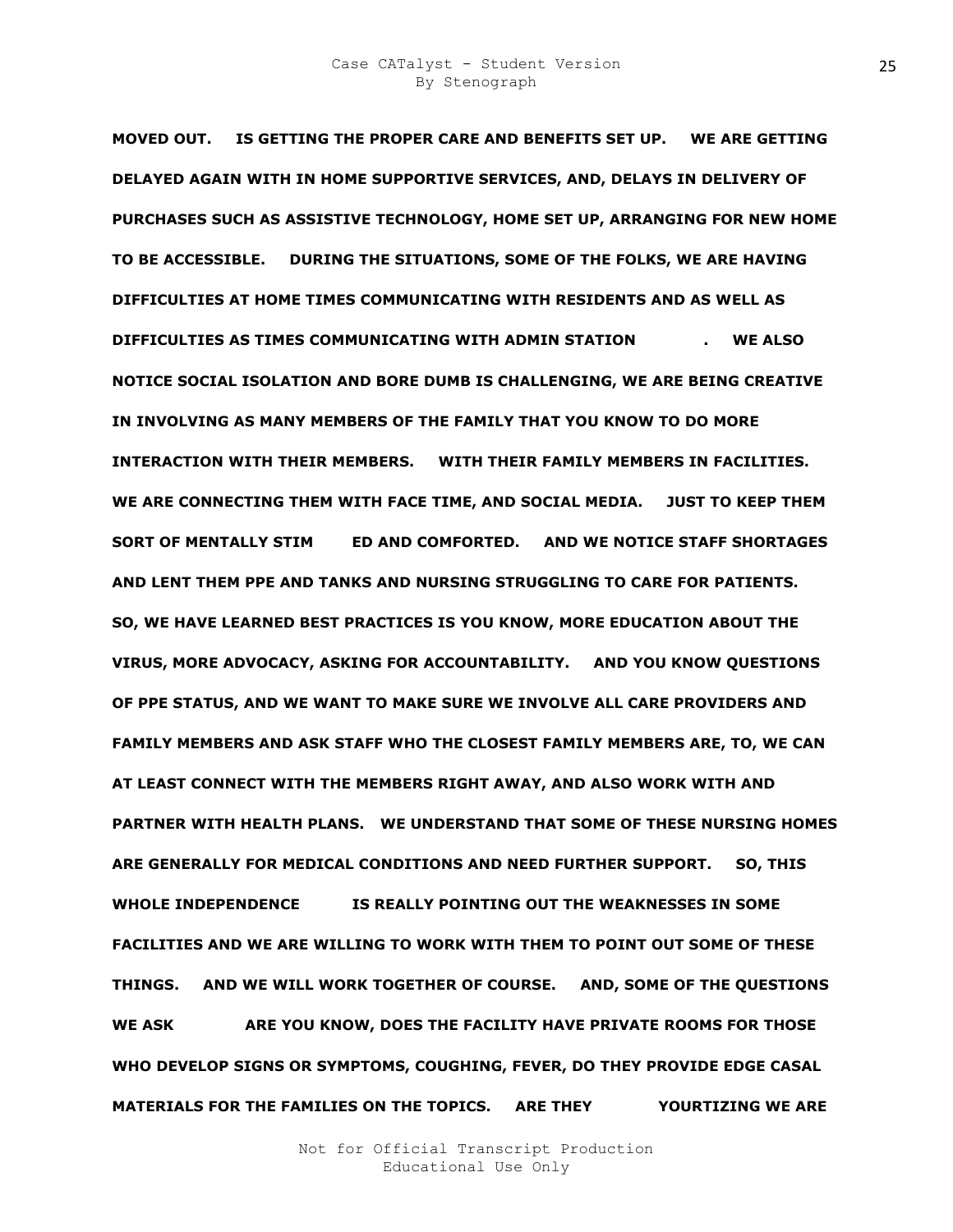**MOVED OUT. IS GETTING THE PROPER CARE AND BENEFITS SET UP. WE ARE GETTING DELAYED AGAIN WITH IN HOME SUPPORTIVE SERVICES, AND, DELAYS IN DELIVERY OF PURCHASES SUCH AS ASSISTIVE TECHNOLOGY, HOME SET UP, ARRANGING FOR NEW HOME TO BE ACCESSIBLE. DURING THE SITUATIONS, SOME OF THE FOLKS, WE ARE HAVING DIFFICULTIES AT HOME TIMES COMMUNICATING WITH RESIDENTS AND AS WELL AS DIFFICULTIES AS TIMES COMMUNICATING WITH ADMIN STATION . WE ALSO NOTICE SOCIAL ISOLATION AND BORE DUMB IS CHALLENGING, WE ARE BEING CREATIVE IN INVOLVING AS MANY MEMBERS OF THE FAMILY THAT YOU KNOW TO DO MORE INTERACTION WITH THEIR MEMBERS. WITH THEIR FAMILY MEMBERS IN FACILITIES. WE ARE CONNECTING THEM WITH FACE TIME, AND SOCIAL MEDIA. JUST TO KEEP THEM SORT OF MENTALLY STIM ED AND COMFORTED. AND WE NOTICE STAFF SHORTAGES AND LENT THEM PPE AND TANKS AND NURSING STRUGGLING TO CARE FOR PATIENTS. SO, WE HAVE LEARNED BEST PRACTICES IS YOU KNOW, MORE EDUCATION ABOUT THE VIRUS, MORE ADVOCACY, ASKING FOR ACCOUNTABILITY. AND YOU KNOW QUESTIONS OF PPE STATUS, AND WE WANT TO MAKE SURE WE INVOLVE ALL CARE PROVIDERS AND FAMILY MEMBERS AND ASK STAFF WHO THE CLOSEST FAMILY MEMBERS ARE, TO, WE CAN AT LEAST CONNECT WITH THE MEMBERS RIGHT AWAY, AND ALSO WORK WITH AND PARTNER WITH HEALTH PLANS. WE UNDERSTAND THAT SOME OF THESE NURSING HOMES ARE GENERALLY FOR MEDICAL CONDITIONS AND NEED FURTHER SUPPORT. SO, THIS WHOLE INDEPENDENCE IS REALLY POINTING OUT THE WEAKNESSES IN SOME FACILITIES AND WE ARE WILLING TO WORK WITH THEM TO POINT OUT SOME OF THESE THINGS. AND WE WILL WORK TOGETHER OF COURSE. AND, SOME OF THE QUESTIONS WE ASK ARE YOU KNOW, DOES THE FACILITY HAVE PRIVATE ROOMS FOR THOSE WHO DEVELOP SIGNS OR SYMPTOMS, COUGHING, FEVER, DO THEY PROVIDE EDGE CASAL MATERIALS FOR THE FAMILIES ON THE TOPICS. ARE THEY YOURTIZING WE ARE**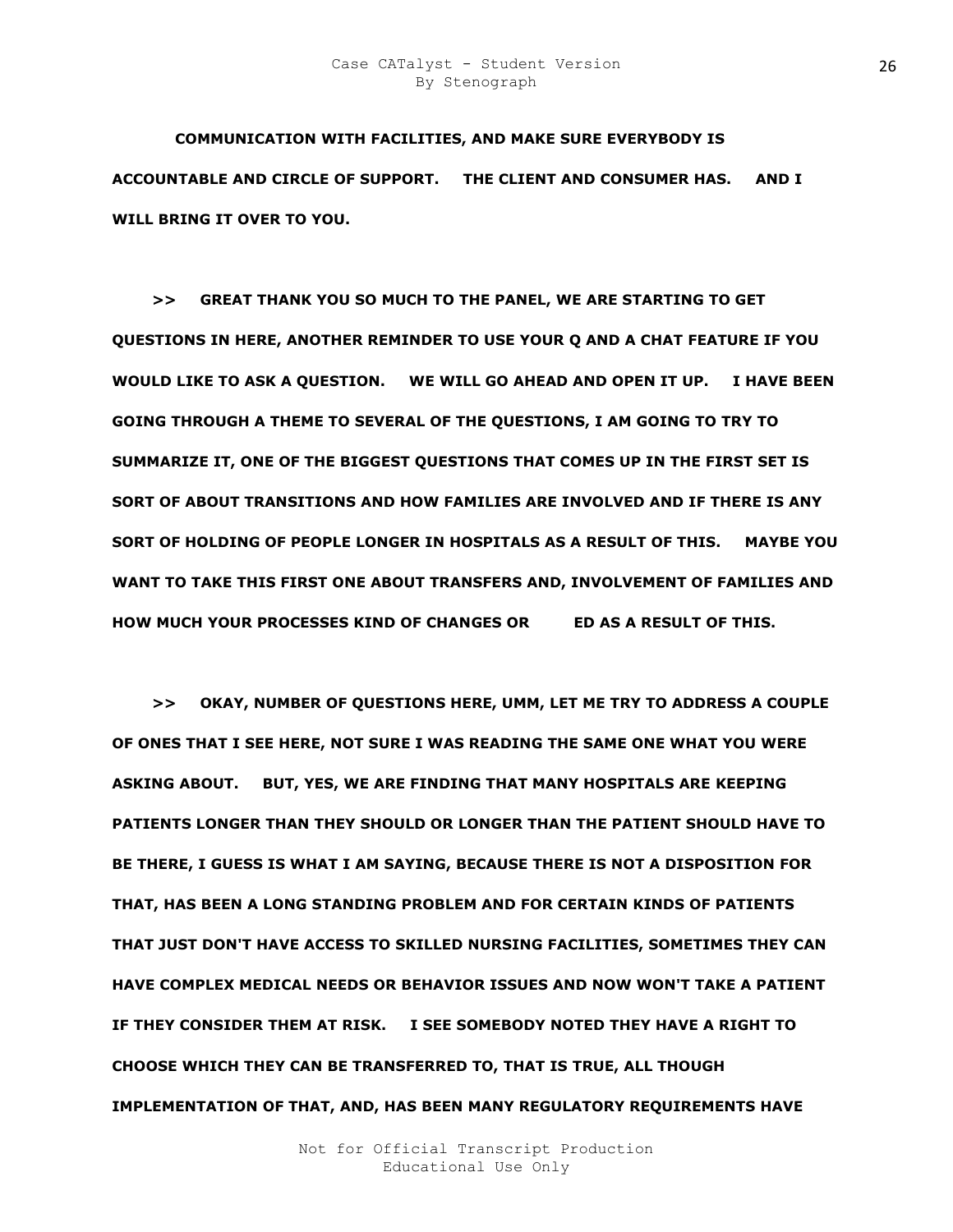**COMMUNICATION WITH FACILITIES, AND MAKE SURE EVERYBODY IS ACCOUNTABLE AND CIRCLE OF SUPPORT. THE CLIENT AND CONSUMER HAS. AND I WILL BRING IT OVER TO YOU.**

**>> GREAT THANK YOU SO MUCH TO THE PANEL, WE ARE STARTING TO GET QUESTIONS IN HERE, ANOTHER REMINDER TO USE YOUR Q AND A CHAT FEATURE IF YOU WOULD LIKE TO ASK A QUESTION. WE WILL GO AHEAD AND OPEN IT UP. I HAVE BEEN GOING THROUGH A THEME TO SEVERAL OF THE QUESTIONS, I AM GOING TO TRY TO SUMMARIZE IT, ONE OF THE BIGGEST QUESTIONS THAT COMES UP IN THE FIRST SET IS SORT OF ABOUT TRANSITIONS AND HOW FAMILIES ARE INVOLVED AND IF THERE IS ANY SORT OF HOLDING OF PEOPLE LONGER IN HOSPITALS AS A RESULT OF THIS. MAYBE YOU WANT TO TAKE THIS FIRST ONE ABOUT TRANSFERS AND, INVOLVEMENT OF FAMILIES AND HOW MUCH YOUR PROCESSES KIND OF CHANGES OR ED AS A RESULT OF THIS.**

**>> OKAY, NUMBER OF QUESTIONS HERE, UMM, LET ME TRY TO ADDRESS A COUPLE OF ONES THAT I SEE HERE, NOT SURE I WAS READING THE SAME ONE WHAT YOU WERE ASKING ABOUT. BUT, YES, WE ARE FINDING THAT MANY HOSPITALS ARE KEEPING PATIENTS LONGER THAN THEY SHOULD OR LONGER THAN THE PATIENT SHOULD HAVE TO BE THERE, I GUESS IS WHAT I AM SAYING, BECAUSE THERE IS NOT A DISPOSITION FOR THAT, HAS BEEN A LONG STANDING PROBLEM AND FOR CERTAIN KINDS OF PATIENTS THAT JUST DON'T HAVE ACCESS TO SKILLED NURSING FACILITIES, SOMETIMES THEY CAN HAVE COMPLEX MEDICAL NEEDS OR BEHAVIOR ISSUES AND NOW WON'T TAKE A PATIENT IF THEY CONSIDER THEM AT RISK. I SEE SOMEBODY NOTED THEY HAVE A RIGHT TO CHOOSE WHICH THEY CAN BE TRANSFERRED TO, THAT IS TRUE, ALL THOUGH IMPLEMENTATION OF THAT, AND, HAS BEEN MANY REGULATORY REQUIREMENTS HAVE**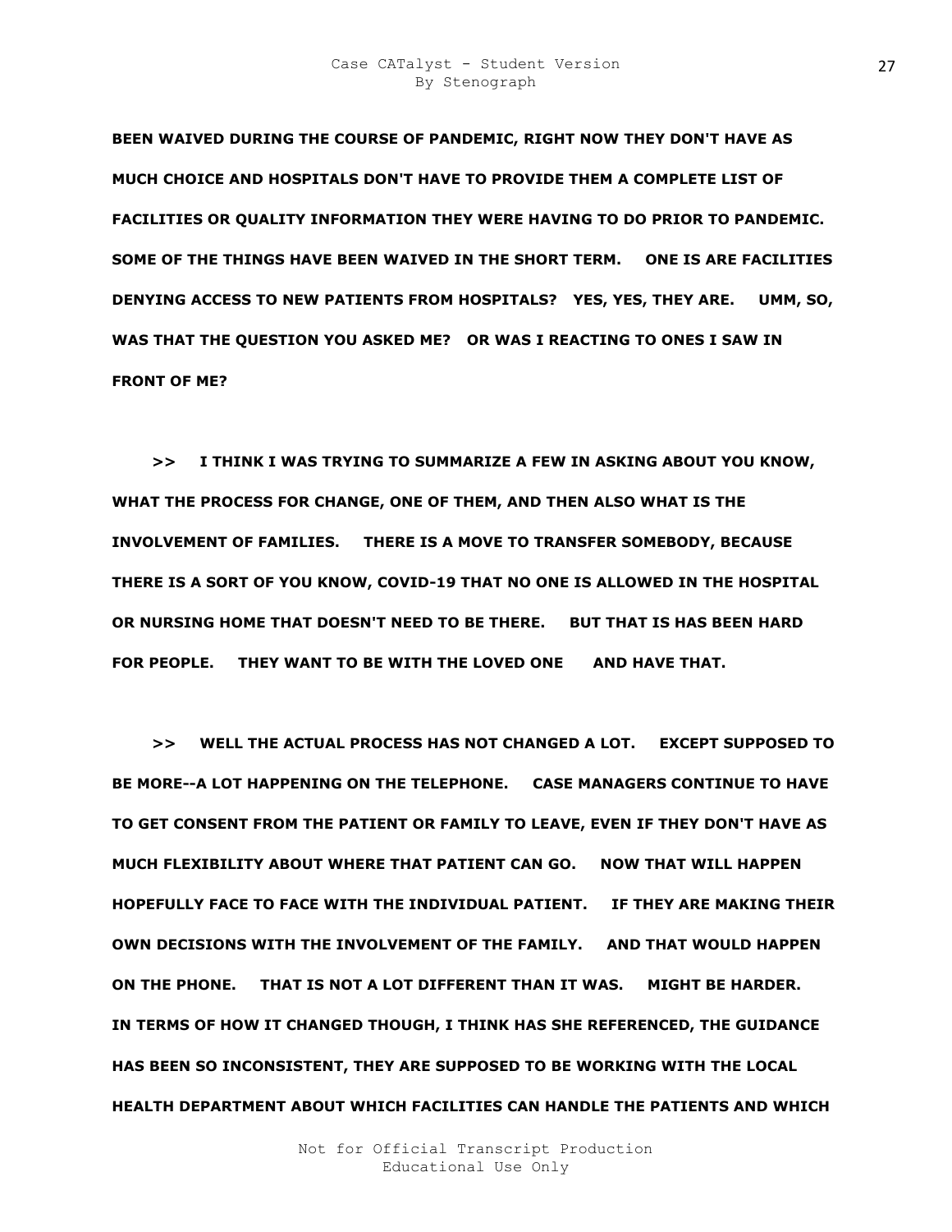**BEEN WAIVED DURING THE COURSE OF PANDEMIC, RIGHT NOW THEY DON'T HAVE AS MUCH CHOICE AND HOSPITALS DON'T HAVE TO PROVIDE THEM A COMPLETE LIST OF FACILITIES OR QUALITY INFORMATION THEY WERE HAVING TO DO PRIOR TO PANDEMIC. SOME OF THE THINGS HAVE BEEN WAIVED IN THE SHORT TERM. ONE IS ARE FACILITIES DENYING ACCESS TO NEW PATIENTS FROM HOSPITALS? YES, YES, THEY ARE. UMM, SO, WAS THAT THE QUESTION YOU ASKED ME? OR WAS I REACTING TO ONES I SAW IN FRONT OF ME?**

**>> I THINK I WAS TRYING TO SUMMARIZE A FEW IN ASKING ABOUT YOU KNOW, WHAT THE PROCESS FOR CHANGE, ONE OF THEM, AND THEN ALSO WHAT IS THE INVOLVEMENT OF FAMILIES. THERE IS A MOVE TO TRANSFER SOMEBODY, BECAUSE THERE IS A SORT OF YOU KNOW, COVID-19 THAT NO ONE IS ALLOWED IN THE HOSPITAL OR NURSING HOME THAT DOESN'T NEED TO BE THERE. BUT THAT IS HAS BEEN HARD FOR PEOPLE. THEY WANT TO BE WITH THE LOVED ONE AND HAVE THAT.**

**>> WELL THE ACTUAL PROCESS HAS NOT CHANGED A LOT. EXCEPT SUPPOSED TO BE MORE--A LOT HAPPENING ON THE TELEPHONE. CASE MANAGERS CONTINUE TO HAVE TO GET CONSENT FROM THE PATIENT OR FAMILY TO LEAVE, EVEN IF THEY DON'T HAVE AS MUCH FLEXIBILITY ABOUT WHERE THAT PATIENT CAN GO. NOW THAT WILL HAPPEN HOPEFULLY FACE TO FACE WITH THE INDIVIDUAL PATIENT. IF THEY ARE MAKING THEIR OWN DECISIONS WITH THE INVOLVEMENT OF THE FAMILY. AND THAT WOULD HAPPEN ON THE PHONE. THAT IS NOT A LOT DIFFERENT THAN IT WAS. MIGHT BE HARDER. IN TERMS OF HOW IT CHANGED THOUGH, I THINK HAS SHE REFERENCED, THE GUIDANCE HAS BEEN SO INCONSISTENT, THEY ARE SUPPOSED TO BE WORKING WITH THE LOCAL HEALTH DEPARTMENT ABOUT WHICH FACILITIES CAN HANDLE THE PATIENTS AND WHICH**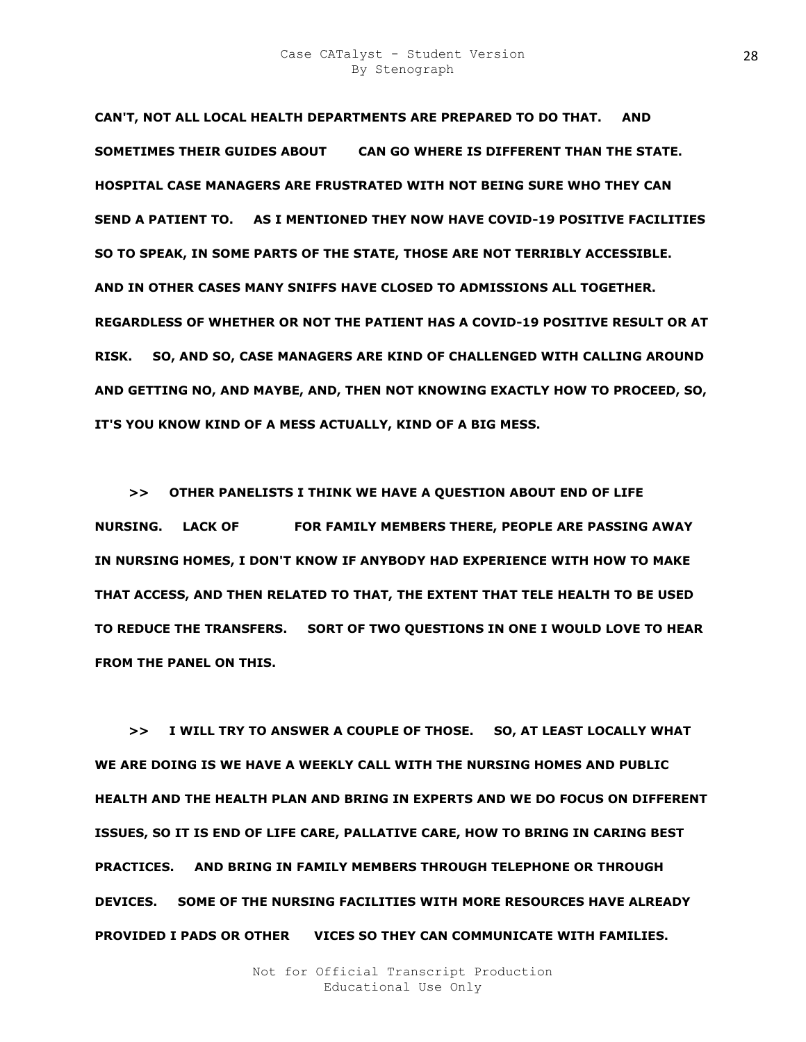**CAN'T, NOT ALL LOCAL HEALTH DEPARTMENTS ARE PREPARED TO DO THAT. AND SOMETIMES THEIR GUIDES ABOUT CAN GO WHERE IS DIFFERENT THAN THE STATE. HOSPITAL CASE MANAGERS ARE FRUSTRATED WITH NOT BEING SURE WHO THEY CAN SEND A PATIENT TO. AS I MENTIONED THEY NOW HAVE COVID-19 POSITIVE FACILITIES SO TO SPEAK, IN SOME PARTS OF THE STATE, THOSE ARE NOT TERRIBLY ACCESSIBLE. AND IN OTHER CASES MANY SNIFFS HAVE CLOSED TO ADMISSIONS ALL TOGETHER. REGARDLESS OF WHETHER OR NOT THE PATIENT HAS A COVID-19 POSITIVE RESULT OR AT RISK. SO, AND SO, CASE MANAGERS ARE KIND OF CHALLENGED WITH CALLING AROUND AND GETTING NO, AND MAYBE, AND, THEN NOT KNOWING EXACTLY HOW TO PROCEED, SO, IT'S YOU KNOW KIND OF A MESS ACTUALLY, KIND OF A BIG MESS.**

**>> OTHER PANELISTS I THINK WE HAVE A QUESTION ABOUT END OF LIFE NURSING. LACK OF FOR FAMILY MEMBERS THERE, PEOPLE ARE PASSING AWAY IN NURSING HOMES, I DON'T KNOW IF ANYBODY HAD EXPERIENCE WITH HOW TO MAKE THAT ACCESS, AND THEN RELATED TO THAT, THE EXTENT THAT TELE HEALTH TO BE USED TO REDUCE THE TRANSFERS. SORT OF TWO QUESTIONS IN ONE I WOULD LOVE TO HEAR FROM THE PANEL ON THIS.**

**>> I WILL TRY TO ANSWER A COUPLE OF THOSE. SO, AT LEAST LOCALLY WHAT WE ARE DOING IS WE HAVE A WEEKLY CALL WITH THE NURSING HOMES AND PUBLIC HEALTH AND THE HEALTH PLAN AND BRING IN EXPERTS AND WE DO FOCUS ON DIFFERENT ISSUES, SO IT IS END OF LIFE CARE, PALLATIVE CARE, HOW TO BRING IN CARING BEST PRACTICES. AND BRING IN FAMILY MEMBERS THROUGH TELEPHONE OR THROUGH DEVICES. SOME OF THE NURSING FACILITIES WITH MORE RESOURCES HAVE ALREADY PROVIDED I PADS OR OTHER VICES SO THEY CAN COMMUNICATE WITH FAMILIES.**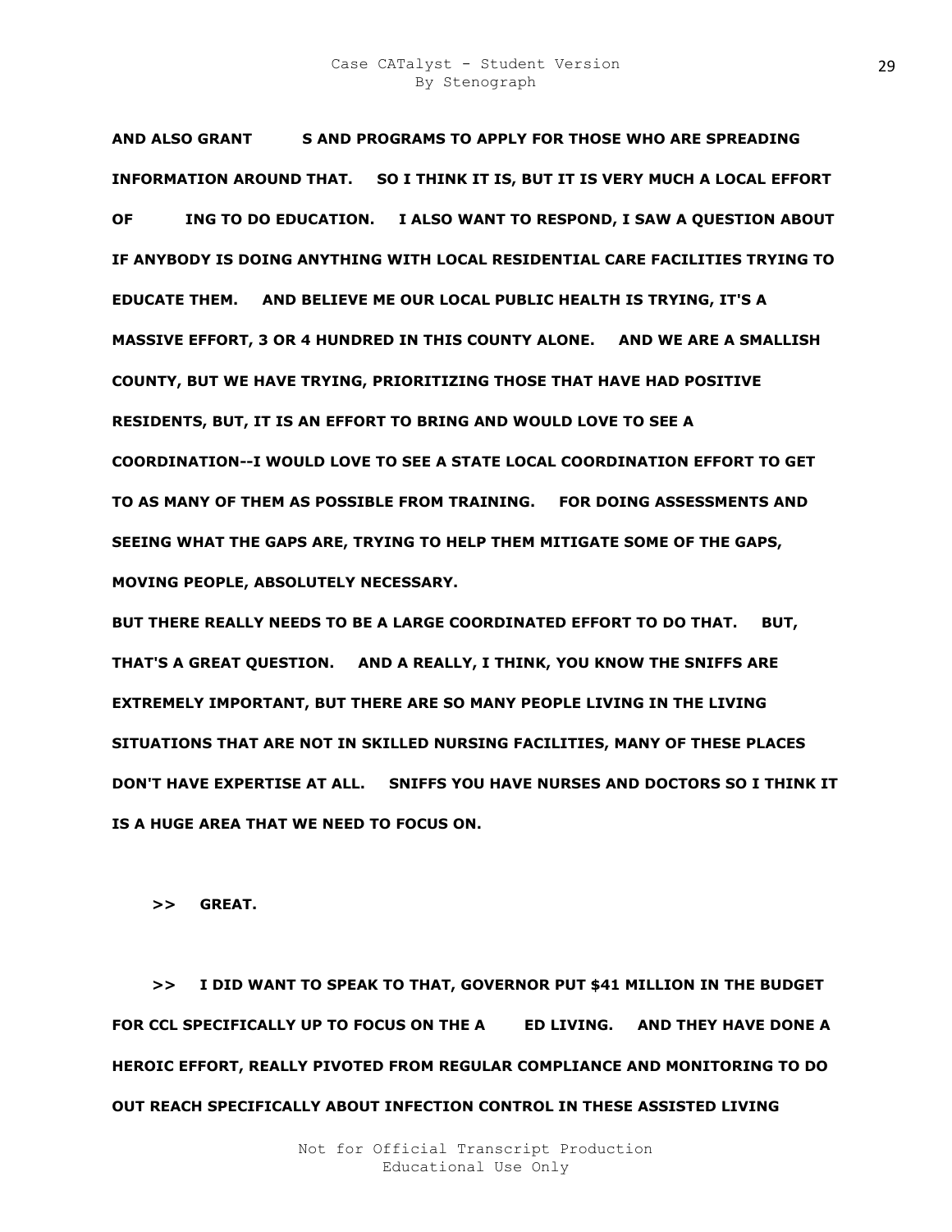**AND ALSO GRANT S AND PROGRAMS TO APPLY FOR THOSE WHO ARE SPREADING INFORMATION AROUND THAT. SO I THINK IT IS, BUT IT IS VERY MUCH A LOCAL EFFORT OF ING TO DO EDUCATION. I ALSO WANT TO RESPOND, I SAW A QUESTION ABOUT IF ANYBODY IS DOING ANYTHING WITH LOCAL RESIDENTIAL CARE FACILITIES TRYING TO EDUCATE THEM. AND BELIEVE ME OUR LOCAL PUBLIC HEALTH IS TRYING, IT'S A MASSIVE EFFORT, 3 OR 4 HUNDRED IN THIS COUNTY ALONE. AND WE ARE A SMALLISH COUNTY, BUT WE HAVE TRYING, PRIORITIZING THOSE THAT HAVE HAD POSITIVE RESIDENTS, BUT, IT IS AN EFFORT TO BRING AND WOULD LOVE TO SEE A COORDINATION--I WOULD LOVE TO SEE A STATE LOCAL COORDINATION EFFORT TO GET TO AS MANY OF THEM AS POSSIBLE FROM TRAINING. FOR DOING ASSESSMENTS AND SEEING WHAT THE GAPS ARE, TRYING TO HELP THEM MITIGATE SOME OF THE GAPS, MOVING PEOPLE, ABSOLUTELY NECESSARY.**

**BUT THERE REALLY NEEDS TO BE A LARGE COORDINATED EFFORT TO DO THAT. BUT, THAT'S A GREAT QUESTION. AND A REALLY, I THINK, YOU KNOW THE SNIFFS ARE EXTREMELY IMPORTANT, BUT THERE ARE SO MANY PEOPLE LIVING IN THE LIVING SITUATIONS THAT ARE NOT IN SKILLED NURSING FACILITIES, MANY OF THESE PLACES DON'T HAVE EXPERTISE AT ALL. SNIFFS YOU HAVE NURSES AND DOCTORS SO I THINK IT IS A HUGE AREA THAT WE NEED TO FOCUS ON.**

**>> GREAT.**

**>> I DID WANT TO SPEAK TO THAT, GOVERNOR PUT $41 MILLION IN THE BUDGET FOR CCL SPECIFICALLY UP TO FOCUS ON THE A ED LIVING. AND THEY HAVE DONE A HEROIC EFFORT, REALLY PIVOTED FROM REGULAR COMPLIANCE AND MONITORING TO DO OUT REACH SPECIFICALLY ABOUT INFECTION CONTROL IN THESE ASSISTED LIVING**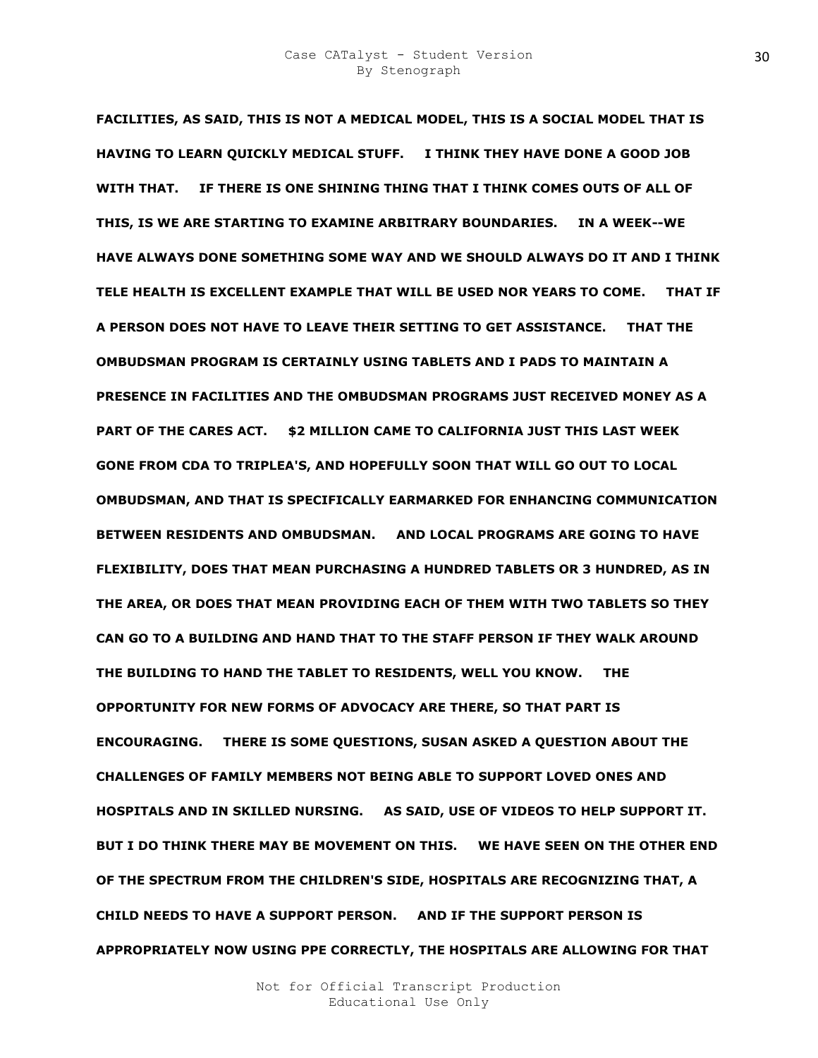**FACILITIES, AS SAID, THIS IS NOT A MEDICAL MODEL, THIS IS A SOCIAL MODEL THAT IS HAVING TO LEARN QUICKLY MEDICAL STUFF. I THINK THEY HAVE DONE A GOOD JOB WITH THAT. IF THERE IS ONE SHINING THING THAT I THINK COMES OUTS OF ALL OF THIS, IS WE ARE STARTING TO EXAMINE ARBITRARY BOUNDARIES. IN A WEEK--WE HAVE ALWAYS DONE SOMETHING SOME WAY AND WE SHOULD ALWAYS DO IT AND I THINK TELE HEALTH IS EXCELLENT EXAMPLE THAT WILL BE USED NOR YEARS TO COME. THAT IF A PERSON DOES NOT HAVE TO LEAVE THEIR SETTING TO GET ASSISTANCE. THAT THE OMBUDSMAN PROGRAM IS CERTAINLY USING TABLETS AND I PADS TO MAINTAIN A PRESENCE IN FACILITIES AND THE OMBUDSMAN PROGRAMS JUST RECEIVED MONEY AS A PART OF THE CARES ACT. $2 MILLION CAME TO CALIFORNIA JUST THIS LAST WEEK GONE FROM CDA TO TRIPLEA'S, AND HOPEFULLY SOON THAT WILL GO OUT TO LOCAL OMBUDSMAN, AND THAT IS SPECIFICALLY EARMARKED FOR ENHANCING COMMUNICATION BETWEEN RESIDENTS AND OMBUDSMAN. AND LOCAL PROGRAMS ARE GOING TO HAVE FLEXIBILITY, DOES THAT MEAN PURCHASING A HUNDRED TABLETS OR 3 HUNDRED, AS IN THE AREA, OR DOES THAT MEAN PROVIDING EACH OF THEM WITH TWO TABLETS SO THEY CAN GO TO A BUILDING AND HAND THAT TO THE STAFF PERSON IF THEY WALK AROUND THE BUILDING TO HAND THE TABLET TO RESIDENTS, WELL YOU KNOW. THE OPPORTUNITY FOR NEW FORMS OF ADVOCACY ARE THERE, SO THAT PART IS ENCOURAGING. THERE IS SOME QUESTIONS, SUSAN ASKED A QUESTION ABOUT THE CHALLENGES OF FAMILY MEMBERS NOT BEING ABLE TO SUPPORT LOVED ONES AND HOSPITALS AND IN SKILLED NURSING. AS SAID, USE OF VIDEOS TO HELP SUPPORT IT. BUT I DO THINK THERE MAY BE MOVEMENT ON THIS. WE HAVE SEEN ON THE OTHER END OF THE SPECTRUM FROM THE CHILDREN'S SIDE, HOSPITALS ARE RECOGNIZING THAT, A CHILD NEEDS TO HAVE A SUPPORT PERSON. AND IF THE SUPPORT PERSON IS APPROPRIATELY NOW USING PPE CORRECTLY, THE HOSPITALS ARE ALLOWING FOR THAT**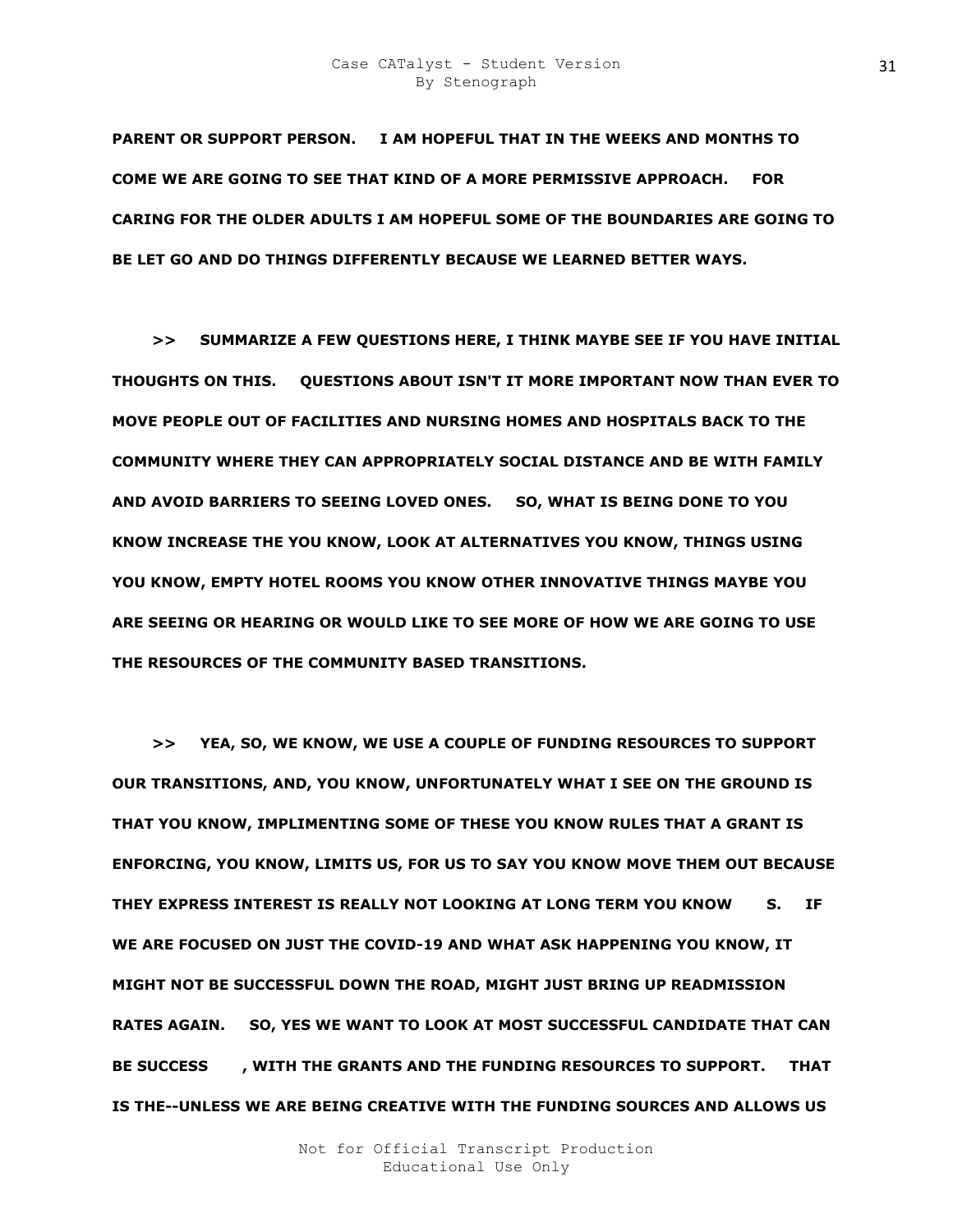**PARENT OR SUPPORT PERSON.   I AM HOPEFUL THAT IN THE WEEKS AND MONTHS TO COME WE ARE GOING TO SEE THAT KIND OF A MORE PERMISSIVE APPROACH.   FOR CARING FOR THE OLDER ADULTS I AM HOPEFUL SOME OF THE BOUNDARIES ARE GOING TO BE LET GO AND DO THINGS DIFFERENTLY BECAUSE WE LEARNED BETTER WAYS.**

**>>   SUMMARIZE A FEW QUESTIONS HERE, I THINK MAYBE SEE IF YOU HAVE INITIAL THOUGHTS ON THIS.   QUESTIONS ABOUT ISN'T IT MORE IMPORTANT NOW THAN EVER TO MOVE PEOPLE OUT OF FACILITIES AND NURSING HOMES AND HOSPITALS BACK TO THE COMMUNITY WHERE THEY CAN APPROPRIATELY SOCIAL DISTANCE AND BE WITH FAMILY AND AVOID BARRIERS TO SEEING LOVED ONES.   SO, WHAT IS BEING DONE TO YOU KNOW INCREASE THE YOU KNOW, LOOK AT ALTERNATIVES YOU KNOW, THINGS USING YOU KNOW, EMPTY HOTEL ROOMS YOU KNOW OTHER INNOVATIVE THINGS MAYBE YOU ARE SEEING OR HEARING OR WOULD LIKE TO SEE MORE OF HOW WE ARE GOING TO USE THE RESOURCES OF THE COMMUNITY BASED TRANSITIONS.**

**>>   YEA, SO, WE KNOW, WE USE A COUPLE OF FUNDING RESOURCES TO SUPPORT OUR TRANSITIONS, AND, YOU KNOW, UNFORTUNATELY WHAT I SEE ON THE GROUND IS THAT YOU KNOW, IMPLIMENTING SOME OF THESE YOU KNOW RULES THAT A GRANT IS ENFORCING, YOU KNOW, LIMITS US, FOR US TO SAY YOU KNOW MOVE THEM OUT BECAUSE THEY EXPRESS INTEREST IS REALLY NOT LOOKING AT LONG TERM YOU KNOW   S.   IF WE ARE FOCUSED ON JUST THE COVID-19 AND WHAT ASK HAPPENING YOU KNOW, IT MIGHT NOT BE SUCCESSFUL DOWN THE ROAD, MIGHT JUST BRING UP READMISSION RATES AGAIN.   SO, YES WE WANT TO LOOK AT MOST SUCCESSFUL CANDIDATE THAT CAN BE SUCCESS   , WITH THE GRANTS AND THE FUNDING RESOURCES TO SUPPORT.   THAT IS THE--UNLESS WE ARE BEING CREATIVE WITH THE FUNDING SOURCES AND ALLOWS US**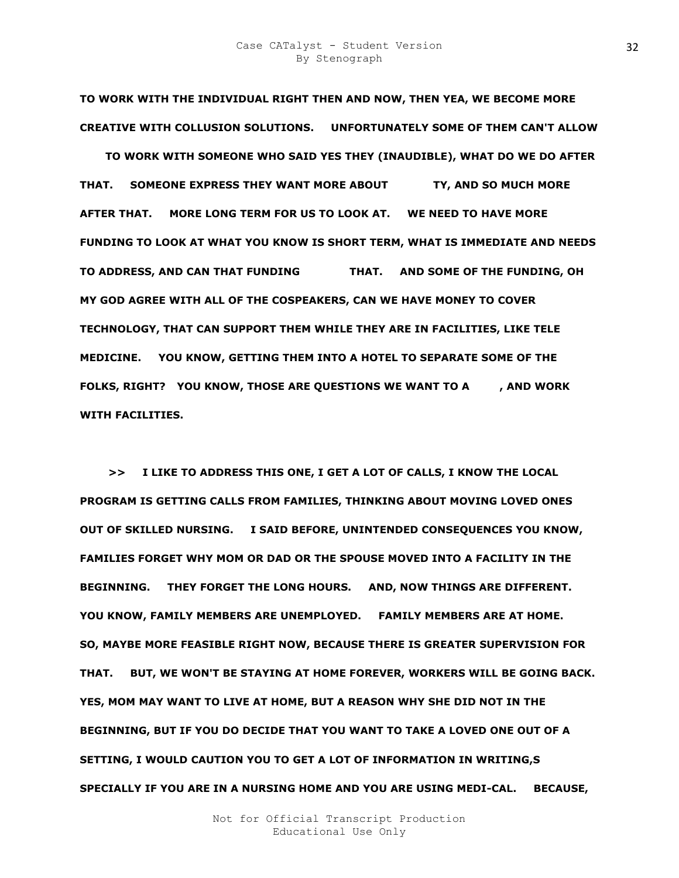**TO WORK WITH THE INDIVIDUAL RIGHT THEN AND NOW, THEN YEA, WE BECOME MORE CREATIVE WITH COLLUSION SOLUTIONS. UNFORTUNATELY SOME OF THEM CAN'T ALLOW TO WORK WITH SOMEONE WHO SAID YES THEY (INAUDIBLE), WHAT DO WE DO AFTER THAT. SOMEONE EXPRESS THEY WANT MORE ABOUT TY, AND SO MUCH MORE AFTER THAT. MORE LONG TERM FOR US TO LOOK AT. WE NEED TO HAVE MORE FUNDING TO LOOK AT WHAT YOU KNOW IS SHORT TERM, WHAT IS IMMEDIATE AND NEEDS TO ADDRESS, AND CAN THAT FUNDING THAT. AND SOME OF THE FUNDING, OH MY GOD AGREE WITH ALL OF THE COSPEAKERS, CAN WE HAVE MONEY TO COVER TECHNOLOGY, THAT CAN SUPPORT THEM WHILE THEY ARE IN FACILITIES, LIKE TELE MEDICINE. YOU KNOW, GETTING THEM INTO A HOTEL TO SEPARATE SOME OF THE FOLKS, RIGHT? YOU KNOW, THOSE ARE QUESTIONS WE WANT TO A , AND WORK WITH FACILITIES.**

**>> I LIKE TO ADDRESS THIS ONE, I GET A LOT OF CALLS, I KNOW THE LOCAL PROGRAM IS GETTING CALLS FROM FAMILIES, THINKING ABOUT MOVING LOVED ONES OUT OF SKILLED NURSING. I SAID BEFORE, UNINTENDED CONSEQUENCES YOU KNOW, FAMILIES FORGET WHY MOM OR DAD OR THE SPOUSE MOVED INTO A FACILITY IN THE BEGINNING. THEY FORGET THE LONG HOURS. AND, NOW THINGS ARE DIFFERENT. YOU KNOW, FAMILY MEMBERS ARE UNEMPLOYED. FAMILY MEMBERS ARE AT HOME. SO, MAYBE MORE FEASIBLE RIGHT NOW, BECAUSE THERE IS GREATER SUPERVISION FOR THAT. BUT, WE WON'T BE STAYING AT HOME FOREVER, WORKERS WILL BE GOING BACK. YES, MOM MAY WANT TO LIVE AT HOME, BUT A REASON WHY SHE DID NOT IN THE BEGINNING, BUT IF YOU DO DECIDE THAT YOU WANT TO TAKE A LOVED ONE OUT OF A SETTING, I WOULD CAUTION YOU TO GET A LOT OF INFORMATION IN WRITING,S SPECIALLY IF YOU ARE IN A NURSING HOME AND YOU ARE USING MEDI-CAL. BECAUSE,**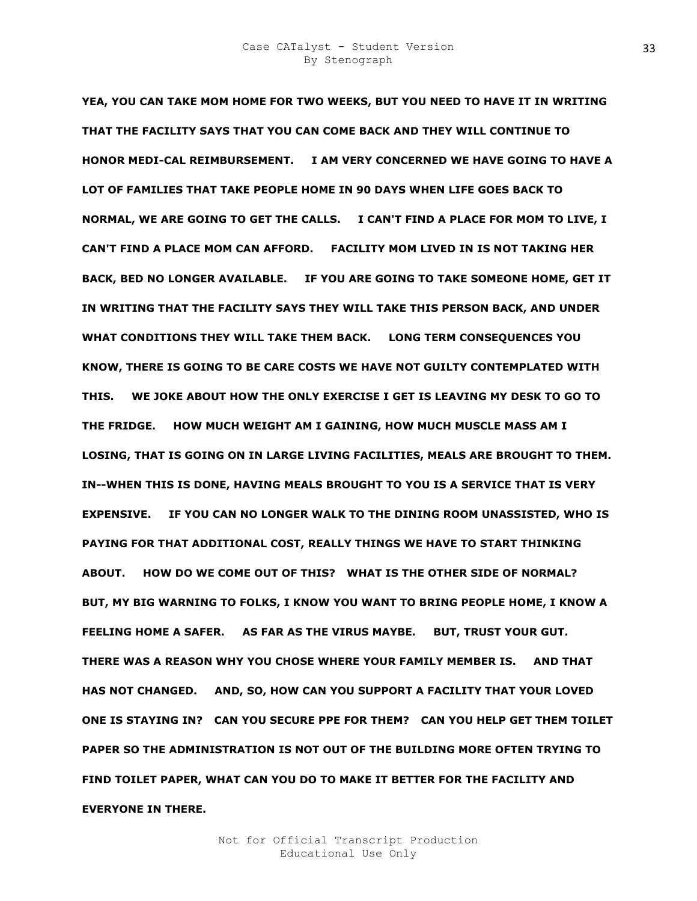**YEA, YOU CAN TAKE MOM HOME FOR TWO WEEKS, BUT YOU NEED TO HAVE IT IN WRITING THAT THE FACILITY SAYS THAT YOU CAN COME BACK AND THEY WILL CONTINUE TO HONOR MEDI-CAL REIMBURSEMENT. I AM VERY CONCERNED WE HAVE GOING TO HAVE A LOT OF FAMILIES THAT TAKE PEOPLE HOME IN 90 DAYS WHEN LIFE GOES BACK TO NORMAL, WE ARE GOING TO GET THE CALLS. I CAN'T FIND A PLACE FOR MOM TO LIVE, I CAN'T FIND A PLACE MOM CAN AFFORD. FACILITY MOM LIVED IN IS NOT TAKING HER BACK, BED NO LONGER AVAILABLE. IF YOU ARE GOING TO TAKE SOMEONE HOME, GET IT IN WRITING THAT THE FACILITY SAYS THEY WILL TAKE THIS PERSON BACK, AND UNDER WHAT CONDITIONS THEY WILL TAKE THEM BACK. LONG TERM CONSEQUENCES YOU KNOW, THERE IS GOING TO BE CARE COSTS WE HAVE NOT GUILTY CONTEMPLATED WITH THIS. WE JOKE ABOUT HOW THE ONLY EXERCISE I GET IS LEAVING MY DESK TO GO TO THE FRIDGE. HOW MUCH WEIGHT AM I GAINING, HOW MUCH MUSCLE MASS AM I LOSING, THAT IS GOING ON IN LARGE LIVING FACILITIES, MEALS ARE BROUGHT TO THEM. IN--WHEN THIS IS DONE, HAVING MEALS BROUGHT TO YOU IS A SERVICE THAT IS VERY EXPENSIVE. IF YOU CAN NO LONGER WALK TO THE DINING ROOM UNASSISTED, WHO IS PAYING FOR THAT ADDITIONAL COST, REALLY THINGS WE HAVE TO START THINKING ABOUT. HOW DO WE COME OUT OF THIS? WHAT IS THE OTHER SIDE OF NORMAL? BUT, MY BIG WARNING TO FOLKS, I KNOW YOU WANT TO BRING PEOPLE HOME, I KNOW A FEELING HOME A SAFER. AS FAR AS THE VIRUS MAYBE. BUT, TRUST YOUR GUT. THERE WAS A REASON WHY YOU CHOSE WHERE YOUR FAMILY MEMBER IS. AND THAT HAS NOT CHANGED. AND, SO, HOW CAN YOU SUPPORT A FACILITY THAT YOUR LOVED ONE IS STAYING IN? CAN YOU SECURE PPE FOR THEM? CAN YOU HELP GET THEM TOILET PAPER SO THE ADMINISTRATION IS NOT OUT OF THE BUILDING MORE OFTEN TRYING TO FIND TOILET PAPER, WHAT CAN YOU DO TO MAKE IT BETTER FOR THE FACILITY AND EVERYONE IN THERE.**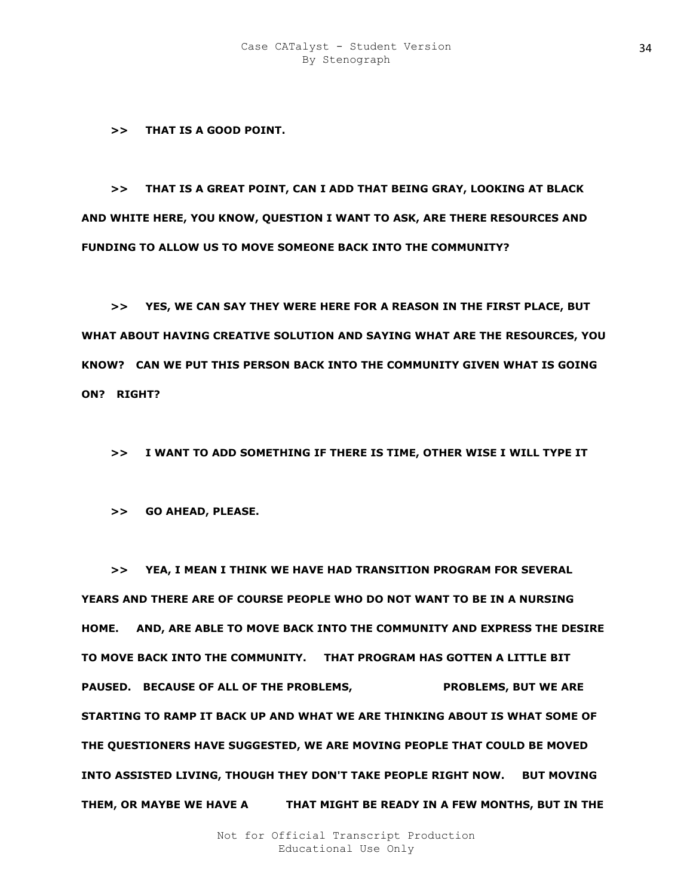**>> THAT IS A GOOD POINT.**

**>> THAT IS A GREAT POINT, CAN I ADD THAT BEING GRAY, LOOKING AT BLACK AND WHITE HERE, YOU KNOW, QUESTION I WANT TO ASK, ARE THERE RESOURCES AND FUNDING TO ALLOW US TO MOVE SOMEONE BACK INTO THE COMMUNITY?**

**>> YES, WE CAN SAY THEY WERE HERE FOR A REASON IN THE FIRST PLACE, BUT WHAT ABOUT HAVING CREATIVE SOLUTION AND SAYING WHAT ARE THE RESOURCES, YOU KNOW? CAN WE PUT THIS PERSON BACK INTO THE COMMUNITY GIVEN WHAT IS GOING ON? RIGHT?**

**>> I WANT TO ADD SOMETHING IF THERE IS TIME, OTHER WISE I WILL TYPE IT**

**>> GO AHEAD, PLEASE.**

**>> YEA, I MEAN I THINK WE HAVE HAD TRANSITION PROGRAM FOR SEVERAL YEARS AND THERE ARE OF COURSE PEOPLE WHO DO NOT WANT TO BE IN A NURSING HOME. AND, ARE ABLE TO MOVE BACK INTO THE COMMUNITY AND EXPRESS THE DESIRE TO MOVE BACK INTO THE COMMUNITY. THAT PROGRAM HAS GOTTEN A LITTLE BIT PAUSED. BECAUSE OF ALL OF THE PROBLEMS, PROBLEMS, BUT WE ARE STARTING TO RAMP IT BACK UP AND WHAT WE ARE THINKING ABOUT IS WHAT SOME OF THE QUESTIONERS HAVE SUGGESTED, WE ARE MOVING PEOPLE THAT COULD BE MOVED INTO ASSISTED LIVING, THOUGH THEY DON'T TAKE PEOPLE RIGHT NOW. BUT MOVING THEM, OR MAYBE WE HAVE A THAT MIGHT BE READY IN A FEW MONTHS, BUT IN THE**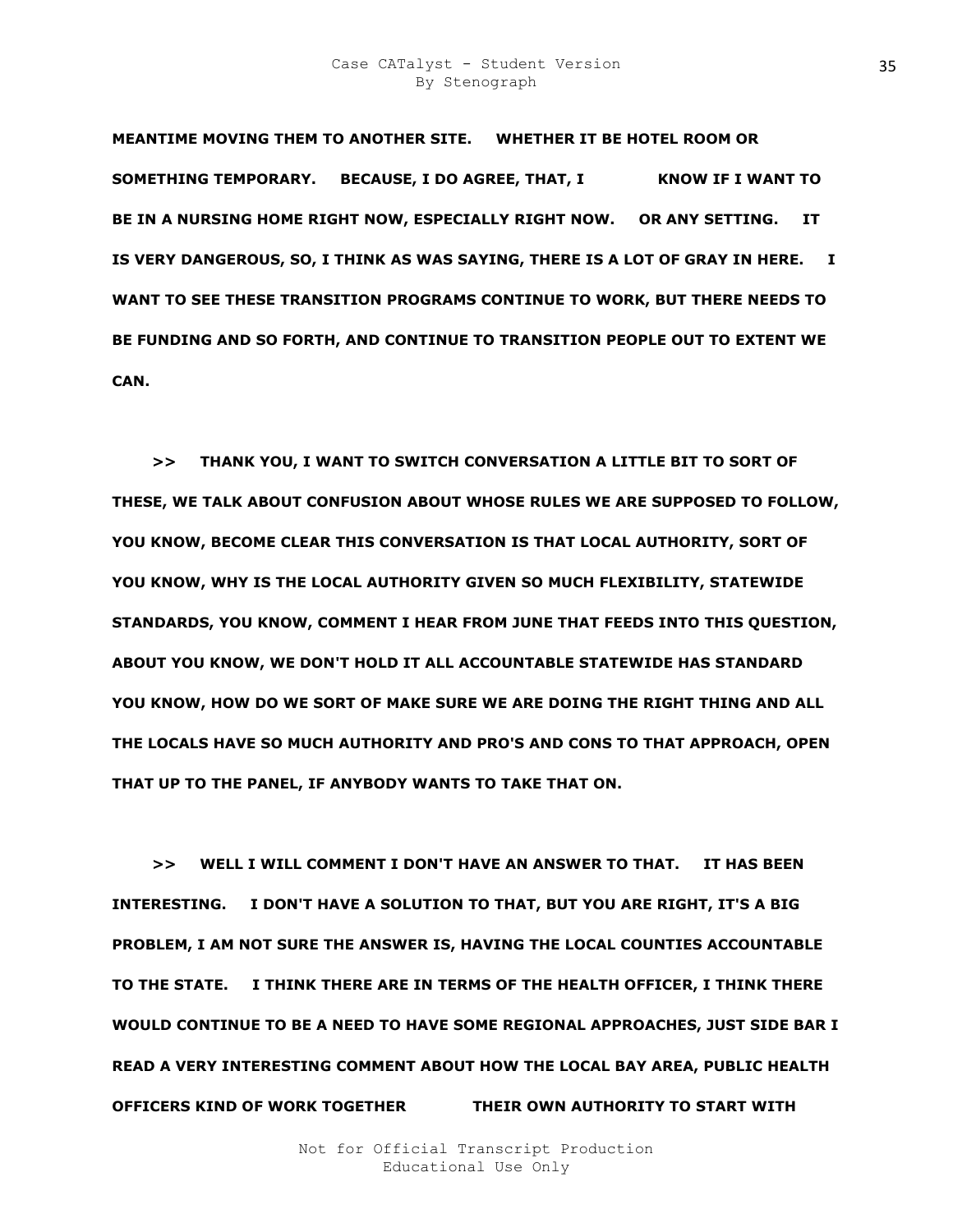**MEANTIME MOVING THEM TO ANOTHER SITE. WHETHER IT BE HOTEL ROOM OR SOMETHING TEMPORARY. BECAUSE, I DO AGREE, THAT, I KNOW IF I WANT TO BE IN A NURSING HOME RIGHT NOW, ESPECIALLY RIGHT NOW. OR ANY SETTING. IT IS VERY DANGEROUS, SO, I THINK AS WAS SAYING, THERE IS A LOT OF GRAY IN HERE. I WANT TO SEE THESE TRANSITION PROGRAMS CONTINUE TO WORK, BUT THERE NEEDS TO BE FUNDING AND SO FORTH, AND CONTINUE TO TRANSITION PEOPLE OUT TO EXTENT WE CAN.**

**>> THANK YOU, I WANT TO SWITCH CONVERSATION A LITTLE BIT TO SORT OF THESE, WE TALK ABOUT CONFUSION ABOUT WHOSE RULES WE ARE SUPPOSED TO FOLLOW, YOU KNOW, BECOME CLEAR THIS CONVERSATION IS THAT LOCAL AUTHORITY, SORT OF YOU KNOW, WHY IS THE LOCAL AUTHORITY GIVEN SO MUCH FLEXIBILITY, STATEWIDE STANDARDS, YOU KNOW, COMMENT I HEAR FROM JUNE THAT FEEDS INTO THIS QUESTION, ABOUT YOU KNOW, WE DON'T HOLD IT ALL ACCOUNTABLE STATEWIDE HAS STANDARD YOU KNOW, HOW DO WE SORT OF MAKE SURE WE ARE DOING THE RIGHT THING AND ALL THE LOCALS HAVE SO MUCH AUTHORITY AND PRO'S AND CONS TO THAT APPROACH, OPEN THAT UP TO THE PANEL, IF ANYBODY WANTS TO TAKE THAT ON.**

**>> WELL I WILL COMMENT I DON'T HAVE AN ANSWER TO THAT. IT HAS BEEN INTERESTING. I DON'T HAVE A SOLUTION TO THAT, BUT YOU ARE RIGHT, IT'S A BIG PROBLEM, I AM NOT SURE THE ANSWER IS, HAVING THE LOCAL COUNTIES ACCOUNTABLE TO THE STATE. I THINK THERE ARE IN TERMS OF THE HEALTH OFFICER, I THINK THERE WOULD CONTINUE TO BE A NEED TO HAVE SOME REGIONAL APPROACHES, JUST SIDE BAR I READ A VERY INTERESTING COMMENT ABOUT HOW THE LOCAL BAY AREA, PUBLIC HEALTH OFFICERS KIND OF WORK TOGETHER THEIR OWN AUTHORITY TO START WITH**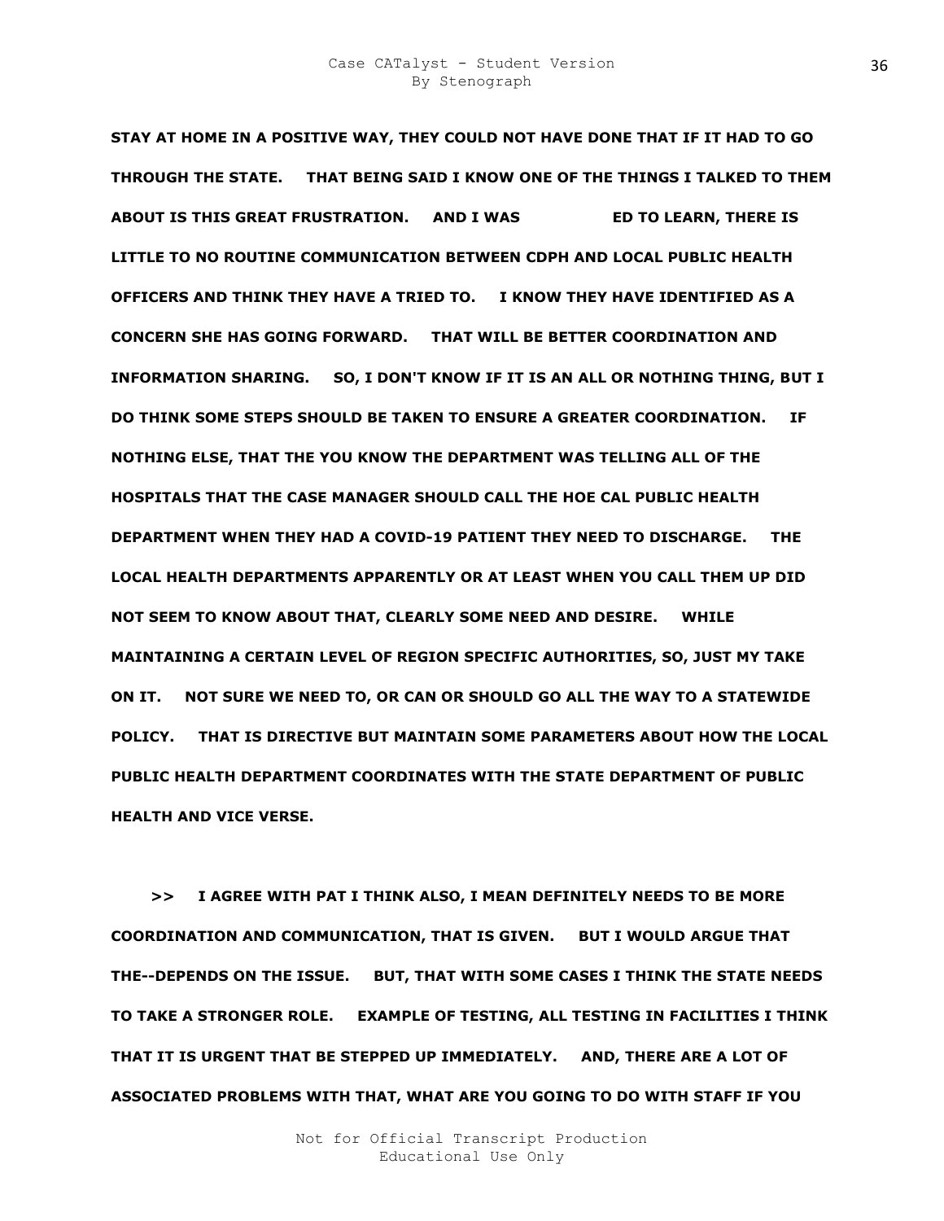**STAY AT HOME IN A POSITIVE WAY, THEY COULD NOT HAVE DONE THAT IF IT HAD TO GO THROUGH THE STATE. THAT BEING SAID I KNOW ONE OF THE THINGS I TALKED TO THEM ABOUT IS THIS GREAT FRUSTRATION. AND I WAS ED TO LEARN, THERE IS LITTLE TO NO ROUTINE COMMUNICATION BETWEEN CDPH AND LOCAL PUBLIC HEALTH OFFICERS AND THINK THEY HAVE A TRIED TO. I KNOW THEY HAVE IDENTIFIED AS A CONCERN SHE HAS GOING FORWARD. THAT WILL BE BETTER COORDINATION AND INFORMATION SHARING. SO, I DON'T KNOW IF IT IS AN ALL OR NOTHING THING, BUT I DO THINK SOME STEPS SHOULD BE TAKEN TO ENSURE A GREATER COORDINATION. IF NOTHING ELSE, THAT THE YOU KNOW THE DEPARTMENT WAS TELLING ALL OF THE HOSPITALS THAT THE CASE MANAGER SHOULD CALL THE HOE CAL PUBLIC HEALTH DEPARTMENT WHEN THEY HAD A COVID-19 PATIENT THEY NEED TO DISCHARGE. THE LOCAL HEALTH DEPARTMENTS APPARENTLY OR AT LEAST WHEN YOU CALL THEM UP DID NOT SEEM TO KNOW ABOUT THAT, CLEARLY SOME NEED AND DESIRE. WHILE MAINTAINING A CERTAIN LEVEL OF REGION SPECIFIC AUTHORITIES, SO, JUST MY TAKE ON IT. NOT SURE WE NEED TO, OR CAN OR SHOULD GO ALL THE WAY TO A STATEWIDE POLICY. THAT IS DIRECTIVE BUT MAINTAIN SOME PARAMETERS ABOUT HOW THE LOCAL PUBLIC HEALTH DEPARTMENT COORDINATES WITH THE STATE DEPARTMENT OF PUBLIC HEALTH AND VICE VERSE.**

**>> I AGREE WITH PAT I THINK ALSO, I MEAN DEFINITELY NEEDS TO BE MORE COORDINATION AND COMMUNICATION, THAT IS GIVEN. BUT I WOULD ARGUE THAT THE--DEPENDS ON THE ISSUE. BUT, THAT WITH SOME CASES I THINK THE STATE NEEDS TO TAKE A STRONGER ROLE. EXAMPLE OF TESTING, ALL TESTING IN FACILITIES I THINK THAT IT IS URGENT THAT BE STEPPED UP IMMEDIATELY. AND, THERE ARE A LOT OF ASSOCIATED PROBLEMS WITH THAT, WHAT ARE YOU GOING TO DO WITH STAFF IF YOU**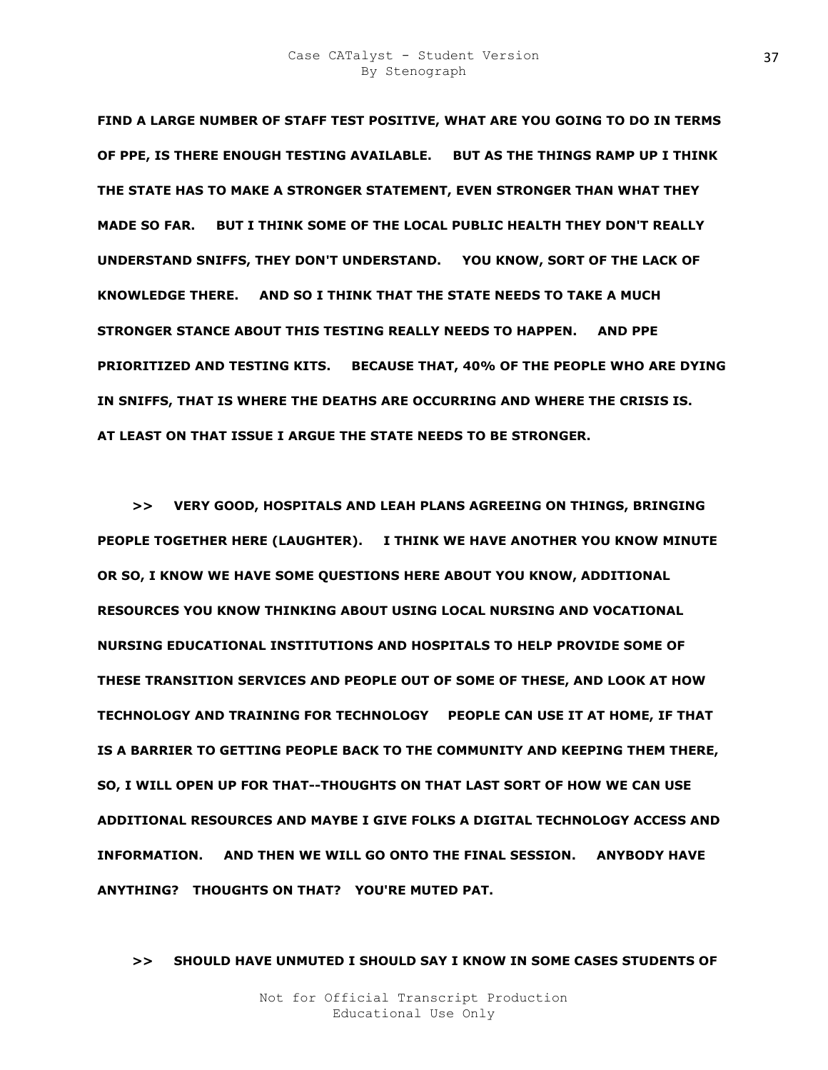**FIND A LARGE NUMBER OF STAFF TEST POSITIVE, WHAT ARE YOU GOING TO DO IN TERMS OF PPE, IS THERE ENOUGH TESTING AVAILABLE. BUT AS THE THINGS RAMP UP I THINK THE STATE HAS TO MAKE A STRONGER STATEMENT, EVEN STRONGER THAN WHAT THEY MADE SO FAR. BUT I THINK SOME OF THE LOCAL PUBLIC HEALTH THEY DON'T REALLY UNDERSTAND SNIFFS, THEY DON'T UNDERSTAND. YOU KNOW, SORT OF THE LACK OF KNOWLEDGE THERE. AND SO I THINK THAT THE STATE NEEDS TO TAKE A MUCH STRONGER STANCE ABOUT THIS TESTING REALLY NEEDS TO HAPPEN. AND PPE PRIORITIZED AND TESTING KITS. BECAUSE THAT, 40% OF THE PEOPLE WHO ARE DYING IN SNIFFS, THAT IS WHERE THE DEATHS ARE OCCURRING AND WHERE THE CRISIS IS. AT LEAST ON THAT ISSUE I ARGUE THE STATE NEEDS TO BE STRONGER.**

**>> VERY GOOD, HOSPITALS AND LEAH PLANS AGREEING ON THINGS, BRINGING PEOPLE TOGETHER HERE (LAUGHTER). I THINK WE HAVE ANOTHER YOU KNOW MINUTE OR SO, I KNOW WE HAVE SOME QUESTIONS HERE ABOUT YOU KNOW, ADDITIONAL RESOURCES YOU KNOW THINKING ABOUT USING LOCAL NURSING AND VOCATIONAL NURSING EDUCATIONAL INSTITUTIONS AND HOSPITALS TO HELP PROVIDE SOME OF THESE TRANSITION SERVICES AND PEOPLE OUT OF SOME OF THESE, AND LOOK AT HOW TECHNOLOGY AND TRAINING FOR TECHNOLOGY PEOPLE CAN USE IT AT HOME, IF THAT IS A BARRIER TO GETTING PEOPLE BACK TO THE COMMUNITY AND KEEPING THEM THERE, SO, I WILL OPEN UP FOR THAT--THOUGHTS ON THAT LAST SORT OF HOW WE CAN USE ADDITIONAL RESOURCES AND MAYBE I GIVE FOLKS A DIGITAL TECHNOLOGY ACCESS AND INFORMATION. AND THEN WE WILL GO ONTO THE FINAL SESSION. ANYBODY HAVE ANYTHING? THOUGHTS ON THAT? YOU'RE MUTED PAT.**

**>> SHOULD HAVE UNMUTED I SHOULD SAY I KNOW IN SOME CASES STUDENTS OF**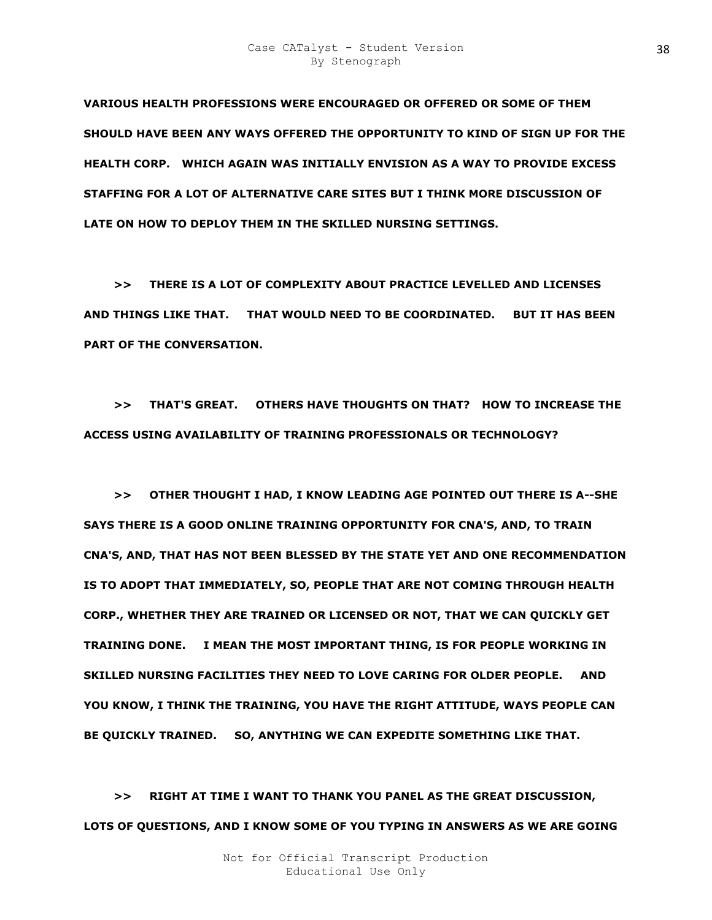**VARIOUS HEALTH PROFESSIONS WERE ENCOURAGED OR OFFERED OR SOME OF THEM SHOULD HAVE BEEN ANY WAYS OFFERED THE OPPORTUNITY TO KIND OF SIGN UP FOR THE HEALTH CORP. WHICH AGAIN WAS INITIALLY ENVISION AS A WAY TO PROVIDE EXCESS STAFFING FOR A LOT OF ALTERNATIVE CARE SITES BUT I THINK MORE DISCUSSION OF LATE ON HOW TO DEPLOY THEM IN THE SKILLED NURSING SETTINGS.**

**>> THERE IS A LOT OF COMPLEXITY ABOUT PRACTICE LEVELLED AND LICENSES AND THINGS LIKE THAT. THAT WOULD NEED TO BE COORDINATED. BUT IT HAS BEEN PART OF THE CONVERSATION.**

**>> THAT'S GREAT. OTHERS HAVE THOUGHTS ON THAT? HOW TO INCREASE THE ACCESS USING AVAILABILITY OF TRAINING PROFESSIONALS OR TECHNOLOGY?**

**>> OTHER THOUGHT I HAD, I KNOW LEADING AGE POINTED OUT THERE IS A--SHE SAYS THERE IS A GOOD ONLINE TRAINING OPPORTUNITY FOR CNA'S, AND, TO TRAIN CNA'S, AND, THAT HAS NOT BEEN BLESSED BY THE STATE YET AND ONE RECOMMENDATION IS TO ADOPT THAT IMMEDIATELY, SO, PEOPLE THAT ARE NOT COMING THROUGH HEALTH CORP., WHETHER THEY ARE TRAINED OR LICENSED OR NOT, THAT WE CAN QUICKLY GET TRAINING DONE. I MEAN THE MOST IMPORTANT THING, IS FOR PEOPLE WORKING IN SKILLED NURSING FACILITIES THEY NEED TO LOVE CARING FOR OLDER PEOPLE. AND YOU KNOW, I THINK THE TRAINING, YOU HAVE THE RIGHT ATTITUDE, WAYS PEOPLE CAN BE QUICKLY TRAINED. SO, ANYTHING WE CAN EXPEDITE SOMETHING LIKE THAT.**

**>> RIGHT AT TIME I WANT TO THANK YOU PANEL AS THE GREAT DISCUSSION, LOTS OF QUESTIONS, AND I KNOW SOME OF YOU TYPING IN ANSWERS AS WE ARE GOING**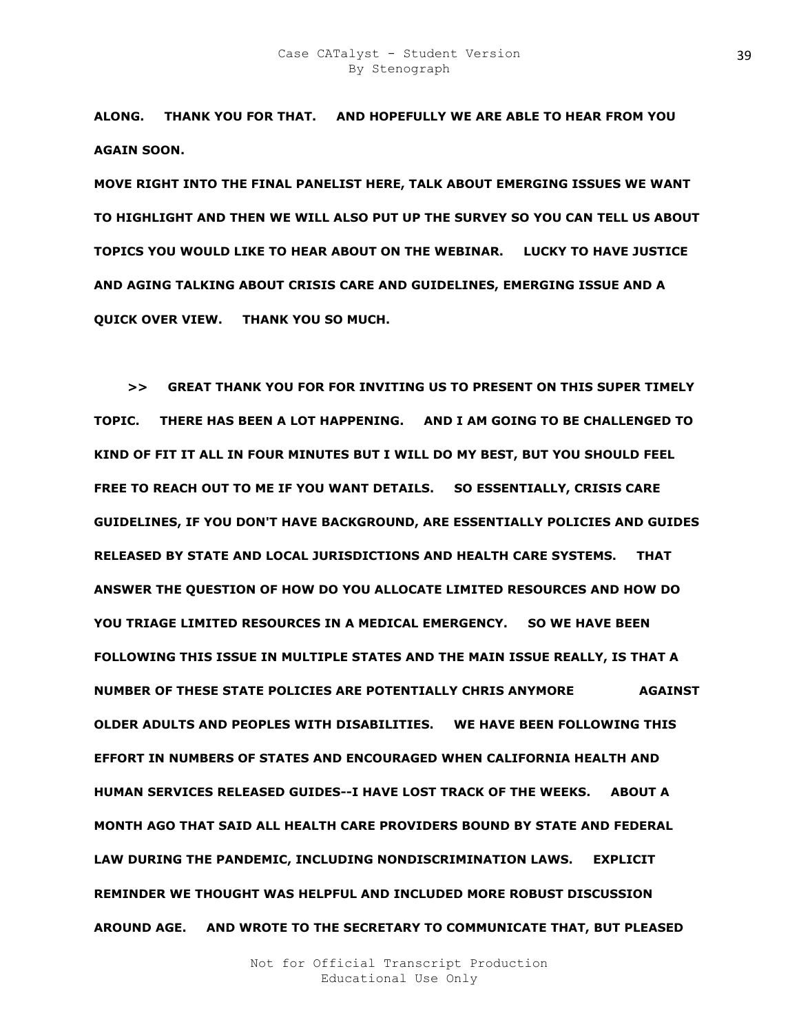**ALONG. THANK YOU FOR THAT. AND HOPEFULLY WE ARE ABLE TO HEAR FROM YOU AGAIN SOON.**

**MOVE RIGHT INTO THE FINAL PANELIST HERE, TALK ABOUT EMERGING ISSUES WE WANT TO HIGHLIGHT AND THEN WE WILL ALSO PUT UP THE SURVEY SO YOU CAN TELL US ABOUT TOPICS YOU WOULD LIKE TO HEAR ABOUT ON THE WEBINAR. LUCKY TO HAVE JUSTICE AND AGING TALKING ABOUT CRISIS CARE AND GUIDELINES, EMERGING ISSUE AND A QUICK OVER VIEW. THANK YOU SO MUCH.**

**>> GREAT THANK YOU FOR FOR INVITING US TO PRESENT ON THIS SUPER TIMELY TOPIC. THERE HAS BEEN A LOT HAPPENING. AND I AM GOING TO BE CHALLENGED TO KIND OF FIT IT ALL IN FOUR MINUTES BUT I WILL DO MY BEST, BUT YOU SHOULD FEEL FREE TO REACH OUT TO ME IF YOU WANT DETAILS. SO ESSENTIALLY, CRISIS CARE GUIDELINES, IF YOU DON'T HAVE BACKGROUND, ARE ESSENTIALLY POLICIES AND GUIDES RELEASED BY STATE AND LOCAL JURISDICTIONS AND HEALTH CARE SYSTEMS. THAT ANSWER THE QUESTION OF HOW DO YOU ALLOCATE LIMITED RESOURCES AND HOW DO YOU TRIAGE LIMITED RESOURCES IN A MEDICAL EMERGENCY. SO WE HAVE BEEN FOLLOWING THIS ISSUE IN MULTIPLE STATES AND THE MAIN ISSUE REALLY, IS THAT A NUMBER OF THESE STATE POLICIES ARE POTENTIALLY CHRIS ANYMORE AGAINST OLDER ADULTS AND PEOPLES WITH DISABILITIES. WE HAVE BEEN FOLLOWING THIS EFFORT IN NUMBERS OF STATES AND ENCOURAGED WHEN CALIFORNIA HEALTH AND HUMAN SERVICES RELEASED GUIDES--I HAVE LOST TRACK OF THE WEEKS. ABOUT A MONTH AGO THAT SAID ALL HEALTH CARE PROVIDERS BOUND BY STATE AND FEDERAL LAW DURING THE PANDEMIC, INCLUDING NONDISCRIMINATION LAWS. EXPLICIT REMINDER WE THOUGHT WAS HELPFUL AND INCLUDED MORE ROBUST DISCUSSION AROUND AGE. AND WROTE TO THE SECRETARY TO COMMUNICATE THAT, BUT PLEASED**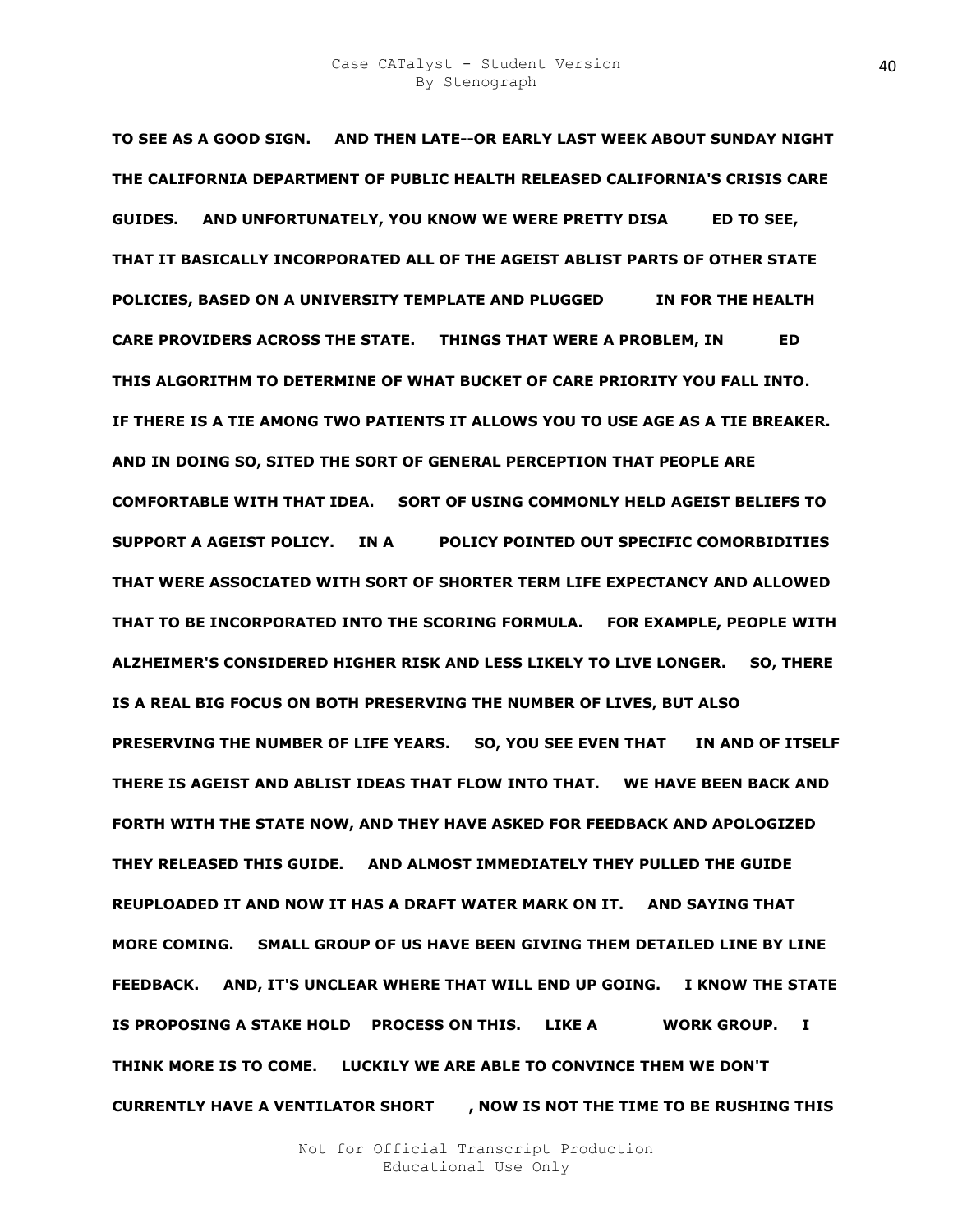**TO SEE AS A GOOD SIGN. AND THEN LATE--OR EARLY LAST WEEK ABOUT SUNDAY NIGHT THE CALIFORNIA DEPARTMENT OF PUBLIC HEALTH RELEASED CALIFORNIA'S CRISIS CARE GUIDES. AND UNFORTUNATELY, YOU KNOW WE WERE PRETTY DISA ED TO SEE, THAT IT BASICALLY INCORPORATED ALL OF THE AGEIST ABLIST PARTS OF OTHER STATE POLICIES, BASED ON A UNIVERSITY TEMPLATE AND PLUGGED IN FOR THE HEALTH CARE PROVIDERS ACROSS THE STATE. THINGS THAT WERE A PROBLEM, IN ED THIS ALGORITHM TO DETERMINE OF WHAT BUCKET OF CARE PRIORITY YOU FALL INTO. IF THERE IS A TIE AMONG TWO PATIENTS IT ALLOWS YOU TO USE AGE AS A TIE BREAKER. AND IN DOING SO, SITED THE SORT OF GENERAL PERCEPTION THAT PEOPLE ARE COMFORTABLE WITH THAT IDEA. SORT OF USING COMMONLY HELD AGEIST BELIEFS TO SUPPORT A AGEIST POLICY. IN A POLICY POINTED OUT SPECIFIC COMORBIDITIES THAT WERE ASSOCIATED WITH SORT OF SHORTER TERM LIFE EXPECTANCY AND ALLOWED THAT TO BE INCORPORATED INTO THE SCORING FORMULA. FOR EXAMPLE, PEOPLE WITH ALZHEIMER'S CONSIDERED HIGHER RISK AND LESS LIKELY TO LIVE LONGER. SO, THERE IS A REAL BIG FOCUS ON BOTH PRESERVING THE NUMBER OF LIVES, BUT ALSO PRESERVING THE NUMBER OF LIFE YEARS. SO, YOU SEE EVEN THAT IN AND OF ITSELF THERE IS AGEIST AND ABLIST IDEAS THAT FLOW INTO THAT. WE HAVE BEEN BACK AND FORTH WITH THE STATE NOW, AND THEY HAVE ASKED FOR FEEDBACK AND APOLOGIZED THEY RELEASED THIS GUIDE. AND ALMOST IMMEDIATELY THEY PULLED THE GUIDE REUPLOADED IT AND NOW IT HAS A DRAFT WATER MARK ON IT. AND SAYING THAT MORE COMING. SMALL GROUP OF US HAVE BEEN GIVING THEM DETAILED LINE BY LINE FEEDBACK. AND, IT'S UNCLEAR WHERE THAT WILL END UP GOING. I KNOW THE STATE IS PROPOSING A STAKE HOLD PROCESS ON THIS. LIKE A WORK GROUP. I THINK MORE IS TO COME. LUCKILY WE ARE ABLE TO CONVINCE THEM WE DON'T CURRENTLY HAVE A VENTILATOR SHORT , NOW IS NOT THE TIME TO BE RUSHING THIS**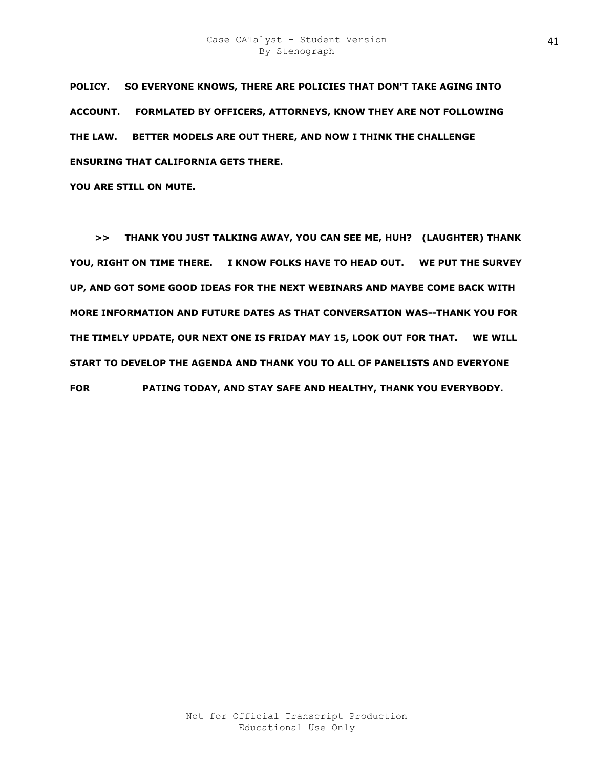**POLICY. SO EVERYONE KNOWS, THERE ARE POLICIES THAT DON'T TAKE AGING INTO ACCOUNT. FORMLATED BY OFFICERS, ATTORNEYS, KNOW THEY ARE NOT FOLLOWING THE LAW. BETTER MODELS ARE OUT THERE, AND NOW I THINK THE CHALLENGE ENSURING THAT CALIFORNIA GETS THERE.**

**YOU ARE STILL ON MUTE.**

**>> THANK YOU JUST TALKING AWAY, YOU CAN SEE ME, HUH? (LAUGHTER) THANK YOU, RIGHT ON TIME THERE. I KNOW FOLKS HAVE TO HEAD OUT. WE PUT THE SURVEY UP, AND GOT SOME GOOD IDEAS FOR THE NEXT WEBINARS AND MAYBE COME BACK WITH MORE INFORMATION AND FUTURE DATES AS THAT CONVERSATION WAS--THANK YOU FOR THE TIMELY UPDATE, OUR NEXT ONE IS FRIDAY MAY 15, LOOK OUT FOR THAT. WE WILL START TO DEVELOP THE AGENDA AND THANK YOU TO ALL OF PANELISTS AND EVERYONE FOR PATING TODAY, AND STAY SAFE AND HEALTHY, THANK YOU EVERYBODY.**